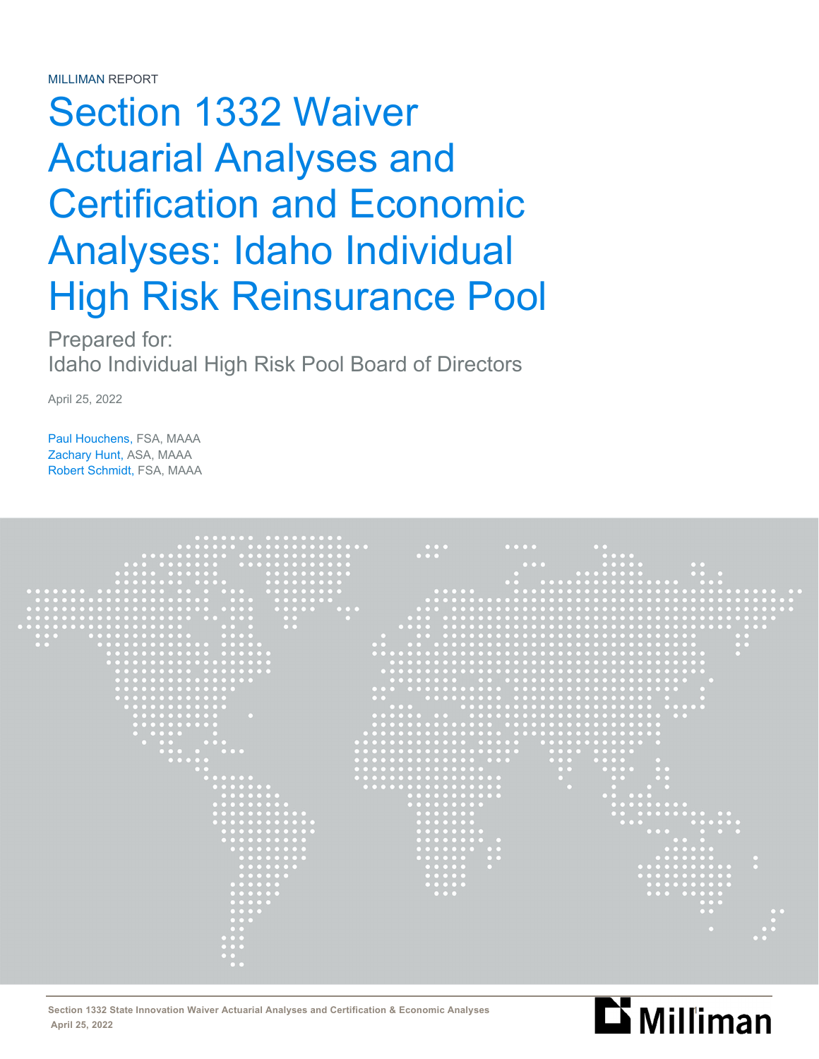MILLIMAN REPORT

# Section 1332 Waiver Actuarial Analyses and Certification and Economic Analyses: Idaho Individual High Risk Reinsurance Pool

Prepared for:
Idaho Individual High Risk Pool Board of Directors

April 25, 2022

Paul Houchens, FSA, MAAA
Zachary Hunt, ASA, MAAA
Robert Schmidt, FSA, MAAA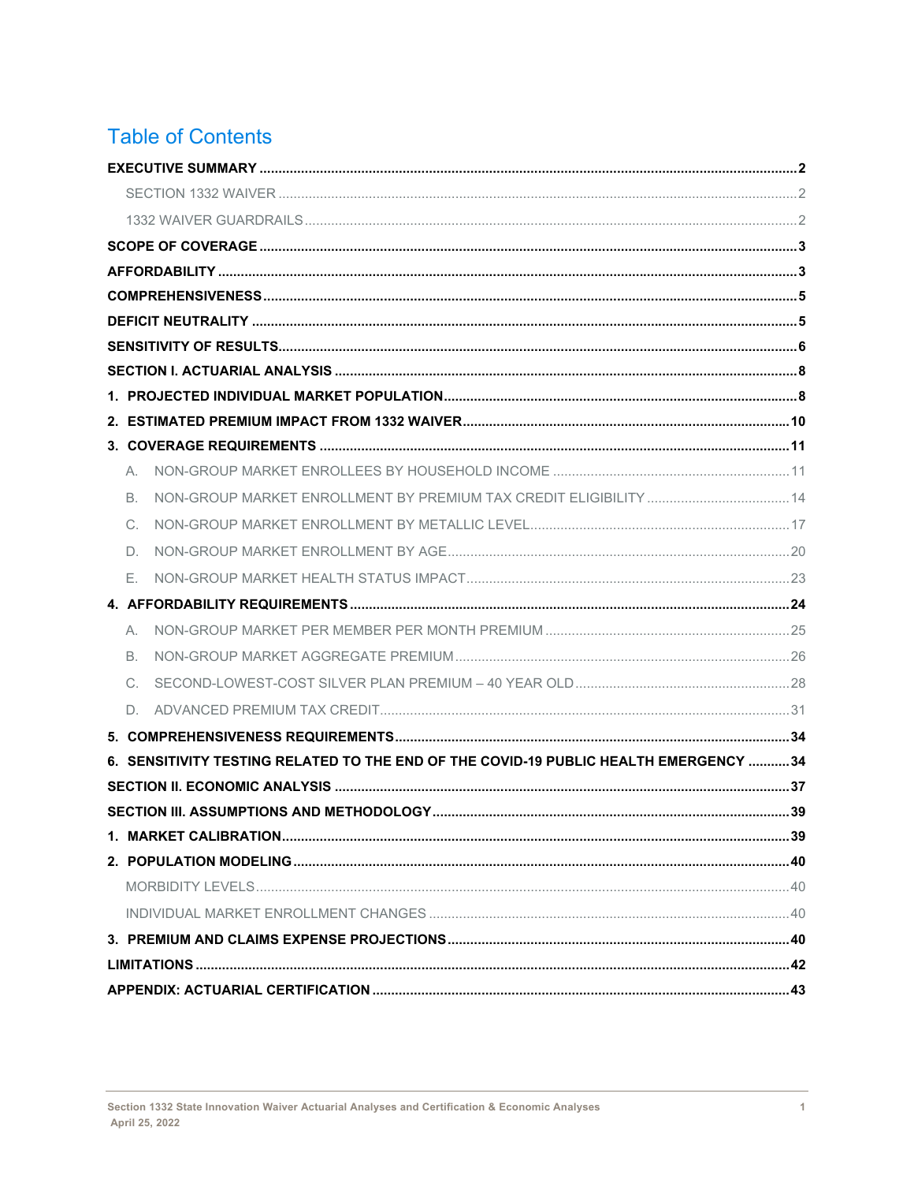# Table of Contents

**EXECUTIVE SUMMARY** ..... **2**

- SECTION 1332 WAIVER ..... 2
- 1332 WAIVER GUARDRAILS ..... 2

**SCOPE OF COVERAGE** ..... **3**

**AFFORDABILITY** ..... **3**

**COMPREHENSIVENESS** ..... **5**

**DEFICIT NEUTRALITY** ..... **5**

**SENSITIVITY OF RESULTS** ..... **6**

**SECTION I. ACTUARIAL ANALYSIS** ..... **8**

**1. PROJECTED INDIVIDUAL MARKET POPULATION** ..... **8**

**2. ESTIMATED PREMIUM IMPACT FROM 1332 WAIVER** ..... **10**

**3. COVERAGE REQUIREMENTS** ..... **11**

- A. NON-GROUP MARKET ENROLLEES BY HOUSEHOLD INCOME ..... 11
- B. NON-GROUP MARKET ENROLLMENT BY PREMIUM TAX CREDIT ELIGIBILITY ..... 14
- C. NON-GROUP MARKET ENROLLMENT BY METALLIC LEVEL ..... 17
- D. NON-GROUP MARKET ENROLLMENT BY AGE ..... 20
- E. NON-GROUP MARKET HEALTH STATUS IMPACT ..... 23

**4. AFFORDABILITY REQUIREMENTS** ..... **24**

- A. NON-GROUP MARKET PER MEMBER PER MONTH PREMIUM ..... 25
- B. NON-GROUP MARKET AGGREGATE PREMIUM ..... 26
- C. SECOND-LOWEST-COST SILVER PLAN PREMIUM – 40 YEAR OLD ..... 28
- D. ADVANCED PREMIUM TAX CREDIT ..... 31

**5. COMPREHENSIVENESS REQUIREMENTS** ..... **34**

**6. SENSITIVITY TESTING RELATED TO THE END OF THE COVID-19 PUBLIC HEALTH EMERGENCY** ..... **34**

**SECTION II. ECONOMIC ANALYSIS** ..... **37**

**SECTION III. ASSUMPTIONS AND METHODOLOGY** ..... **39**

**1. MARKET CALIBRATION** ..... **39**

**2. POPULATION MODELING** ..... **40**

- MORBIDITY LEVELS ..... 40
- INDIVIDUAL MARKET ENROLLMENT CHANGES ..... 40

**3. PREMIUM AND CLAIMS EXPENSE PROJECTIONS** ..... **40**

**LIMITATIONS** ..... **42**

**APPENDIX: ACTUARIAL CERTIFICATION** ..... **43**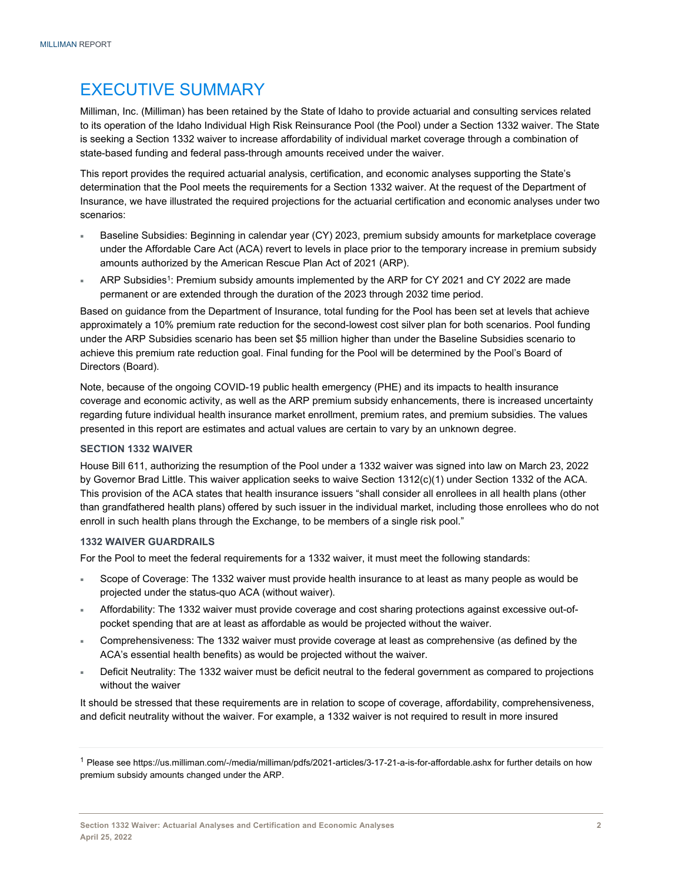# EXECUTIVE SUMMARY

Milliman, Inc. (Milliman) has been retained by the State of Idaho to provide actuarial and consulting services related to its operation of the Idaho Individual High Risk Reinsurance Pool (the Pool) under a Section 1332 waiver. The State is seeking a Section 1332 waiver to increase affordability of individual market coverage through a combination of state-based funding and federal pass-through amounts received under the waiver.

This report provides the required actuarial analysis, certification, and economic analyses supporting the State's determination that the Pool meets the requirements for a Section 1332 waiver. At the request of the Department of Insurance, we have illustrated the required projections for the actuarial certification and economic analyses under two scenarios:

- Baseline Subsidies: Beginning in calendar year (CY) 2023, premium subsidy amounts for marketplace coverage under the Affordable Care Act (ACA) revert to levels in place prior to the temporary increase in premium subsidy amounts authorized by the American Rescue Plan Act of 2021 (ARP).
- ARP Subsidies[1]: Premium subsidy amounts implemented by the ARP for CY 2021 and CY 2022 are made permanent or are extended through the duration of the 2023 through 2032 time period.

Based on guidance from the Department of Insurance, total funding for the Pool has been set at levels that achieve approximately a 10% premium rate reduction for the second-lowest cost silver plan for both scenarios. Pool funding under the ARP Subsidies scenario has been set $5 million higher than under the Baseline Subsidies scenario to achieve this premium rate reduction goal. Final funding for the Pool will be determined by the Pool's Board of Directors (Board).

Note, because of the ongoing COVID-19 public health emergency (PHE) and its impacts to health insurance coverage and economic activity, as well as the ARP premium subsidy enhancements, there is increased uncertainty regarding future individual health insurance market enrollment, premium rates, and premium subsidies. The values presented in this report are estimates and actual values are certain to vary by an unknown degree.

### SECTION 1332 WAIVER

House Bill 611, authorizing the resumption of the Pool under a 1332 waiver was signed into law on March 23, 2022 by Governor Brad Little. This waiver application seeks to waive Section 1312(c)(1) under Section 1332 of the ACA. This provision of the ACA states that health insurance issuers "shall consider all enrollees in all health plans (other than grandfathered health plans) offered by such issuer in the individual market, including those enrollees who do not enroll in such health plans through the Exchange, to be members of a single risk pool."

### 1332 WAIVER GUARDRAILS

For the Pool to meet the federal requirements for a 1332 waiver, it must meet the following standards:

- Scope of Coverage: The 1332 waiver must provide health insurance to at least as many people as would be projected under the status-quo ACA (without waiver).
- Affordability: The 1332 waiver must provide coverage and cost sharing protections against excessive out-of-pocket spending that are at least as affordable as would be projected without the waiver.
- Comprehensiveness: The 1332 waiver must provide coverage at least as comprehensive (as defined by the ACA's essential health benefits) as would be projected without the waiver.
- Deficit Neutrality: The 1332 waiver must be deficit neutral to the federal government as compared to projections without the waiver

It should be stressed that these requirements are in relation to scope of coverage, affordability, comprehensiveness, and deficit neutrality without the waiver. For example, a 1332 waiver is not required to result in more insured

[1] Please see https://us.milliman.com/-/media/milliman/pdfs/2021-articles/3-17-21-a-is-for-affordable.ashx for further details on how premium subsidy amounts changed under the ARP.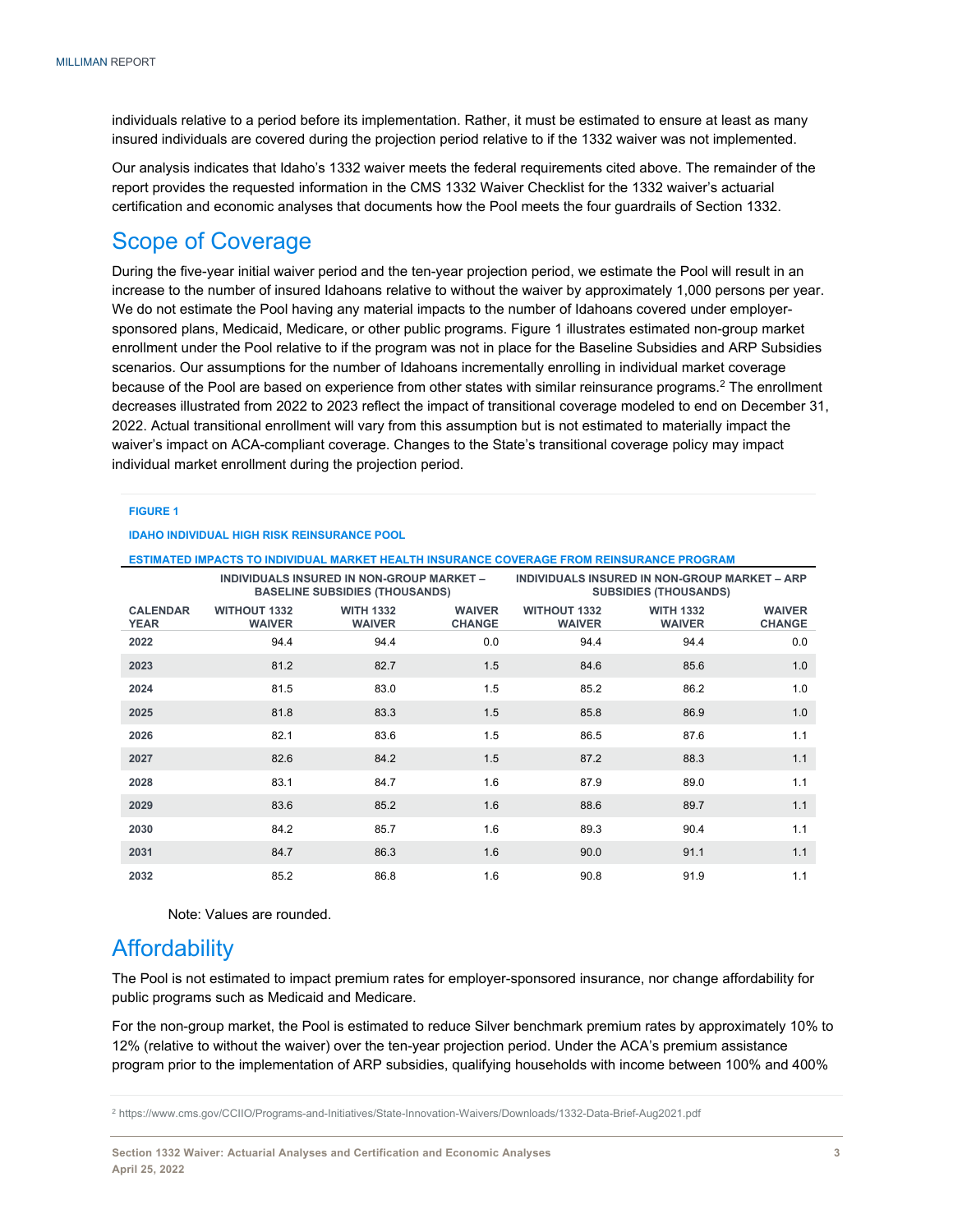individuals relative to a period before its implementation. Rather, it must be estimated to ensure at least as many insured individuals are covered during the projection period relative to if the 1332 waiver was not implemented.

Our analysis indicates that Idaho's 1332 waiver meets the federal requirements cited above. The remainder of the report provides the requested information in the CMS 1332 Waiver Checklist for the 1332 waiver's actuarial certification and economic analyses that documents how the Pool meets the four guardrails of Section 1332.

## Scope of Coverage

During the five-year initial waiver period and the ten-year projection period, we estimate the Pool will result in an increase to the number of insured Idahoans relative to without the waiver by approximately 1,000 persons per year. We do not estimate the Pool having any material impacts to the number of Idahoans covered under employer-sponsored plans, Medicaid, Medicare, or other public programs. Figure 1 illustrates estimated non-group market enrollment under the Pool relative to if the program was not in place for the Baseline Subsidies and ARP Subsidies scenarios. Our assumptions for the number of Idahoans incrementally enrolling in individual market coverage because of the Pool are based on experience from other states with similar reinsurance programs.[2] The enrollment decreases illustrated from 2022 to 2023 reflect the impact of transitional coverage modeled to end on December 31, 2022. Actual transitional enrollment will vary from this assumption but is not estimated to materially impact the waiver's impact on ACA-compliant coverage. Changes to the State's transitional coverage policy may impact individual market enrollment during the projection period.

**FIGURE 1**

**IDAHO INDIVIDUAL HIGH RISK REINSURANCE POOL**

**ESTIMATED IMPACTS TO INDIVIDUAL MARKET HEALTH INSURANCE COVERAGE FROM REINSURANCE PROGRAM**

| | INDIVIDUALS INSURED IN NON-GROUP MARKET – BASELINE SUBSIDIES (THOUSANDS) | | | INDIVIDUALS INSURED IN NON-GROUP MARKET – ARP SUBSIDIES (THOUSANDS) | | |
|---|---|---|---|---|---|---|
| CALENDAR YEAR | WITHOUT 1332 WAIVER | WITH 1332 WAIVER | WAIVER CHANGE | WITHOUT 1332 WAIVER | WITH 1332 WAIVER | WAIVER CHANGE |
| 2022 | 94.4 | 94.4 | 0.0 | 94.4 | 94.4 | 0.0 |
| 2023 | 81.2 | 82.7 | 1.5 | 84.6 | 85.6 | 1.0 |
| 2024 | 81.5 | 83.0 | 1.5 | 85.2 | 86.2 | 1.0 |
| 2025 | 81.8 | 83.3 | 1.5 | 85.8 | 86.9 | 1.0 |
| 2026 | 82.1 | 83.6 | 1.5 | 86.5 | 87.6 | 1.1 |
| 2027 | 82.6 | 84.2 | 1.5 | 87.2 | 88.3 | 1.1 |
| 2028 | 83.1 | 84.7 | 1.6 | 87.9 | 89.0 | 1.1 |
| 2029 | 83.6 | 85.2 | 1.6 | 88.6 | 89.7 | 1.1 |
| 2030 | 84.2 | 85.7 | 1.6 | 89.3 | 90.4 | 1.1 |
| 2031 | 84.7 | 86.3 | 1.6 | 90.0 | 91.1 | 1.1 |
| 2032 | 85.2 | 86.8 | 1.6 | 90.8 | 91.9 | 1.1 |

Note: Values are rounded.

## Affordability

The Pool is not estimated to impact premium rates for employer-sponsored insurance, nor change affordability for public programs such as Medicaid and Medicare.

For the non-group market, the Pool is estimated to reduce Silver benchmark premium rates by approximately 10% to 12% (relative to without the waiver) over the ten-year projection period. Under the ACA's premium assistance program prior to the implementation of ARP subsidies, qualifying households with income between 100% and 400%

[2] https://www.cms.gov/CCIIO/Programs-and-Initiatives/State-Innovation-Waivers/Downloads/1332-Data-Brief-Aug2021.pdf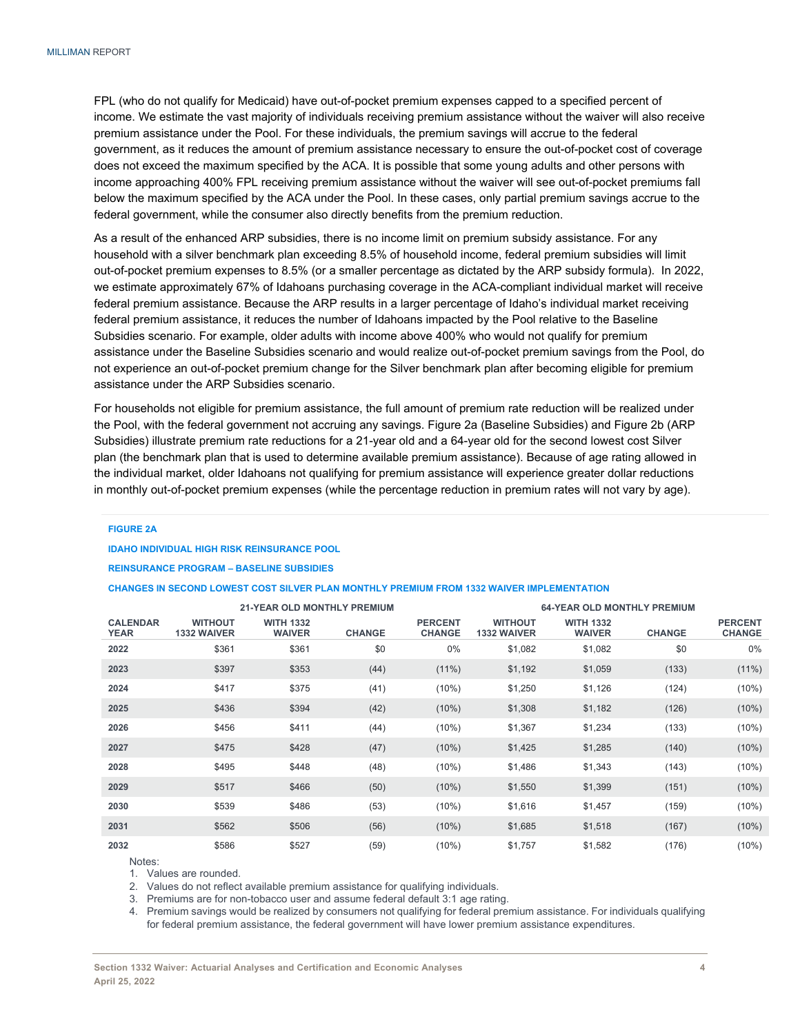FPL (who do not qualify for Medicaid) have out-of-pocket premium expenses capped to a specified percent of income. We estimate the vast majority of individuals receiving premium assistance without the waiver will also receive premium assistance under the Pool. For these individuals, the premium savings will accrue to the federal government, as it reduces the amount of premium assistance necessary to ensure the out-of-pocket cost of coverage does not exceed the maximum specified by the ACA. It is possible that some young adults and other persons with income approaching 400% FPL receiving premium assistance without the waiver will see out-of-pocket premiums fall below the maximum specified by the ACA under the Pool. In these cases, only partial premium savings accrue to the federal government, while the consumer also directly benefits from the premium reduction.

As a result of the enhanced ARP subsidies, there is no income limit on premium subsidy assistance. For any household with a silver benchmark plan exceeding 8.5% of household income, federal premium subsidies will limit out-of-pocket premium expenses to 8.5% (or a smaller percentage as dictated by the ARP subsidy formula). In 2022, we estimate approximately 67% of Idahoans purchasing coverage in the ACA-compliant individual market will receive federal premium assistance. Because the ARP results in a larger percentage of Idaho's individual market receiving federal premium assistance, it reduces the number of Idahoans impacted by the Pool relative to the Baseline Subsidies scenario. For example, older adults with income above 400% who would not qualify for premium assistance under the Baseline Subsidies scenario and would realize out-of-pocket premium savings from the Pool, do not experience an out-of-pocket premium change for the Silver benchmark plan after becoming eligible for premium assistance under the ARP Subsidies scenario.

For households not eligible for premium assistance, the full amount of premium rate reduction will be realized under the Pool, with the federal government not accruing any savings. Figure 2a (Baseline Subsidies) and Figure 2b (ARP Subsidies) illustrate premium rate reductions for a 21-year old and a 64-year old for the second lowest cost Silver plan (the benchmark plan that is used to determine available premium assistance). Because of age rating allowed in the individual market, older Idahoans not qualifying for premium assistance will experience greater dollar reductions in monthly out-of-pocket premium expenses (while the percentage reduction in premium rates will not vary by age).

**FIGURE 2A**

**IDAHO INDIVIDUAL HIGH RISK REINSURANCE POOL**

**REINSURANCE PROGRAM – BASELINE SUBSIDIES**

**CHANGES IN SECOND LOWEST COST SILVER PLAN MONTHLY PREMIUM FROM 1332 WAIVER IMPLEMENTATION**

| | 21-YEAR OLD MONTHLY PREMIUM | | | | 64-YEAR OLD MONTHLY PREMIUM | | | |
|---|---|---|---|---|---|---|---|---|
| CALENDAR YEAR | WITHOUT 1332 WAIVER | WITH 1332 WAIVER | CHANGE | PERCENT CHANGE | WITHOUT 1332 WAIVER | WITH 1332 WAIVER | CHANGE | PERCENT CHANGE |
| 2022 | $361 | $361 | $0 | 0% | $1,082 | $1,082 | $0 | 0% |
| 2023 | $397 | $353 | (44) | (11%) | $1,192 | $1,059 | (133) | (11%) |
| 2024 | $417 | $375 | (41) | (10%) | $1,250 | $1,126 | (124) | (10%) |
| 2025 | $436 | $394 | (42) | (10%) | $1,308 | $1,182 | (126) | (10%) |
| 2026 | $456 | $411 | (44) | (10%) | $1,367 | $1,234 | (133) | (10%) |
| 2027 | $475 | $428 | (47) | (10%) | $1,425 | $1,285 | (140) | (10%) |
| 2028 | $495 | $448 | (48) | (10%) | $1,486 | $1,343 | (143) | (10%) |
| 2029 | $517 | $466 | (50) | (10%) | $1,550 | $1,399 | (151) | (10%) |
| 2030 | $539 | $486 | (53) | (10%) | $1,616 | $1,457 | (159) | (10%) |
| 2031 | $562 | $506 | (56) | (10%) | $1,685 | $1,518 | (167) | (10%) |
| 2032 | $586 | $527 | (59) | (10%) | $1,757 | $1,582 | (176) | (10%) |

Notes:

1. Values are rounded.
2. Values do not reflect available premium assistance for qualifying individuals.
3. Premiums are for non-tobacco user and assume federal default 3:1 age rating.
4. Premium savings would be realized by consumers not qualifying for federal premium assistance. For individuals qualifying for federal premium assistance, the federal government will have lower premium assistance expenditures.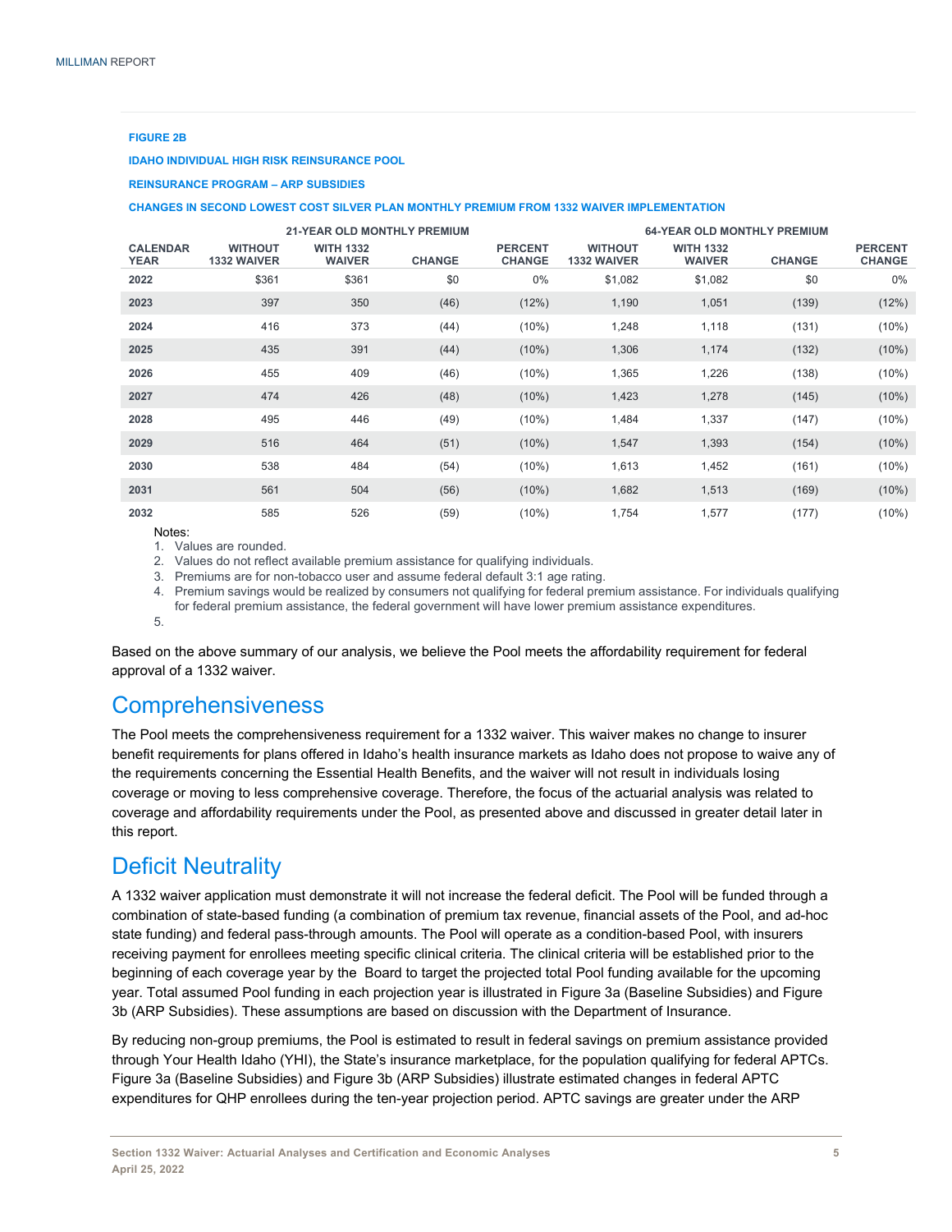**FIGURE 2B**

**IDAHO INDIVIDUAL HIGH RISK REINSURANCE POOL**

**REINSURANCE PROGRAM – ARP SUBSIDIES**

**CHANGES IN SECOND LOWEST COST SILVER PLAN MONTHLY PREMIUM FROM 1332 WAIVER IMPLEMENTATION**

| | 21-YEAR OLD MONTHLY PREMIUM | | | | 64-YEAR OLD MONTHLY PREMIUM | | | |
|---|---|---|---|---|---|---|---|---|
| CALENDAR YEAR | WITHOUT 1332 WAIVER | WITH 1332 WAIVER | CHANGE | PERCENT CHANGE | WITHOUT 1332 WAIVER | WITH 1332 WAIVER | CHANGE | PERCENT CHANGE |
| **2022** | $361 | $361 | $0 | 0% | $1,082 | $1,082 | $0 | 0% |
| **2023** | 397 | 350 | (46) | (12%) | 1,190 | 1,051 | (139) | (12%) |
| **2024** | 416 | 373 | (44) | (10%) | 1,248 | 1,118 | (131) | (10%) |
| **2025** | 435 | 391 | (44) | (10%) | 1,306 | 1,174 | (132) | (10%) |
| **2026** | 455 | 409 | (46) | (10%) | 1,365 | 1,226 | (138) | (10%) |
| **2027** | 474 | 426 | (48) | (10%) | 1,423 | 1,278 | (145) | (10%) |
| **2028** | 495 | 446 | (49) | (10%) | 1,484 | 1,337 | (147) | (10%) |
| **2029** | 516 | 464 | (51) | (10%) | 1,547 | 1,393 | (154) | (10%) |
| **2030** | 538 | 484 | (54) | (10%) | 1,613 | 1,452 | (161) | (10%) |
| **2031** | 561 | 504 | (56) | (10%) | 1,682 | 1,513 | (169) | (10%) |
| **2032** | 585 | 526 | (59) | (10%) | 1,754 | 1,577 | (177) | (10%) |

Notes:
1. Values are rounded.
2. Values do not reflect available premium assistance for qualifying individuals.
3. Premiums are for non-tobacco user and assume federal default 3:1 age rating.
4. Premium savings would be realized by consumers not qualifying for federal premium assistance. For individuals qualifying for federal premium assistance, the federal government will have lower premium assistance expenditures.
5.

Based on the above summary of our analysis, we believe the Pool meets the affordability requirement for federal approval of a 1332 waiver.

## Comprehensiveness

The Pool meets the comprehensiveness requirement for a 1332 waiver. This waiver makes no change to insurer benefit requirements for plans offered in Idaho's health insurance markets as Idaho does not propose to waive any of the requirements concerning the Essential Health Benefits, and the waiver will not result in individuals losing coverage or moving to less comprehensive coverage. Therefore, the focus of the actuarial analysis was related to coverage and affordability requirements under the Pool, as presented above and discussed in greater detail later in this report.

## Deficit Neutrality

A 1332 waiver application must demonstrate it will not increase the federal deficit. The Pool will be funded through a combination of state-based funding (a combination of premium tax revenue, financial assets of the Pool, and ad-hoc state funding) and federal pass-through amounts. The Pool will operate as a condition-based Pool, with insurers receiving payment for enrollees meeting specific clinical criteria. The clinical criteria will be established prior to the beginning of each coverage year by the Board to target the projected total Pool funding available for the upcoming year. Total assumed Pool funding in each projection year is illustrated in Figure 3a (Baseline Subsidies) and Figure 3b (ARP Subsidies). These assumptions are based on discussion with the Department of Insurance.

By reducing non-group premiums, the Pool is estimated to result in federal savings on premium assistance provided through Your Health Idaho (YHI), the State's insurance marketplace, for the population qualifying for federal APTCs. Figure 3a (Baseline Subsidies) and Figure 3b (ARP Subsidies) illustrate estimated changes in federal APTC expenditures for QHP enrollees during the ten-year projection period. APTC savings are greater under the ARP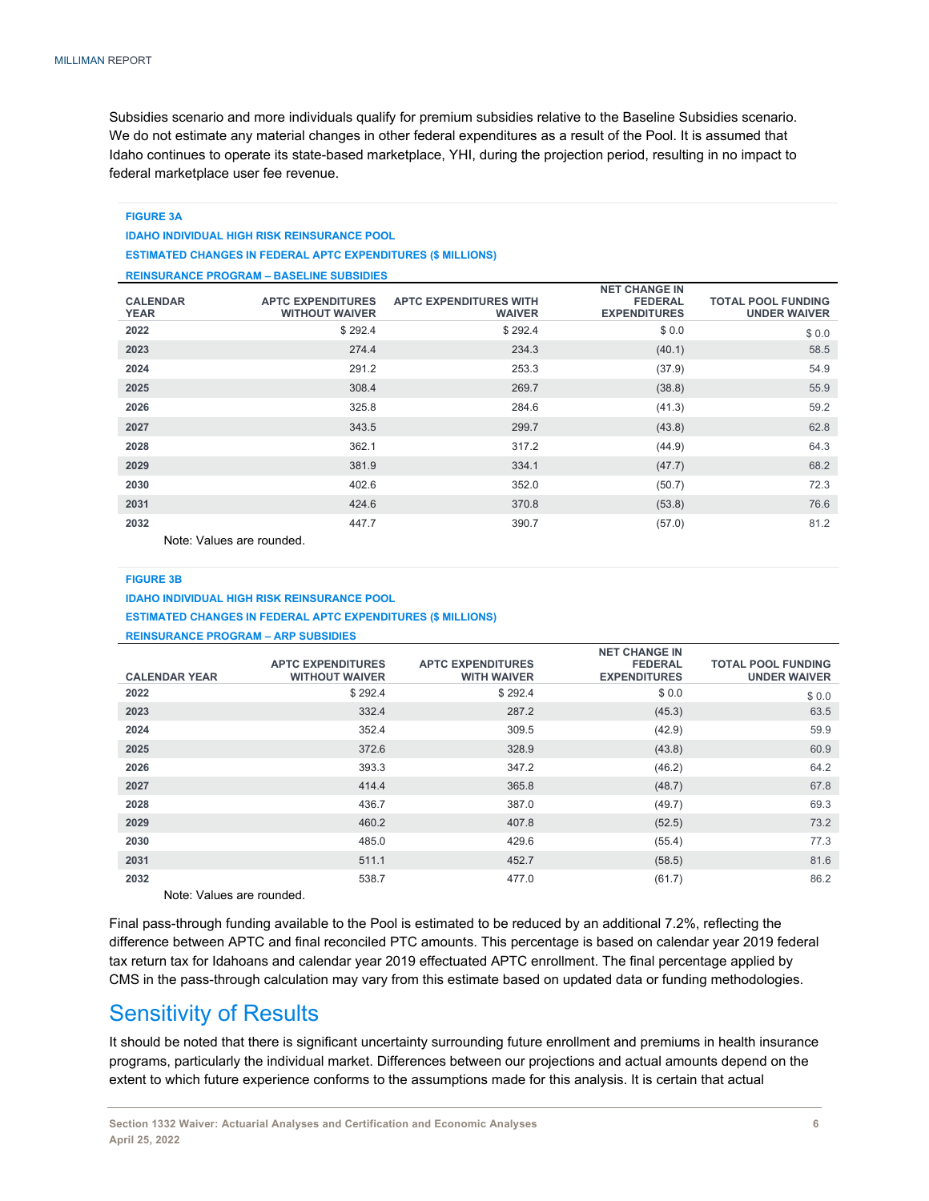Subsidies scenario and more individuals qualify for premium subsidies relative to the Baseline Subsidies scenario. We do not estimate any material changes in other federal expenditures as a result of the Pool. It is assumed that Idaho continues to operate its state-based marketplace, YHI, during the projection period, resulting in no impact to federal marketplace user fee revenue.

**FIGURE 3A**

**IDAHO INDIVIDUAL HIGH RISK REINSURANCE POOL**

**ESTIMATED CHANGES IN FEDERAL APTC EXPENDITURES ($ MILLIONS)**

**REINSURANCE PROGRAM – BASELINE SUBSIDIES**

| CALENDAR YEAR | APTC EXPENDITURES WITHOUT WAIVER | APTC EXPENDITURES WITH WAIVER | NET CHANGE IN FEDERAL EXPENDITURES | TOTAL POOL FUNDING UNDER WAIVER |
|---|---|---|---|---|
| 2022 | $ 292.4 | $ 292.4 | $ 0.0 | $ 0.0 |
| 2023 | 274.4 | 234.3 | (40.1) | 58.5 |
| 2024 | 291.2 | 253.3 | (37.9) | 54.9 |
| 2025 | 308.4 | 269.7 | (38.8) | 55.9 |
| 2026 | 325.8 | 284.6 | (41.3) | 59.2 |
| 2027 | 343.5 | 299.7 | (43.8) | 62.8 |
| 2028 | 362.1 | 317.2 | (44.9) | 64.3 |
| 2029 | 381.9 | 334.1 | (47.7) | 68.2 |
| 2030 | 402.6 | 352.0 | (50.7) | 72.3 |
| 2031 | 424.6 | 370.8 | (53.8) | 76.6 |
| 2032 | 447.7 | 390.7 | (57.0) | 81.2 |

Note: Values are rounded.

**FIGURE 3B**

**IDAHO INDIVIDUAL HIGH RISK REINSURANCE POOL**

**ESTIMATED CHANGES IN FEDERAL APTC EXPENDITURES ($ MILLIONS)**

**REINSURANCE PROGRAM – ARP SUBSIDIES**

| CALENDAR YEAR | APTC EXPENDITURES WITHOUT WAIVER | APTC EXPENDITURES WITH WAIVER | NET CHANGE IN FEDERAL EXPENDITURES | TOTAL POOL FUNDING UNDER WAIVER |
|---|---|---|---|---|
| 2022 | $ 292.4 | $ 292.4 | $ 0.0 | $ 0.0 |
| 2023 | 332.4 | 287.2 | (45.3) | 63.5 |
| 2024 | 352.4 | 309.5 | (42.9) | 59.9 |
| 2025 | 372.6 | 328.9 | (43.8) | 60.9 |
| 2026 | 393.3 | 347.2 | (46.2) | 64.2 |
| 2027 | 414.4 | 365.8 | (48.7) | 67.8 |
| 2028 | 436.7 | 387.0 | (49.7) | 69.3 |
| 2029 | 460.2 | 407.8 | (52.5) | 73.2 |
| 2030 | 485.0 | 429.6 | (55.4) | 77.3 |
| 2031 | 511.1 | 452.7 | (58.5) | 81.6 |
| 2032 | 538.7 | 477.0 | (61.7) | 86.2 |

Note: Values are rounded.

Final pass-through funding available to the Pool is estimated to be reduced by an additional 7.2%, reflecting the difference between APTC and final reconciled PTC amounts. This percentage is based on calendar year 2019 federal tax return tax for Idahoans and calendar year 2019 effectuated APTC enrollment. The final percentage applied by CMS in the pass-through calculation may vary from this estimate based on updated data or funding methodologies.

## Sensitivity of Results

It should be noted that there is significant uncertainty surrounding future enrollment and premiums in health insurance programs, particularly the individual market. Differences between our projections and actual amounts depend on the extent to which future experience conforms to the assumptions made for this analysis. It is certain that actual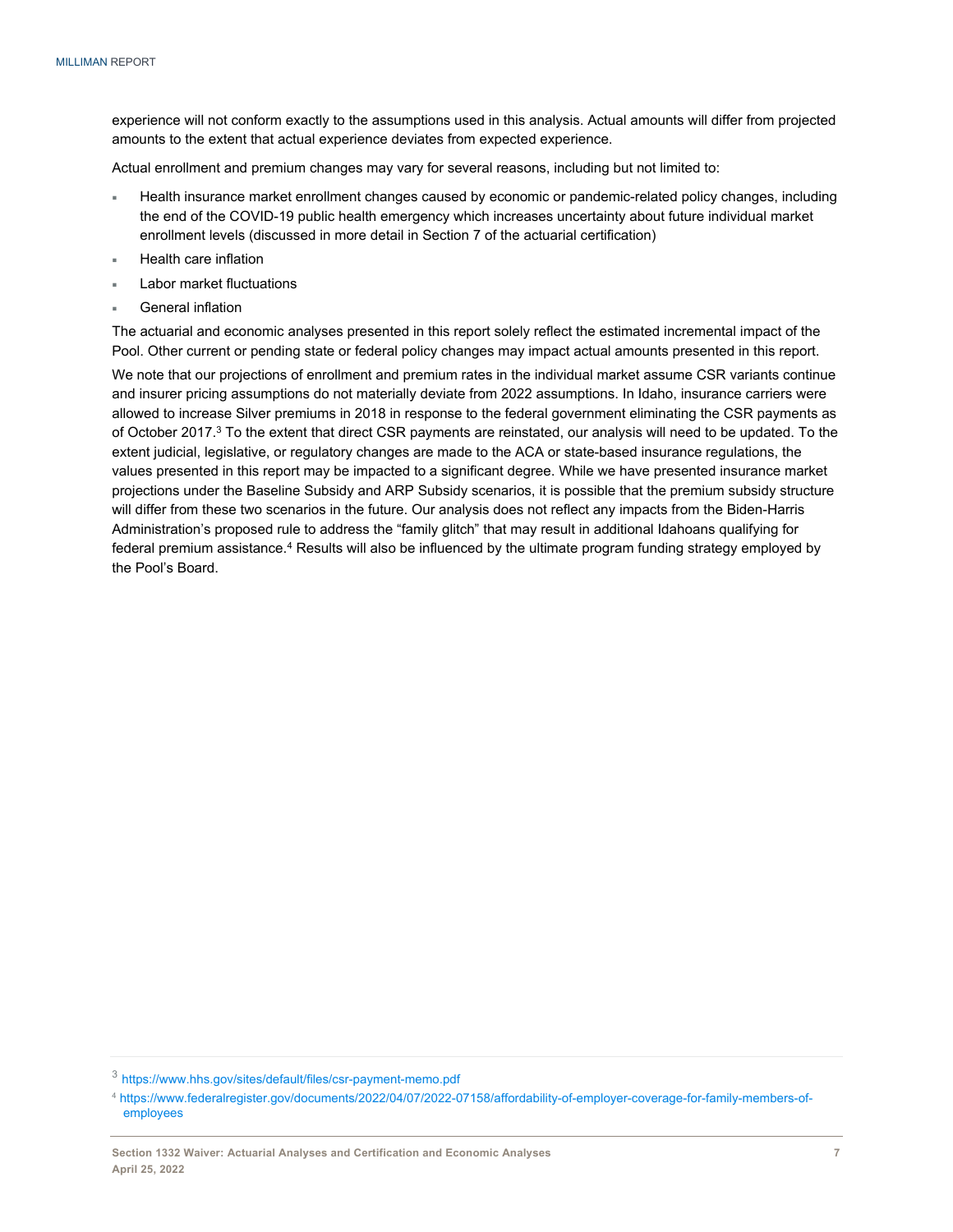experience will not conform exactly to the assumptions used in this analysis. Actual amounts will differ from projected amounts to the extent that actual experience deviates from expected experience.

Actual enrollment and premium changes may vary for several reasons, including but not limited to:

- Health insurance market enrollment changes caused by economic or pandemic-related policy changes, including the end of the COVID-19 public health emergency which increases uncertainty about future individual market enrollment levels (discussed in more detail in Section 7 of the actuarial certification)
- Health care inflation
- Labor market fluctuations
- General inflation

The actuarial and economic analyses presented in this report solely reflect the estimated incremental impact of the Pool. Other current or pending state or federal policy changes may impact actual amounts presented in this report.

We note that our projections of enrollment and premium rates in the individual market assume CSR variants continue and insurer pricing assumptions do not materially deviate from 2022 assumptions. In Idaho, insurance carriers were allowed to increase Silver premiums in 2018 in response to the federal government eliminating the CSR payments as of October 2017.[3] To the extent that direct CSR payments are reinstated, our analysis will need to be updated. To the extent judicial, legislative, or regulatory changes are made to the ACA or state-based insurance regulations, the values presented in this report may be impacted to a significant degree. While we have presented insurance market projections under the Baseline Subsidy and ARP Subsidy scenarios, it is possible that the premium subsidy structure will differ from these two scenarios in the future. Our analysis does not reflect any impacts from the Biden-Harris Administration's proposed rule to address the "family glitch" that may result in additional Idahoans qualifying for federal premium assistance.[4] Results will also be influenced by the ultimate program funding strategy employed by the Pool's Board.

---

[3] https://www.hhs.gov/sites/default/files/csr-payment-memo.pdf

[4] https://www.federalregister.gov/documents/2022/04/07/2022-07158/affordability-of-employer-coverage-for-family-members-of-employees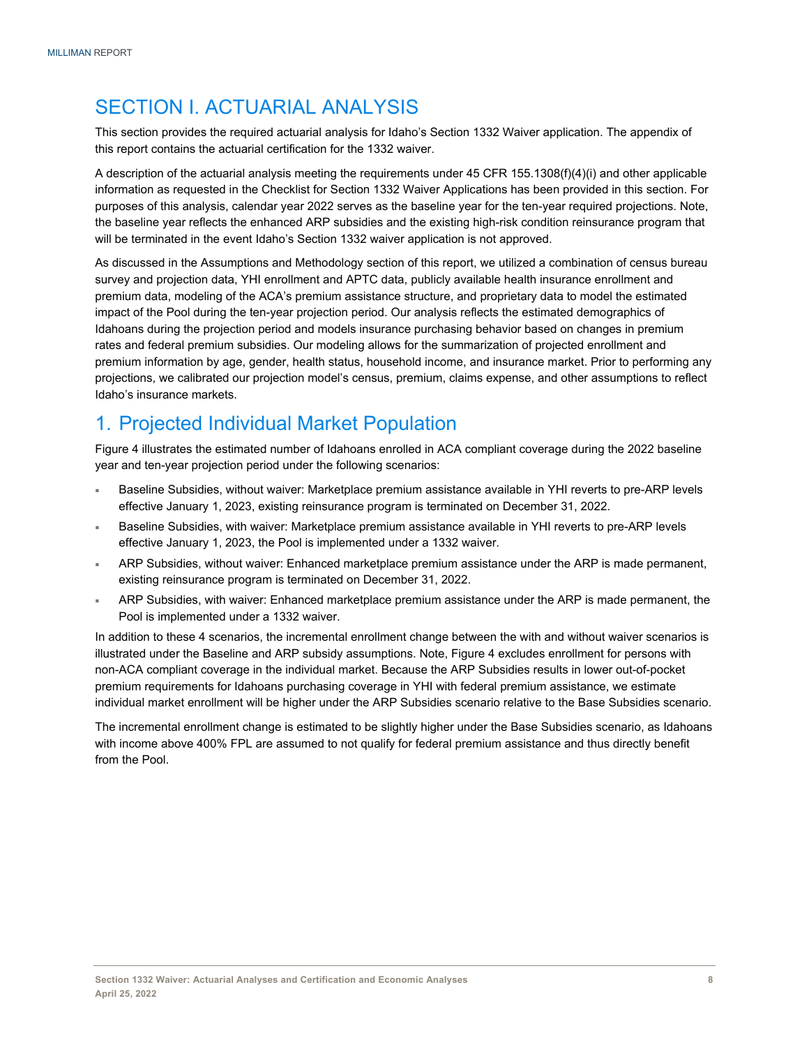# SECTION I. ACTUARIAL ANALYSIS

This section provides the required actuarial analysis for Idaho's Section 1332 Waiver application. The appendix of this report contains the actuarial certification for the 1332 waiver.

A description of the actuarial analysis meeting the requirements under 45 CFR 155.1308(f)(4)(i) and other applicable information as requested in the Checklist for Section 1332 Waiver Applications has been provided in this section. For purposes of this analysis, calendar year 2022 serves as the baseline year for the ten-year required projections. Note, the baseline year reflects the enhanced ARP subsidies and the existing high-risk condition reinsurance program that will be terminated in the event Idaho's Section 1332 waiver application is not approved.

As discussed in the Assumptions and Methodology section of this report, we utilized a combination of census bureau survey and projection data, YHI enrollment and APTC data, publicly available health insurance enrollment and premium data, modeling of the ACA's premium assistance structure, and proprietary data to model the estimated impact of the Pool during the ten-year projection period. Our analysis reflects the estimated demographics of Idahoans during the projection period and models insurance purchasing behavior based on changes in premium rates and federal premium subsidies. Our modeling allows for the summarization of projected enrollment and premium information by age, gender, health status, household income, and insurance market. Prior to performing any projections, we calibrated our projection model's census, premium, claims expense, and other assumptions to reflect Idaho's insurance markets.

## 1. Projected Individual Market Population

Figure 4 illustrates the estimated number of Idahoans enrolled in ACA compliant coverage during the 2022 baseline year and ten-year projection period under the following scenarios:

- Baseline Subsidies, without waiver: Marketplace premium assistance available in YHI reverts to pre-ARP levels effective January 1, 2023, existing reinsurance program is terminated on December 31, 2022.
- Baseline Subsidies, with waiver: Marketplace premium assistance available in YHI reverts to pre-ARP levels effective January 1, 2023, the Pool is implemented under a 1332 waiver.
- ARP Subsidies, without waiver: Enhanced marketplace premium assistance under the ARP is made permanent, existing reinsurance program is terminated on December 31, 2022.
- ARP Subsidies, with waiver: Enhanced marketplace premium assistance under the ARP is made permanent, the Pool is implemented under a 1332 waiver.

In addition to these 4 scenarios, the incremental enrollment change between the with and without waiver scenarios is illustrated under the Baseline and ARP subsidy assumptions. Note, Figure 4 excludes enrollment for persons with non-ACA compliant coverage in the individual market. Because the ARP Subsidies results in lower out-of-pocket premium requirements for Idahoans purchasing coverage in YHI with federal premium assistance, we estimate individual market enrollment will be higher under the ARP Subsidies scenario relative to the Base Subsidies scenario.

The incremental enrollment change is estimated to be slightly higher under the Base Subsidies scenario, as Idahoans with income above 400% FPL are assumed to not qualify for federal premium assistance and thus directly benefit from the Pool.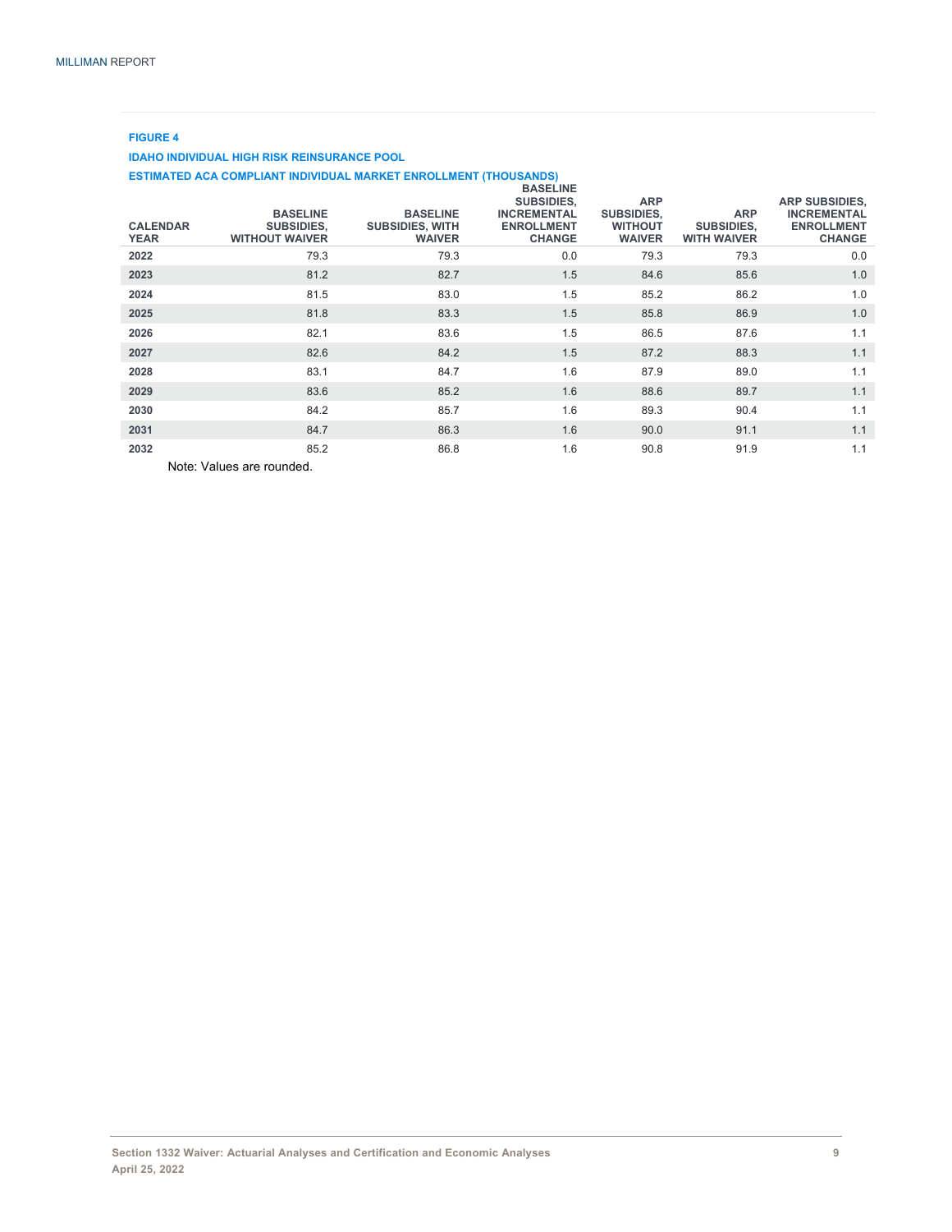**FIGURE 4**

**IDAHO INDIVIDUAL HIGH RISK REINSURANCE POOL**

**ESTIMATED ACA COMPLIANT INDIVIDUAL MARKET ENROLLMENT (THOUSANDS)**

| CALENDAR YEAR | BASELINE SUBSIDIES, WITHOUT WAIVER | BASELINE SUBSIDIES, WITH WAIVER | BASELINE SUBSIDIES, INCREMENTAL ENROLLMENT CHANGE | ARP SUBSIDIES, WITHOUT WAIVER | ARP SUBSIDIES, WITH WAIVER | ARP SUBSIDIES, INCREMENTAL ENROLLMENT CHANGE |
|---|---|---|---|---|---|---|
| 2022 | 79.3 | 79.3 | 0.0 | 79.3 | 79.3 | 0.0 |
| 2023 | 81.2 | 82.7 | 1.5 | 84.6 | 85.6 | 1.0 |
| 2024 | 81.5 | 83.0 | 1.5 | 85.2 | 86.2 | 1.0 |
| 2025 | 81.8 | 83.3 | 1.5 | 85.8 | 86.9 | 1.0 |
| 2026 | 82.1 | 83.6 | 1.5 | 86.5 | 87.6 | 1.1 |
| 2027 | 82.6 | 84.2 | 1.5 | 87.2 | 88.3 | 1.1 |
| 2028 | 83.1 | 84.7 | 1.6 | 87.9 | 89.0 | 1.1 |
| 2029 | 83.6 | 85.2 | 1.6 | 88.6 | 89.7 | 1.1 |
| 2030 | 84.2 | 85.7 | 1.6 | 89.3 | 90.4 | 1.1 |
| 2031 | 84.7 | 86.3 | 1.6 | 90.0 | 91.1 | 1.1 |
| 2032 | 85.2 | 86.8 | 1.6 | 90.8 | 91.9 | 1.1 |

Note: Values are rounded.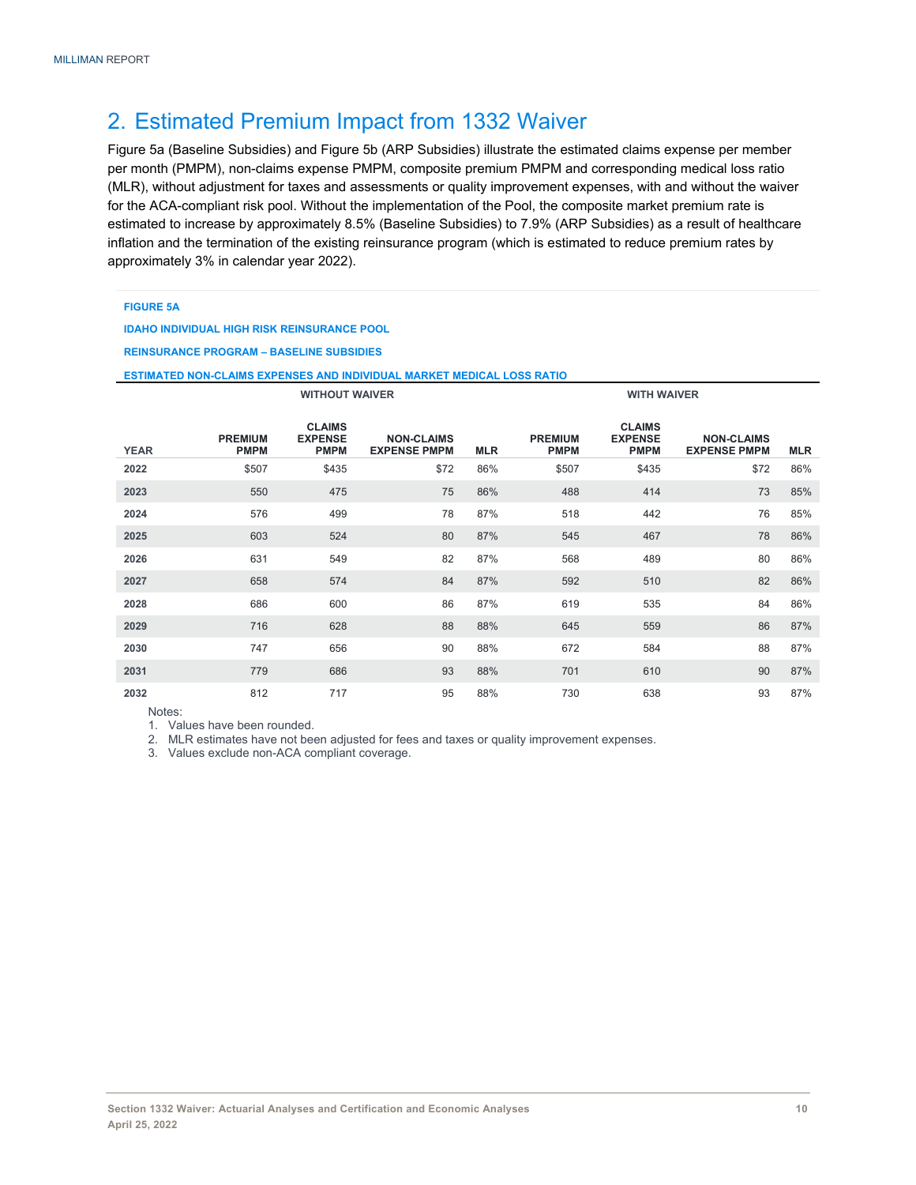## 2. Estimated Premium Impact from 1332 Waiver

Figure 5a (Baseline Subsidies) and Figure 5b (ARP Subsidies) illustrate the estimated claims expense per member per month (PMPM), non-claims expense PMPM, composite premium PMPM and corresponding medical loss ratio (MLR), without adjustment for taxes and assessments or quality improvement expenses, with and without the waiver for the ACA-compliant risk pool. Without the implementation of the Pool, the composite market premium rate is estimated to increase by approximately 8.5% (Baseline Subsidies) to 7.9% (ARP Subsidies) as a result of healthcare inflation and the termination of the existing reinsurance program (which is estimated to reduce premium rates by approximately 3% in calendar year 2022).

**FIGURE 5A**

**IDAHO INDIVIDUAL HIGH RISK REINSURANCE POOL**

**REINSURANCE PROGRAM – BASELINE SUBSIDIES**

**ESTIMATED NON-CLAIMS EXPENSES AND INDIVIDUAL MARKET MEDICAL LOSS RATIO**

| | WITHOUT WAIVER | | | | WITH WAIVER | | | |
|---|---|---|---|---|---|---|---|---|
| YEAR | PREMIUM PMPM | CLAIMS EXPENSE PMPM | NON-CLAIMS EXPENSE PMPM | MLR | PREMIUM PMPM | CLAIMS EXPENSE PMPM | NON-CLAIMS EXPENSE PMPM | MLR |
| 2022 | $507 | $435 | $72 | 86% | $507 | $435 | $72 | 86% |
| 2023 | 550 | 475 | 75 | 86% | 488 | 414 | 73 | 85% |
| 2024 | 576 | 499 | 78 | 87% | 518 | 442 | 76 | 85% |
| 2025 | 603 | 524 | 80 | 87% | 545 | 467 | 78 | 86% |
| 2026 | 631 | 549 | 82 | 87% | 568 | 489 | 80 | 86% |
| 2027 | 658 | 574 | 84 | 87% | 592 | 510 | 82 | 86% |
| 2028 | 686 | 600 | 86 | 87% | 619 | 535 | 84 | 86% |
| 2029 | 716 | 628 | 88 | 88% | 645 | 559 | 86 | 87% |
| 2030 | 747 | 656 | 90 | 88% | 672 | 584 | 88 | 87% |
| 2031 | 779 | 686 | 93 | 88% | 701 | 610 | 90 | 87% |
| 2032 | 812 | 717 | 95 | 88% | 730 | 638 | 93 | 87% |

Notes:

1. Values have been rounded.
2. MLR estimates have not been adjusted for fees and taxes or quality improvement expenses.
3. Values exclude non-ACA compliant coverage.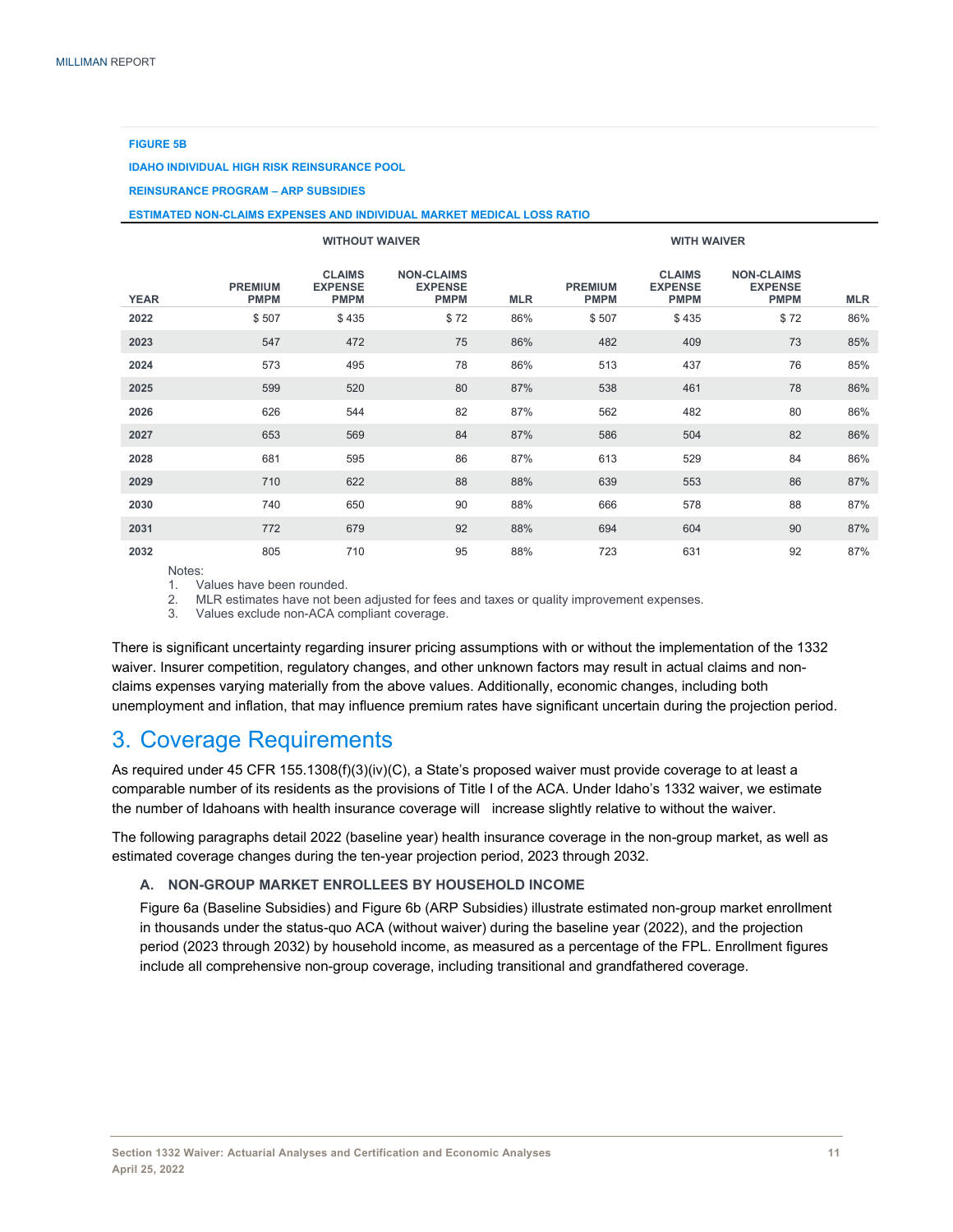**FIGURE 5B**

**IDAHO INDIVIDUAL HIGH RISK REINSURANCE POOL**

**REINSURANCE PROGRAM – ARP SUBSIDIES**

**ESTIMATED NON-CLAIMS EXPENSES AND INDIVIDUAL MARKET MEDICAL LOSS RATIO**

| | WITHOUT WAIVER | | | | WITH WAIVER | | | |
|---|---|---|---|---|---|---|---|---|
| YEAR | PREMIUM PMPM | CLAIMS EXPENSE PMPM | NON-CLAIMS EXPENSE PMPM | MLR | PREMIUM PMPM | CLAIMS EXPENSE PMPM | NON-CLAIMS EXPENSE PMPM | MLR |
| 2022 | $ 507 | $ 435 | $ 72 | 86% | $ 507 | $ 435 | $ 72 | 86% |
| 2023 | 547 | 472 | 75 | 86% | 482 | 409 | 73 | 85% |
| 2024 | 573 | 495 | 78 | 86% | 513 | 437 | 76 | 85% |
| 2025 | 599 | 520 | 80 | 87% | 538 | 461 | 78 | 86% |
| 2026 | 626 | 544 | 82 | 87% | 562 | 482 | 80 | 86% |
| 2027 | 653 | 569 | 84 | 87% | 586 | 504 | 82 | 86% |
| 2028 | 681 | 595 | 86 | 87% | 613 | 529 | 84 | 86% |
| 2029 | 710 | 622 | 88 | 88% | 639 | 553 | 86 | 87% |
| 2030 | 740 | 650 | 90 | 88% | 666 | 578 | 88 | 87% |
| 2031 | 772 | 679 | 92 | 88% | 694 | 604 | 90 | 87% |
| 2032 | 805 | 710 | 95 | 88% | 723 | 631 | 92 | 87% |

Notes:
1. Values have been rounded.
2. MLR estimates have not been adjusted for fees and taxes or quality improvement expenses.
3. Values exclude non-ACA compliant coverage.

There is significant uncertainty regarding insurer pricing assumptions with or without the implementation of the 1332 waiver. Insurer competition, regulatory changes, and other unknown factors may result in actual claims and non-claims expenses varying materially from the above values. Additionally, economic changes, including both unemployment and inflation, that may influence premium rates have significant uncertain during the projection period.

# 3. Coverage Requirements

As required under 45 CFR 155.1308(f)(3)(iv)(C), a State's proposed waiver must provide coverage to at least a comparable number of its residents as the provisions of Title I of the ACA. Under Idaho's 1332 waiver, we estimate the number of Idahoans with health insurance coverage will increase slightly relative to without the waiver.

The following paragraphs detail 2022 (baseline year) health insurance coverage in the non-group market, as well as estimated coverage changes during the ten-year projection period, 2023 through 2032.

### A. NON-GROUP MARKET ENROLLEES BY HOUSEHOLD INCOME

Figure 6a (Baseline Subsidies) and Figure 6b (ARP Subsidies) illustrate estimated non-group market enrollment in thousands under the status-quo ACA (without waiver) during the baseline year (2022), and the projection period (2023 through 2032) by household income, as measured as a percentage of the FPL. Enrollment figures include all comprehensive non-group coverage, including transitional and grandfathered coverage.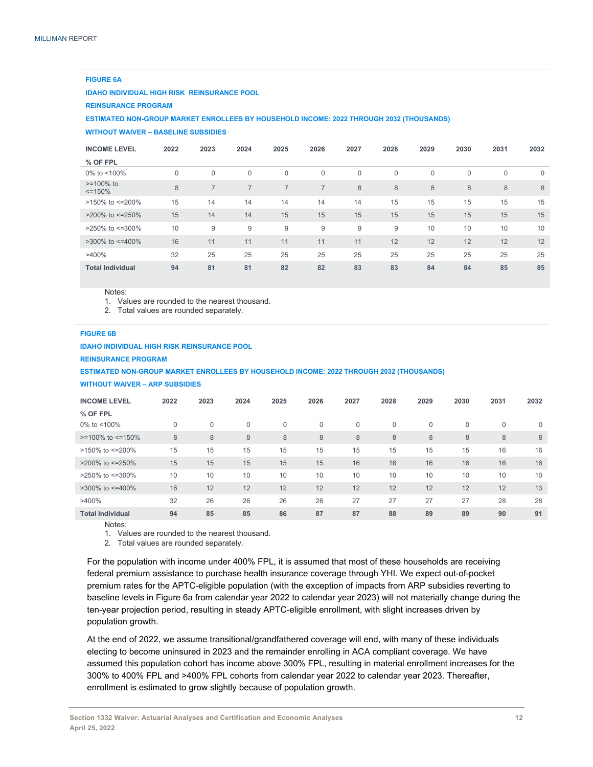**FIGURE 6A**

**IDAHO INDIVIDUAL HIGH RISK REINSURANCE POOL**

**REINSURANCE PROGRAM**

**ESTIMATED NON-GROUP MARKET ENROLLEES BY HOUSEHOLD INCOME: 2022 THROUGH 2032 (THOUSANDS)**

**WITHOUT WAIVER – BASELINE SUBSIDIES**

| INCOME LEVEL<br>% OF FPL | 2022 | 2023 | 2024 | 2025 | 2026 | 2027 | 2028 | 2029 | 2030 | 2031 | 2032 |
|---|---|---|---|---|---|---|---|---|---|---|---|
| 0% to <100% | 0 | 0 | 0 | 0 | 0 | 0 | 0 | 0 | 0 | 0 | 0 |
| >=100% to <=150% | 8 | 7 | 7 | 7 | 7 | 8 | 8 | 8 | 8 | 8 | 8 |
| >150% to <=200% | 15 | 14 | 14 | 14 | 14 | 14 | 15 | 15 | 15 | 15 | 15 |
| >200% to <=250% | 15 | 14 | 14 | 15 | 15 | 15 | 15 | 15 | 15 | 15 | 15 |
| >250% to <=300% | 10 | 9 | 9 | 9 | 9 | 9 | 9 | 10 | 10 | 10 | 10 |
| >300% to <=400% | 16 | 11 | 11 | 11 | 11 | 11 | 12 | 12 | 12 | 12 | 12 |
| >400% | 32 | 25 | 25 | 25 | 25 | 25 | 25 | 25 | 25 | 25 | 25 |
| **Total Individual** | **94** | **81** | **81** | **82** | **82** | **83** | **83** | **84** | **84** | **85** | **85** |

Notes:
1. Values are rounded to the nearest thousand.
2. Total values are rounded separately.

**FIGURE 6B**

**IDAHO INDIVIDUAL HIGH RISK REINSURANCE POOL**

**REINSURANCE PROGRAM**

**ESTIMATED NON-GROUP MARKET ENROLLEES BY HOUSEHOLD INCOME: 2022 THROUGH 2032 (THOUSANDS)**

**WITHOUT WAIVER – ARP SUBSIDIES**

| INCOME LEVEL<br>% OF FPL | 2022 | 2023 | 2024 | 2025 | 2026 | 2027 | 2028 | 2029 | 2030 | 2031 | 2032 |
|---|---|---|---|---|---|---|---|---|---|---|---|
| 0% to <100% | 0 | 0 | 0 | 0 | 0 | 0 | 0 | 0 | 0 | 0 | 0 |
| >=100% to <=150% | 8 | 8 | 8 | 8 | 8 | 8 | 8 | 8 | 8 | 8 | 8 |
| >150% to <=200% | 15 | 15 | 15 | 15 | 15 | 15 | 15 | 15 | 15 | 16 | 16 |
| >200% to <=250% | 15 | 15 | 15 | 15 | 15 | 16 | 16 | 16 | 16 | 16 | 16 |
| >250% to <=300% | 10 | 10 | 10 | 10 | 10 | 10 | 10 | 10 | 10 | 10 | 10 |
| >300% to <=400% | 16 | 12 | 12 | 12 | 12 | 12 | 12 | 12 | 12 | 12 | 13 |
| >400% | 32 | 26 | 26 | 26 | 26 | 27 | 27 | 27 | 27 | 28 | 28 |
| **Total Individual** | **94** | **85** | **85** | **86** | **87** | **87** | **88** | **89** | **89** | **90** | **91** |

Notes:
1. Values are rounded to the nearest thousand.
2. Total values are rounded separately.

For the population with income under 400% FPL, it is assumed that most of these households are receiving federal premium assistance to purchase health insurance coverage through YHI. We expect out-of-pocket premium rates for the APTC-eligible population (with the exception of impacts from ARP subsidies reverting to baseline levels in Figure 6a from calendar year 2022 to calendar year 2023) will not materially change during the ten-year projection period, resulting in steady APTC-eligible enrollment, with slight increases driven by population growth.

At the end of 2022, we assume transitional/grandfathered coverage will end, with many of these individuals electing to become uninsured in 2023 and the remainder enrolling in ACA compliant coverage. We have assumed this population cohort has income above 300% FPL, resulting in material enrollment increases for the 300% to 400% FPL and >400% FPL cohorts from calendar year 2022 to calendar year 2023. Thereafter, enrollment is estimated to grow slightly because of population growth.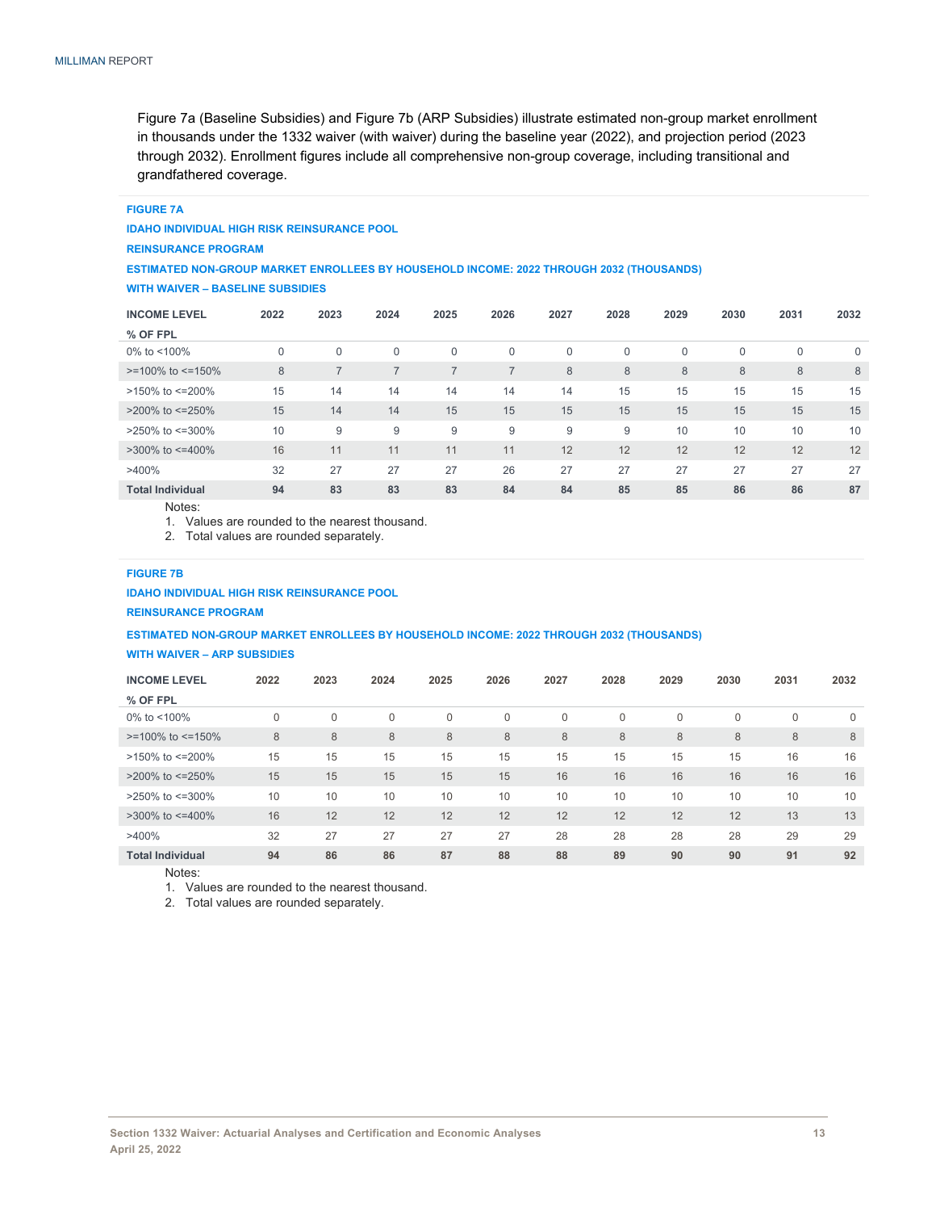Figure 7a (Baseline Subsidies) and Figure 7b (ARP Subsidies) illustrate estimated non-group market enrollment in thousands under the 1332 waiver (with waiver) during the baseline year (2022), and projection period (2023 through 2032). Enrollment figures include all comprehensive non-group coverage, including transitional and grandfathered coverage.

**FIGURE 7A**

**IDAHO INDIVIDUAL HIGH RISK REINSURANCE POOL**

**REINSURANCE PROGRAM**

**ESTIMATED NON-GROUP MARKET ENROLLEES BY HOUSEHOLD INCOME: 2022 THROUGH 2032 (THOUSANDS)**

**WITH WAIVER – BASELINE SUBSIDIES**

| INCOME LEVEL<br>% OF FPL | 2022 | 2023 | 2024 | 2025 | 2026 | 2027 | 2028 | 2029 | 2030 | 2031 | 2032 |
|---|---|---|---|---|---|---|---|---|---|---|---|
| 0% to <100% | 0 | 0 | 0 | 0 | 0 | 0 | 0 | 0 | 0 | 0 | 0 |
| >=100% to <=150% | 8 | 7 | 7 | 7 | 7 | 8 | 8 | 8 | 8 | 8 | 8 |
| >150% to <=200% | 15 | 14 | 14 | 14 | 14 | 14 | 15 | 15 | 15 | 15 | 15 |
| >200% to <=250% | 15 | 14 | 14 | 15 | 15 | 15 | 15 | 15 | 15 | 15 | 15 |
| >250% to <=300% | 10 | 9 | 9 | 9 | 9 | 9 | 9 | 10 | 10 | 10 | 10 |
| >300% to <=400% | 16 | 11 | 11 | 11 | 11 | 12 | 12 | 12 | 12 | 12 | 12 |
| >400% | 32 | 27 | 27 | 27 | 26 | 27 | 27 | 27 | 27 | 27 | 27 |
| **Total Individual** | **94** | **83** | **83** | **83** | **84** | **84** | **85** | **85** | **86** | **86** | **87** |

Notes:

1. Values are rounded to the nearest thousand.
2. Total values are rounded separately.

**FIGURE 7B**

**IDAHO INDIVIDUAL HIGH RISK REINSURANCE POOL**

**REINSURANCE PROGRAM**

**ESTIMATED NON-GROUP MARKET ENROLLEES BY HOUSEHOLD INCOME: 2022 THROUGH 2032 (THOUSANDS)**

**WITH WAIVER – ARP SUBSIDIES**

| INCOME LEVEL<br>% OF FPL | 2022 | 2023 | 2024 | 2025 | 2026 | 2027 | 2028 | 2029 | 2030 | 2031 | 2032 |
|---|---|---|---|---|---|---|---|---|---|---|---|
| 0% to <100% | 0 | 0 | 0 | 0 | 0 | 0 | 0 | 0 | 0 | 0 | 0 |
| >=100% to <=150% | 8 | 8 | 8 | 8 | 8 | 8 | 8 | 8 | 8 | 8 | 8 |
| >150% to <=200% | 15 | 15 | 15 | 15 | 15 | 15 | 15 | 15 | 15 | 16 | 16 |
| >200% to <=250% | 15 | 15 | 15 | 15 | 15 | 16 | 16 | 16 | 16 | 16 | 16 |
| >250% to <=300% | 10 | 10 | 10 | 10 | 10 | 10 | 10 | 10 | 10 | 10 | 10 |
| >300% to <=400% | 16 | 12 | 12 | 12 | 12 | 12 | 12 | 12 | 12 | 13 | 13 |
| >400% | 32 | 27 | 27 | 27 | 27 | 28 | 28 | 28 | 28 | 29 | 29 |
| **Total Individual** | **94** | **86** | **86** | **87** | **88** | **88** | **89** | **90** | **90** | **91** | **92** |

Notes:

1. Values are rounded to the nearest thousand.
2. Total values are rounded separately.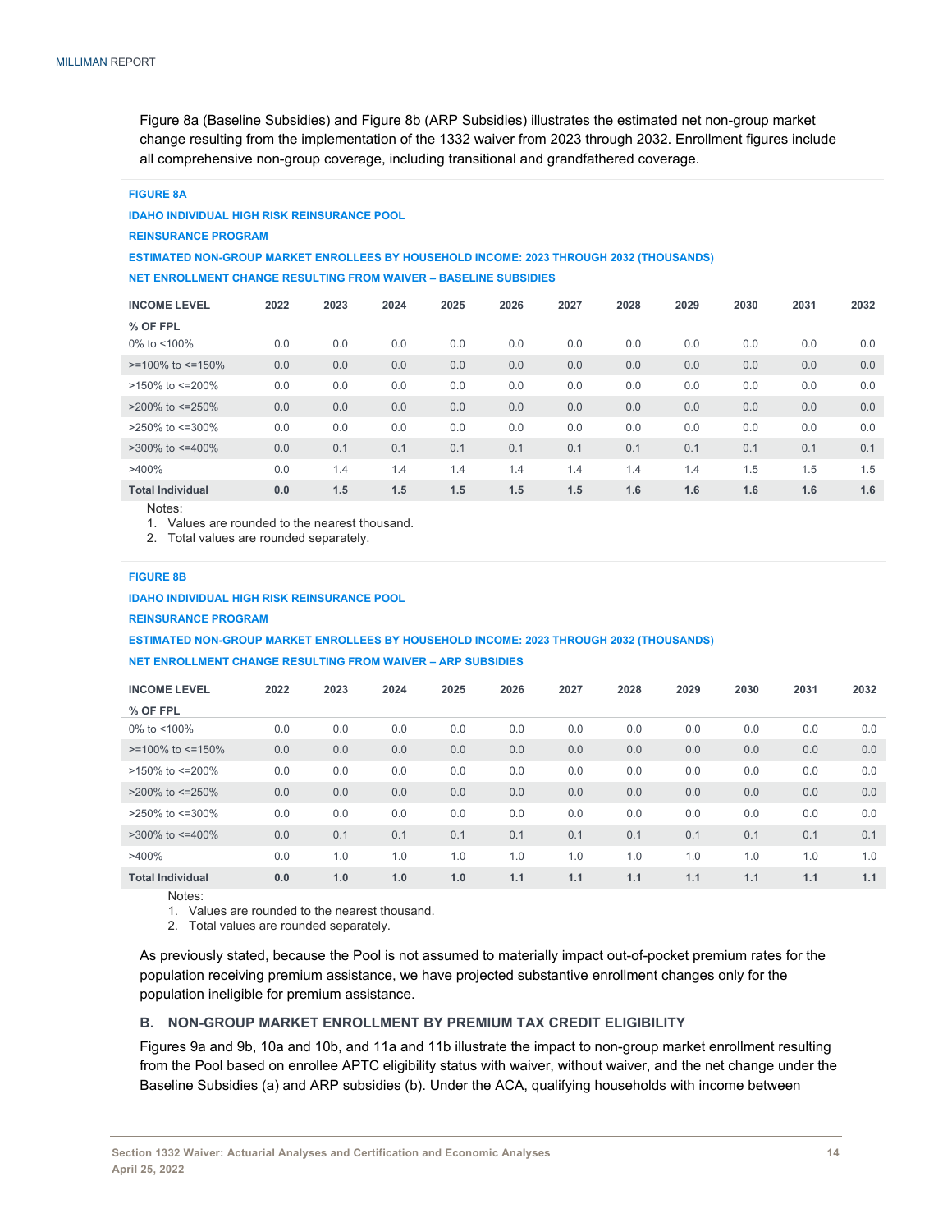Figure 8a (Baseline Subsidies) and Figure 8b (ARP Subsidies) illustrates the estimated net non-group market change resulting from the implementation of the 1332 waiver from 2023 through 2032. Enrollment figures include all comprehensive non-group coverage, including transitional and grandfathered coverage.

**FIGURE 8A**

**IDAHO INDIVIDUAL HIGH RISK REINSURANCE POOL**

**REINSURANCE PROGRAM**

**ESTIMATED NON-GROUP MARKET ENROLLEES BY HOUSEHOLD INCOME: 2023 THROUGH 2032 (THOUSANDS)**

**NET ENROLLMENT CHANGE RESULTING FROM WAIVER – BASELINE SUBSIDIES**

| INCOME LEVEL<br>% OF FPL | 2022 | 2023 | 2024 | 2025 | 2026 | 2027 | 2028 | 2029 | 2030 | 2031 | 2032 |
|---|---|---|---|---|---|---|---|---|---|---|---|
| 0% to <100% | 0.0 | 0.0 | 0.0 | 0.0 | 0.0 | 0.0 | 0.0 | 0.0 | 0.0 | 0.0 | 0.0 |
| >=100% to <=150% | 0.0 | 0.0 | 0.0 | 0.0 | 0.0 | 0.0 | 0.0 | 0.0 | 0.0 | 0.0 | 0.0 |
| >150% to <=200% | 0.0 | 0.0 | 0.0 | 0.0 | 0.0 | 0.0 | 0.0 | 0.0 | 0.0 | 0.0 | 0.0 |
| >200% to <=250% | 0.0 | 0.0 | 0.0 | 0.0 | 0.0 | 0.0 | 0.0 | 0.0 | 0.0 | 0.0 | 0.0 |
| >250% to <=300% | 0.0 | 0.0 | 0.0 | 0.0 | 0.0 | 0.0 | 0.0 | 0.0 | 0.0 | 0.0 | 0.0 |
| >300% to <=400% | 0.0 | 0.1 | 0.1 | 0.1 | 0.1 | 0.1 | 0.1 | 0.1 | 0.1 | 0.1 | 0.1 |
| >400% | 0.0 | 1.4 | 1.4 | 1.4 | 1.4 | 1.4 | 1.4 | 1.4 | 1.5 | 1.5 | 1.5 |
| **Total Individual** | **0.0** | **1.5** | **1.5** | **1.5** | **1.5** | **1.5** | **1.6** | **1.6** | **1.6** | **1.6** | **1.6** |

Notes:
1. Values are rounded to the nearest thousand.
2. Total values are rounded separately.

**FIGURE 8B**

**IDAHO INDIVIDUAL HIGH RISK REINSURANCE POOL**

**REINSURANCE PROGRAM**

**ESTIMATED NON-GROUP MARKET ENROLLEES BY HOUSEHOLD INCOME: 2023 THROUGH 2032 (THOUSANDS)**

**NET ENROLLMENT CHANGE RESULTING FROM WAIVER – ARP SUBSIDIES**

| INCOME LEVEL<br>% OF FPL | 2022 | 2023 | 2024 | 2025 | 2026 | 2027 | 2028 | 2029 | 2030 | 2031 | 2032 |
|---|---|---|---|---|---|---|---|---|---|---|---|
| 0% to <100% | 0.0 | 0.0 | 0.0 | 0.0 | 0.0 | 0.0 | 0.0 | 0.0 | 0.0 | 0.0 | 0.0 |
| >=100% to <=150% | 0.0 | 0.0 | 0.0 | 0.0 | 0.0 | 0.0 | 0.0 | 0.0 | 0.0 | 0.0 | 0.0 |
| >150% to <=200% | 0.0 | 0.0 | 0.0 | 0.0 | 0.0 | 0.0 | 0.0 | 0.0 | 0.0 | 0.0 | 0.0 |
| >200% to <=250% | 0.0 | 0.0 | 0.0 | 0.0 | 0.0 | 0.0 | 0.0 | 0.0 | 0.0 | 0.0 | 0.0 |
| >250% to <=300% | 0.0 | 0.0 | 0.0 | 0.0 | 0.0 | 0.0 | 0.0 | 0.0 | 0.0 | 0.0 | 0.0 |
| >300% to <=400% | 0.0 | 0.1 | 0.1 | 0.1 | 0.1 | 0.1 | 0.1 | 0.1 | 0.1 | 0.1 | 0.1 |
| >400% | 0.0 | 1.0 | 1.0 | 1.0 | 1.0 | 1.0 | 1.0 | 1.0 | 1.0 | 1.0 | 1.0 |
| **Total Individual** | **0.0** | **1.0** | **1.0** | **1.0** | **1.1** | **1.1** | **1.1** | **1.1** | **1.1** | **1.1** | **1.1** |

Notes:
1. Values are rounded to the nearest thousand.
2. Total values are rounded separately.

As previously stated, because the Pool is not assumed to materially impact out-of-pocket premium rates for the population receiving premium assistance, we have projected substantive enrollment changes only for the population ineligible for premium assistance.

### B. NON-GROUP MARKET ENROLLMENT BY PREMIUM TAX CREDIT ELIGIBILITY

Figures 9a and 9b, 10a and 10b, and 11a and 11b illustrate the impact to non-group market enrollment resulting from the Pool based on enrollee APTC eligibility status with waiver, without waiver, and the net change under the Baseline Subsidies (a) and ARP subsidies (b). Under the ACA, qualifying households with income between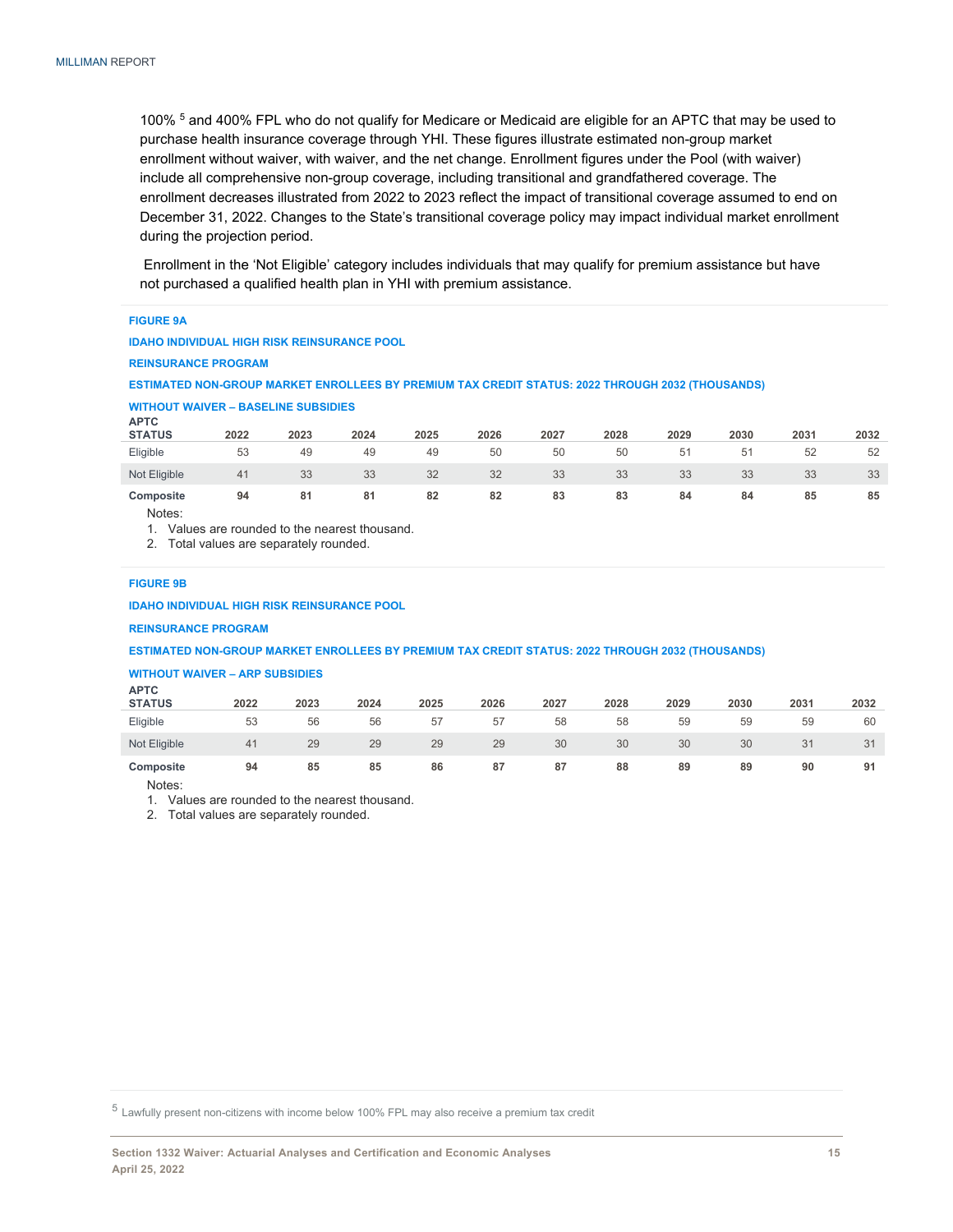100% [5] and 400% FPL who do not qualify for Medicare or Medicaid are eligible for an APTC that may be used to purchase health insurance coverage through YHI. These figures illustrate estimated non-group market enrollment without waiver, with waiver, and the net change. Enrollment figures under the Pool (with waiver) include all comprehensive non-group coverage, including transitional and grandfathered coverage. The enrollment decreases illustrated from 2022 to 2023 reflect the impact of transitional coverage assumed to end on December 31, 2022. Changes to the State's transitional coverage policy may impact individual market enrollment during the projection period.

Enrollment in the 'Not Eligible' category includes individuals that may qualify for premium assistance but have not purchased a qualified health plan in YHI with premium assistance.

**FIGURE 9A**

**IDAHO INDIVIDUAL HIGH RISK REINSURANCE POOL**

**REINSURANCE PROGRAM**

**ESTIMATED NON-GROUP MARKET ENROLLEES BY PREMIUM TAX CREDIT STATUS: 2022 THROUGH 2032 (THOUSANDS)**

**WITHOUT WAIVER – BASELINE SUBSIDIES**

| APTC STATUS | 2022 | 2023 | 2024 | 2025 | 2026 | 2027 | 2028 | 2029 | 2030 | 2031 | 2032 |
|---|---|---|---|---|---|---|---|---|---|---|---|
| Eligible | 53 | 49 | 49 | 49 | 50 | 50 | 50 | 51 | 51 | 52 | 52 |
| Not Eligible | 41 | 33 | 33 | 32 | 32 | 33 | 33 | 33 | 33 | 33 | 33 |
| **Composite** | **94** | **81** | **81** | **82** | **82** | **83** | **83** | **84** | **84** | **85** | **85** |

Notes:
1. Values are rounded to the nearest thousand.
2. Total values are separately rounded.

**FIGURE 9B**

**IDAHO INDIVIDUAL HIGH RISK REINSURANCE POOL**

**REINSURANCE PROGRAM**

**ESTIMATED NON-GROUP MARKET ENROLLEES BY PREMIUM TAX CREDIT STATUS: 2022 THROUGH 2032 (THOUSANDS)**

**WITHOUT WAIVER – ARP SUBSIDIES**

| APTC STATUS | 2022 | 2023 | 2024 | 2025 | 2026 | 2027 | 2028 | 2029 | 2030 | 2031 | 2032 |
|---|---|---|---|---|---|---|---|---|---|---|---|
| Eligible | 53 | 56 | 56 | 57 | 57 | 58 | 58 | 59 | 59 | 59 | 60 |
| Not Eligible | 41 | 29 | 29 | 29 | 29 | 30 | 30 | 30 | 30 | 31 | 31 |
| **Composite** | **94** | **85** | **85** | **86** | **87** | **87** | **88** | **89** | **89** | **90** | **91** |

Notes:
1. Values are rounded to the nearest thousand.
2. Total values are separately rounded.

[5] Lawfully present non-citizens with income below 100% FPL may also receive a premium tax credit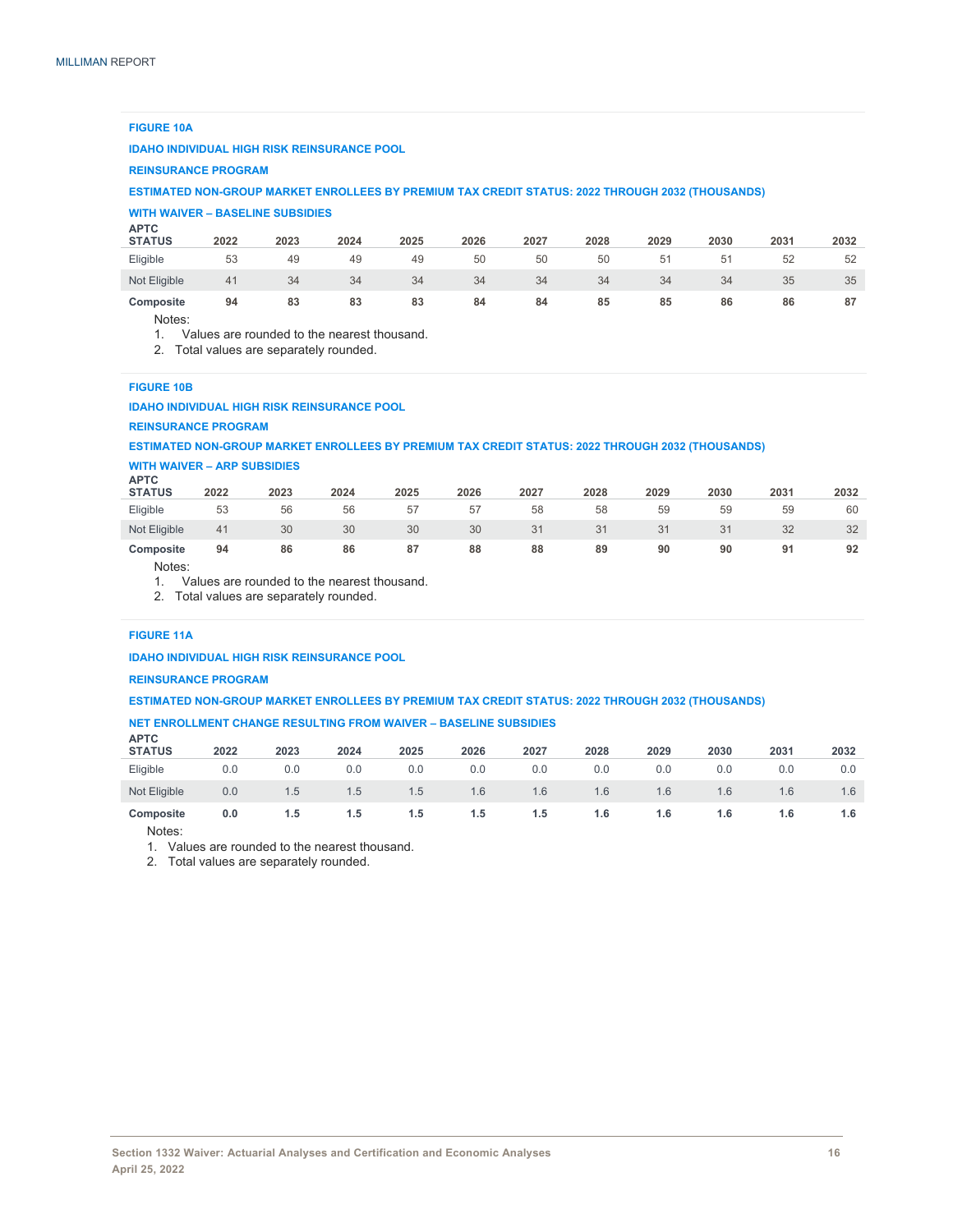**FIGURE 10A**

**IDAHO INDIVIDUAL HIGH RISK REINSURANCE POOL**

**REINSURANCE PROGRAM**

**ESTIMATED NON-GROUP MARKET ENROLLEES BY PREMIUM TAX CREDIT STATUS: 2022 THROUGH 2032 (THOUSANDS)**

**WITH WAIVER – BASELINE SUBSIDIES**

| APTC STATUS | 2022 | 2023 | 2024 | 2025 | 2026 | 2027 | 2028 | 2029 | 2030 | 2031 | 2032 |
|---|---|---|---|---|---|---|---|---|---|---|---|
| Eligible | 53 | 49 | 49 | 49 | 50 | 50 | 50 | 51 | 51 | 52 | 52 |
| Not Eligible | 41 | 34 | 34 | 34 | 34 | 34 | 34 | 34 | 34 | 35 | 35 |
| **Composite** | **94** | **83** | **83** | **83** | **84** | **84** | **85** | **85** | **86** | **86** | **87** |

Notes:
1. Values are rounded to the nearest thousand.
2. Total values are separately rounded.

**FIGURE 10B**

**IDAHO INDIVIDUAL HIGH RISK REINSURANCE POOL**

**REINSURANCE PROGRAM**

**ESTIMATED NON-GROUP MARKET ENROLLEES BY PREMIUM TAX CREDIT STATUS: 2022 THROUGH 2032 (THOUSANDS)**

**WITH WAIVER – ARP SUBSIDIES**

| APTC STATUS | 2022 | 2023 | 2024 | 2025 | 2026 | 2027 | 2028 | 2029 | 2030 | 2031 | 2032 |
|---|---|---|---|---|---|---|---|---|---|---|---|
| Eligible | 53 | 56 | 56 | 57 | 57 | 58 | 58 | 59 | 59 | 59 | 60 |
| Not Eligible | 41 | 30 | 30 | 30 | 30 | 31 | 31 | 31 | 31 | 32 | 32 |
| **Composite** | **94** | **86** | **86** | **87** | **88** | **88** | **89** | **90** | **90** | **91** | **92** |

Notes:
1. Values are rounded to the nearest thousand.
2. Total values are separately rounded.

**FIGURE 11A**

**IDAHO INDIVIDUAL HIGH RISK REINSURANCE POOL**

**REINSURANCE PROGRAM**

**ESTIMATED NON-GROUP MARKET ENROLLEES BY PREMIUM TAX CREDIT STATUS: 2022 THROUGH 2032 (THOUSANDS)**

**NET ENROLLMENT CHANGE RESULTING FROM WAIVER – BASELINE SUBSIDIES**

| APTC STATUS | 2022 | 2023 | 2024 | 2025 | 2026 | 2027 | 2028 | 2029 | 2030 | 2031 | 2032 |
|---|---|---|---|---|---|---|---|---|---|---|---|
| Eligible | 0.0 | 0.0 | 0.0 | 0.0 | 0.0 | 0.0 | 0.0 | 0.0 | 0.0 | 0.0 | 0.0 |
| Not Eligible | 0.0 | 1.5 | 1.5 | 1.5 | 1.6 | 1.6 | 1.6 | 1.6 | 1.6 | 1.6 | 1.6 |
| **Composite** | **0.0** | **1.5** | **1.5** | **1.5** | **1.5** | **1.5** | **1.6** | **1.6** | **1.6** | **1.6** | **1.6** |

Notes:
1. Values are rounded to the nearest thousand.
2. Total values are separately rounded.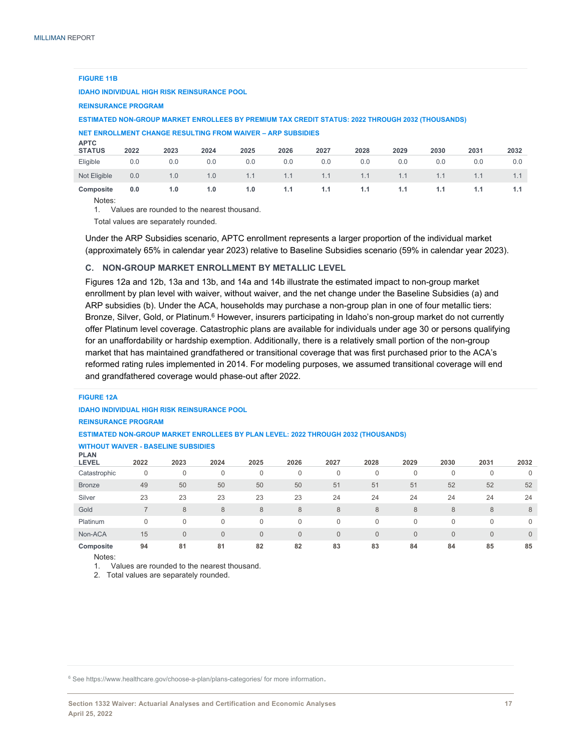**FIGURE 11B**

**IDAHO INDIVIDUAL HIGH RISK REINSURANCE POOL**

**REINSURANCE PROGRAM**

**ESTIMATED NON-GROUP MARKET ENROLLEES BY PREMIUM TAX CREDIT STATUS: 2022 THROUGH 2032 (THOUSANDS)**

**NET ENROLLMENT CHANGE RESULTING FROM WAIVER – ARP SUBSIDIES**

| APTC STATUS | 2022 | 2023 | 2024 | 2025 | 2026 | 2027 | 2028 | 2029 | 2030 | 2031 | 2032 |
|---|---|---|---|---|---|---|---|---|---|---|---|
| Eligible | 0.0 | 0.0 | 0.0 | 0.0 | 0.0 | 0.0 | 0.0 | 0.0 | 0.0 | 0.0 | 0.0 |
| Not Eligible | 0.0 | 1.0 | 1.0 | 1.1 | 1.1 | 1.1 | 1.1 | 1.1 | 1.1 | 1.1 | 1.1 |
| **Composite** | **0.0** | **1.0** | **1.0** | **1.0** | **1.1** | **1.1** | **1.1** | **1.1** | **1.1** | **1.1** | **1.1** |

Notes:
1. Values are rounded to the nearest thousand.

Total values are separately rounded.

Under the ARP Subsidies scenario, APTC enrollment represents a larger proportion of the individual market (approximately 65% in calendar year 2023) relative to Baseline Subsidies scenario (59% in calendar year 2023).

### C. NON-GROUP MARKET ENROLLMENT BY METALLIC LEVEL

Figures 12a and 12b, 13a and 13b, and 14a and 14b illustrate the estimated impact to non-group market enrollment by plan level with waiver, without waiver, and the net change under the Baseline Subsidies (a) and ARP subsidies (b). Under the ACA, households may purchase a non-group plan in one of four metallic tiers: Bronze, Silver, Gold, or Platinum.[6] However, insurers participating in Idaho's non-group market do not currently offer Platinum level coverage. Catastrophic plans are available for individuals under age 30 or persons qualifying for an unaffordability or hardship exemption. Additionally, there is a relatively small portion of the non-group market that has maintained grandfathered or transitional coverage that was first purchased prior to the ACA's reformed rating rules implemented in 2014. For modeling purposes, we assumed transitional coverage will end and grandfathered coverage would phase-out after 2022.

**FIGURE 12A**

**IDAHO INDIVIDUAL HIGH RISK REINSURANCE POOL**

**REINSURANCE PROGRAM**

**ESTIMATED NON-GROUP MARKET ENROLLEES BY PLAN LEVEL: 2022 THROUGH 2032 (THOUSANDS)**

**WITHOUT WAIVER - BASELINE SUBSIDIES**

| PLAN LEVEL | 2022 | 2023 | 2024 | 2025 | 2026 | 2027 | 2028 | 2029 | 2030 | 2031 | 2032 |
|---|---|---|---|---|---|---|---|---|---|---|---|
| Catastrophic | 0 | 0 | 0 | 0 | 0 | 0 | 0 | 0 | 0 | 0 | 0 |
| Bronze | 49 | 50 | 50 | 50 | 50 | 51 | 51 | 51 | 52 | 52 | 52 |
| Silver | 23 | 23 | 23 | 23 | 23 | 24 | 24 | 24 | 24 | 24 | 24 |
| Gold | 7 | 8 | 8 | 8 | 8 | 8 | 8 | 8 | 8 | 8 | 8 |
| Platinum | 0 | 0 | 0 | 0 | 0 | 0 | 0 | 0 | 0 | 0 | 0 |
| Non-ACA | 15 | 0 | 0 | 0 | 0 | 0 | 0 | 0 | 0 | 0 | 0 |
| **Composite** | **94** | **81** | **81** | **82** | **82** | **83** | **83** | **84** | **84** | **85** | **85** |

Notes:
1. Values are rounded to the nearest thousand.
2. Total values are separately rounded.

[6] See https://www.healthcare.gov/choose-a-plan/plans-categories/ for more information.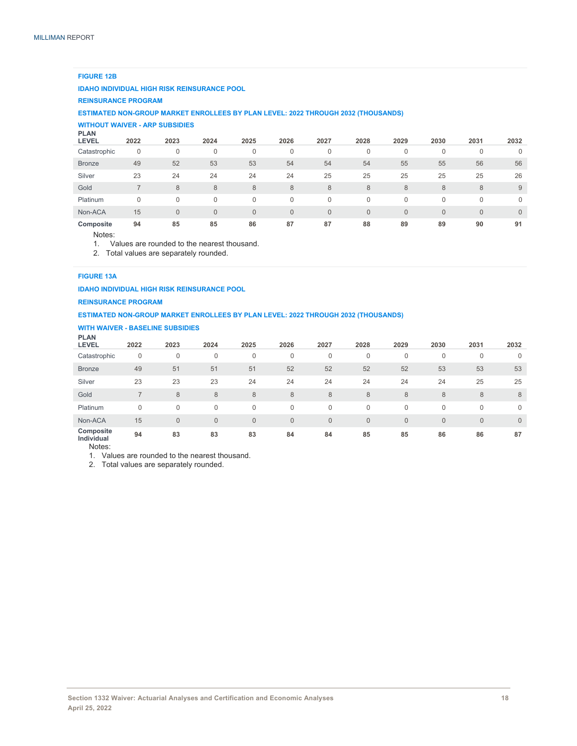**FIGURE 12B**

**IDAHO INDIVIDUAL HIGH RISK REINSURANCE POOL**

**REINSURANCE PROGRAM**

**ESTIMATED NON-GROUP MARKET ENROLLEES BY PLAN LEVEL: 2022 THROUGH 2032 (THOUSANDS)**

**WITHOUT WAIVER - ARP SUBSIDIES**

| PLAN LEVEL | 2022 | 2023 | 2024 | 2025 | 2026 | 2027 | 2028 | 2029 | 2030 | 2031 | 2032 |
|---|---|---|---|---|---|---|---|---|---|---|---|
| Catastrophic | 0 | 0 | 0 | 0 | 0 | 0 | 0 | 0 | 0 | 0 | 0 |
| Bronze | 49 | 52 | 53 | 53 | 54 | 54 | 54 | 55 | 55 | 56 | 56 |
| Silver | 23 | 24 | 24 | 24 | 24 | 25 | 25 | 25 | 25 | 25 | 26 |
| Gold | 7 | 8 | 8 | 8 | 8 | 8 | 8 | 8 | 8 | 8 | 9 |
| Platinum | 0 | 0 | 0 | 0 | 0 | 0 | 0 | 0 | 0 | 0 | 0 |
| Non-ACA | 15 | 0 | 0 | 0 | 0 | 0 | 0 | 0 | 0 | 0 | 0 |
| **Composite** | **94** | **85** | **85** | **86** | **87** | **87** | **88** | **89** | **89** | **90** | **91** |

Notes:
1. Values are rounded to the nearest thousand.
2. Total values are separately rounded.

**FIGURE 13A**

**IDAHO INDIVIDUAL HIGH RISK REINSURANCE POOL**

**REINSURANCE PROGRAM**

**ESTIMATED NON-GROUP MARKET ENROLLEES BY PLAN LEVEL: 2022 THROUGH 2032 (THOUSANDS)**

**WITH WAIVER - BASELINE SUBSIDIES**

| PLAN LEVEL | 2022 | 2023 | 2024 | 2025 | 2026 | 2027 | 2028 | 2029 | 2030 | 2031 | 2032 |
|---|---|---|---|---|---|---|---|---|---|---|---|
| Catastrophic | 0 | 0 | 0 | 0 | 0 | 0 | 0 | 0 | 0 | 0 | 0 |
| Bronze | 49 | 51 | 51 | 51 | 52 | 52 | 52 | 52 | 53 | 53 | 53 |
| Silver | 23 | 23 | 23 | 24 | 24 | 24 | 24 | 24 | 24 | 25 | 25 |
| Gold | 7 | 8 | 8 | 8 | 8 | 8 | 8 | 8 | 8 | 8 | 8 |
| Platinum | 0 | 0 | 0 | 0 | 0 | 0 | 0 | 0 | 0 | 0 | 0 |
| Non-ACA | 15 | 0 | 0 | 0 | 0 | 0 | 0 | 0 | 0 | 0 | 0 |
| **Composite Individual** | **94** | **83** | **83** | **83** | **84** | **84** | **85** | **85** | **86** | **86** | **87** |

Notes:
1. Values are rounded to the nearest thousand.
2. Total values are separately rounded.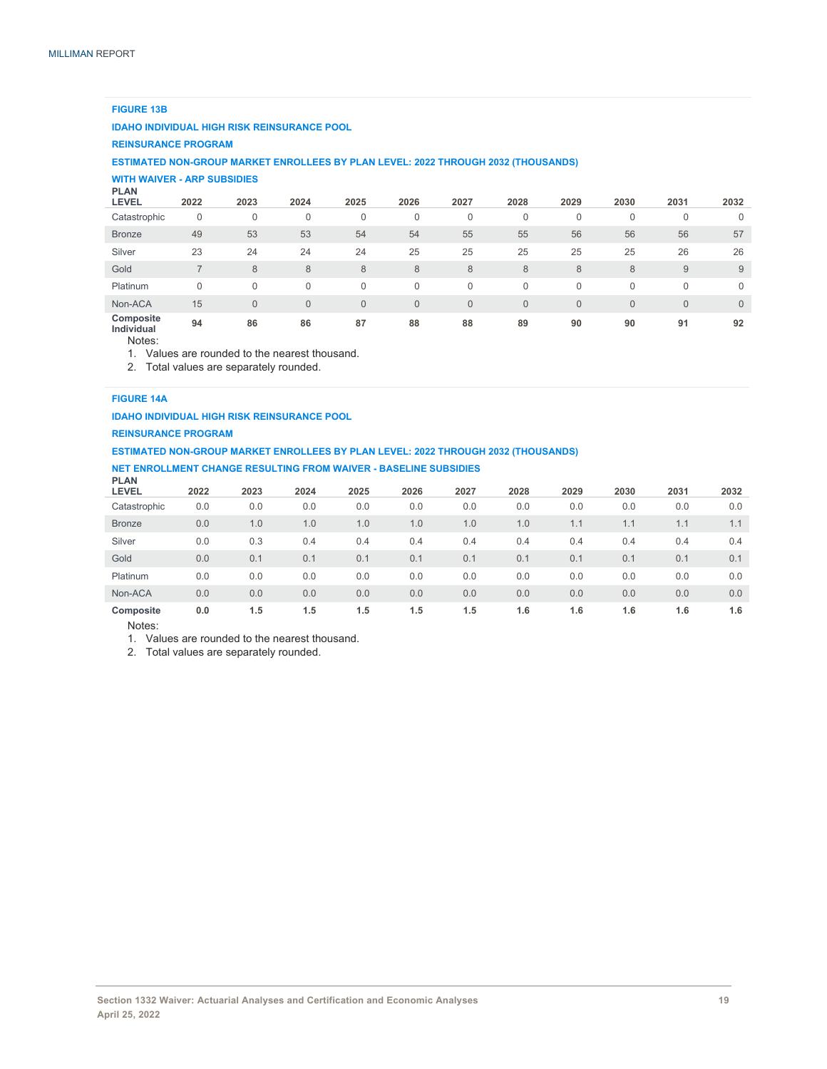**FIGURE 13B**

**IDAHO INDIVIDUAL HIGH RISK REINSURANCE POOL**

**REINSURANCE PROGRAM**

**ESTIMATED NON-GROUP MARKET ENROLLEES BY PLAN LEVEL: 2022 THROUGH 2032 (THOUSANDS)**

**WITH WAIVER - ARP SUBSIDIES**

| PLAN LEVEL | 2022 | 2023 | 2024 | 2025 | 2026 | 2027 | 2028 | 2029 | 2030 | 2031 | 2032 |
|---|---|---|---|---|---|---|---|---|---|---|---|
| Catastrophic | 0 | 0 | 0 | 0 | 0 | 0 | 0 | 0 | 0 | 0 | 0 |
| Bronze | 49 | 53 | 53 | 54 | 54 | 55 | 55 | 56 | 56 | 56 | 57 |
| Silver | 23 | 24 | 24 | 24 | 25 | 25 | 25 | 25 | 25 | 26 | 26 |
| Gold | 7 | 8 | 8 | 8 | 8 | 8 | 8 | 8 | 8 | 9 | 9 |
| Platinum | 0 | 0 | 0 | 0 | 0 | 0 | 0 | 0 | 0 | 0 | 0 |
| Non-ACA | 15 | 0 | 0 | 0 | 0 | 0 | 0 | 0 | 0 | 0 | 0 |
| **Composite Individual** | **94** | **86** | **86** | **87** | **88** | **88** | **89** | **90** | **90** | **91** | **92** |

Notes:

1. Values are rounded to the nearest thousand.
2. Total values are separately rounded.

**FIGURE 14A**

**IDAHO INDIVIDUAL HIGH RISK REINSURANCE POOL**

**REINSURANCE PROGRAM**

**ESTIMATED NON-GROUP MARKET ENROLLEES BY PLAN LEVEL: 2022 THROUGH 2032 (THOUSANDS)**

**NET ENROLLMENT CHANGE RESULTING FROM WAIVER - BASELINE SUBSIDIES**

| PLAN LEVEL | 2022 | 2023 | 2024 | 2025 | 2026 | 2027 | 2028 | 2029 | 2030 | 2031 | 2032 |
|---|---|---|---|---|---|---|---|---|---|---|---|
| Catastrophic | 0.0 | 0.0 | 0.0 | 0.0 | 0.0 | 0.0 | 0.0 | 0.0 | 0.0 | 0.0 | 0.0 |
| Bronze | 0.0 | 1.0 | 1.0 | 1.0 | 1.0 | 1.0 | 1.0 | 1.1 | 1.1 | 1.1 | 1.1 |
| Silver | 0.0 | 0.3 | 0.4 | 0.4 | 0.4 | 0.4 | 0.4 | 0.4 | 0.4 | 0.4 | 0.4 |
| Gold | 0.0 | 0.1 | 0.1 | 0.1 | 0.1 | 0.1 | 0.1 | 0.1 | 0.1 | 0.1 | 0.1 |
| Platinum | 0.0 | 0.0 | 0.0 | 0.0 | 0.0 | 0.0 | 0.0 | 0.0 | 0.0 | 0.0 | 0.0 |
| Non-ACA | 0.0 | 0.0 | 0.0 | 0.0 | 0.0 | 0.0 | 0.0 | 0.0 | 0.0 | 0.0 | 0.0 |
| **Composite** | **0.0** | **1.5** | **1.5** | **1.5** | **1.5** | **1.5** | **1.6** | **1.6** | **1.6** | **1.6** | **1.6** |

Notes:

1. Values are rounded to the nearest thousand.
2. Total values are separately rounded.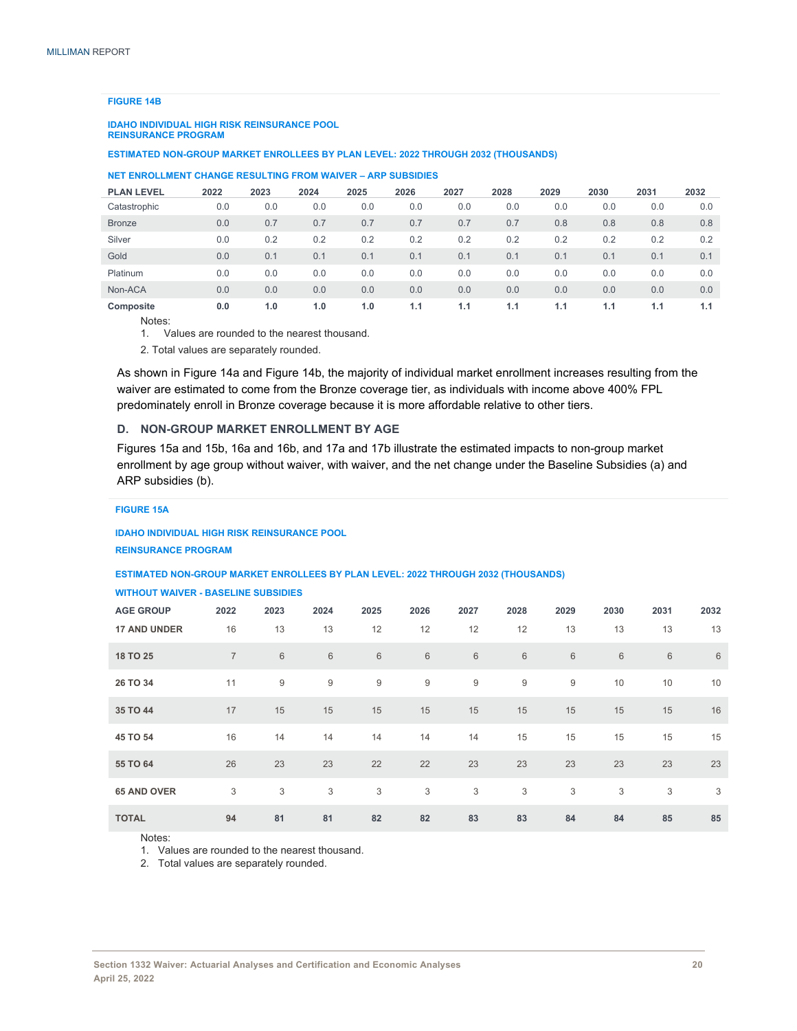**FIGURE 14B**

**IDAHO INDIVIDUAL HIGH RISK REINSURANCE POOL**
**REINSURANCE PROGRAM**

**ESTIMATED NON-GROUP MARKET ENROLLEES BY PLAN LEVEL: 2022 THROUGH 2032 (THOUSANDS)**

**NET ENROLLMENT CHANGE RESULTING FROM WAIVER – ARP SUBSIDIES**

| PLAN LEVEL | 2022 | 2023 | 2024 | 2025 | 2026 | 2027 | 2028 | 2029 | 2030 | 2031 | 2032 |
|---|---|---|---|---|---|---|---|---|---|---|---|
| Catastrophic | 0.0 | 0.0 | 0.0 | 0.0 | 0.0 | 0.0 | 0.0 | 0.0 | 0.0 | 0.0 | 0.0 |
| Bronze | 0.0 | 0.7 | 0.7 | 0.7 | 0.7 | 0.7 | 0.7 | 0.8 | 0.8 | 0.8 | 0.8 |
| Silver | 0.0 | 0.2 | 0.2 | 0.2 | 0.2 | 0.2 | 0.2 | 0.2 | 0.2 | 0.2 | 0.2 |
| Gold | 0.0 | 0.1 | 0.1 | 0.1 | 0.1 | 0.1 | 0.1 | 0.1 | 0.1 | 0.1 | 0.1 |
| Platinum | 0.0 | 0.0 | 0.0 | 0.0 | 0.0 | 0.0 | 0.0 | 0.0 | 0.0 | 0.0 | 0.0 |
| Non-ACA | 0.0 | 0.0 | 0.0 | 0.0 | 0.0 | 0.0 | 0.0 | 0.0 | 0.0 | 0.0 | 0.0 |
| **Composite** | **0.0** | **1.0** | **1.0** | **1.0** | **1.1** | **1.1** | **1.1** | **1.1** | **1.1** | **1.1** | **1.1** |

Notes:
1. Values are rounded to the nearest thousand.
2. Total values are separately rounded.

As shown in Figure 14a and Figure 14b, the majority of individual market enrollment increases resulting from the waiver are estimated to come from the Bronze coverage tier, as individuals with income above 400% FPL predominately enroll in Bronze coverage because it is more affordable relative to other tiers.

## D. NON-GROUP MARKET ENROLLMENT BY AGE

Figures 15a and 15b, 16a and 16b, and 17a and 17b illustrate the estimated impacts to non-group market enrollment by age group without waiver, with waiver, and the net change under the Baseline Subsidies (a) and ARP subsidies (b).

**FIGURE 15A**

**IDAHO INDIVIDUAL HIGH RISK REINSURANCE POOL**

**REINSURANCE PROGRAM**

**ESTIMATED NON-GROUP MARKET ENROLLEES BY PLAN LEVEL: 2022 THROUGH 2032 (THOUSANDS)**

**WITHOUT WAIVER - BASELINE SUBSIDIES**

| AGE GROUP | 2022 | 2023 | 2024 | 2025 | 2026 | 2027 | 2028 | 2029 | 2030 | 2031 | 2032 |
|---|---|---|---|---|---|---|---|---|---|---|---|
| **17 AND UNDER** | 16 | 13 | 13 | 12 | 12 | 12 | 12 | 13 | 13 | 13 | 13 |
| **18 TO 25** | 7 | 6 | 6 | 6 | 6 | 6 | 6 | 6 | 6 | 6 | 6 |
| **26 TO 34** | 11 | 9 | 9 | 9 | 9 | 9 | 9 | 9 | 10 | 10 | 10 |
| **35 TO 44** | 17 | 15 | 15 | 15 | 15 | 15 | 15 | 15 | 15 | 15 | 16 |
| **45 TO 54** | 16 | 14 | 14 | 14 | 14 | 14 | 15 | 15 | 15 | 15 | 15 |
| **55 TO 64** | 26 | 23 | 23 | 22 | 22 | 23 | 23 | 23 | 23 | 23 | 23 |
| **65 AND OVER** | 3 | 3 | 3 | 3 | 3 | 3 | 3 | 3 | 3 | 3 | 3 |
| **TOTAL** | **94** | **81** | **81** | **82** | **82** | **83** | **83** | **84** | **84** | **85** | **85** |

Notes:
1. Values are rounded to the nearest thousand.
2. Total values are separately rounded.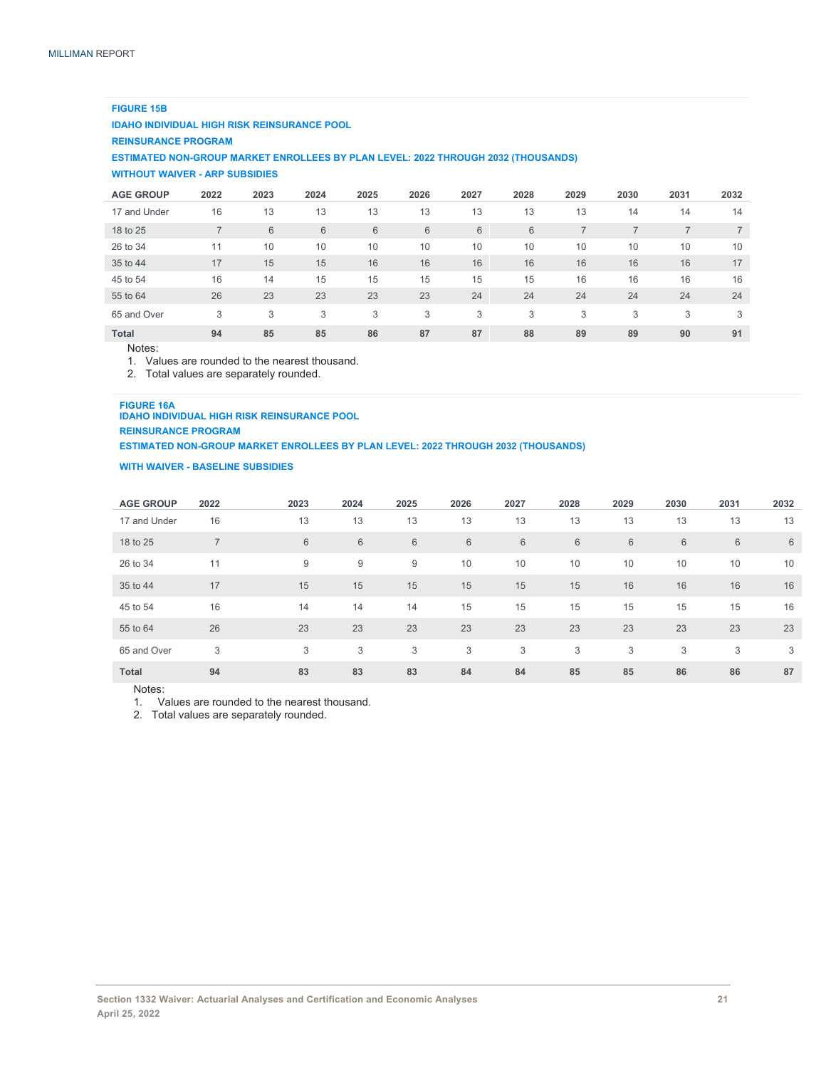**FIGURE 15B**

**IDAHO INDIVIDUAL HIGH RISK REINSURANCE POOL**

**REINSURANCE PROGRAM**

**ESTIMATED NON-GROUP MARKET ENROLLEES BY PLAN LEVEL: 2022 THROUGH 2032 (THOUSANDS)**

**WITHOUT WAIVER - ARP SUBSIDIES**

| AGE GROUP | 2022 | 2023 | 2024 | 2025 | 2026 | 2027 | 2028 | 2029 | 2030 | 2031 | 2032 |
|---|---|---|---|---|---|---|---|---|---|---|---|
| 17 and Under | 16 | 13 | 13 | 13 | 13 | 13 | 13 | 13 | 14 | 14 | 14 |
| 18 to 25 | 7 | 6 | 6 | 6 | 6 | 6 | 6 | 7 | 7 | 7 | 7 |
| 26 to 34 | 11 | 10 | 10 | 10 | 10 | 10 | 10 | 10 | 10 | 10 | 10 |
| 35 to 44 | 17 | 15 | 15 | 16 | 16 | 16 | 16 | 16 | 16 | 16 | 17 |
| 45 to 54 | 16 | 14 | 15 | 15 | 15 | 15 | 15 | 16 | 16 | 16 | 16 |
| 55 to 64 | 26 | 23 | 23 | 23 | 23 | 24 | 24 | 24 | 24 | 24 | 24 |
| 65 and Over | 3 | 3 | 3 | 3 | 3 | 3 | 3 | 3 | 3 | 3 | 3 |
| **Total** | **94** | **85** | **85** | **86** | **87** | **87** | **88** | **89** | **89** | **90** | **91** |

Notes:

1. Values are rounded to the nearest thousand.
2. Total values are separately rounded.

**FIGURE 16A**

**IDAHO INDIVIDUAL HIGH RISK REINSURANCE POOL**

**REINSURANCE PROGRAM**

**ESTIMATED NON-GROUP MARKET ENROLLEES BY PLAN LEVEL: 2022 THROUGH 2032 (THOUSANDS)**

**WITH WAIVER - BASELINE SUBSIDIES**

| AGE GROUP | 2022 | 2023 | 2024 | 2025 | 2026 | 2027 | 2028 | 2029 | 2030 | 2031 | 2032 |
|---|---|---|---|---|---|---|---|---|---|---|---|
| 17 and Under | 16 | 13 | 13 | 13 | 13 | 13 | 13 | 13 | 13 | 13 | 13 |
| 18 to 25 | 7 | 6 | 6 | 6 | 6 | 6 | 6 | 6 | 6 | 6 | 6 |
| 26 to 34 | 11 | 9 | 9 | 9 | 10 | 10 | 10 | 10 | 10 | 10 | 10 |
| 35 to 44 | 17 | 15 | 15 | 15 | 15 | 15 | 15 | 16 | 16 | 16 | 16 |
| 45 to 54 | 16 | 14 | 14 | 14 | 15 | 15 | 15 | 15 | 15 | 15 | 16 |
| 55 to 64 | 26 | 23 | 23 | 23 | 23 | 23 | 23 | 23 | 23 | 23 | 23 |
| 65 and Over | 3 | 3 | 3 | 3 | 3 | 3 | 3 | 3 | 3 | 3 | 3 |
| **Total** | **94** | **83** | **83** | **83** | **84** | **84** | **85** | **85** | **86** | **86** | **87** |

Notes:

1. Values are rounded to the nearest thousand.
2. Total values are separately rounded.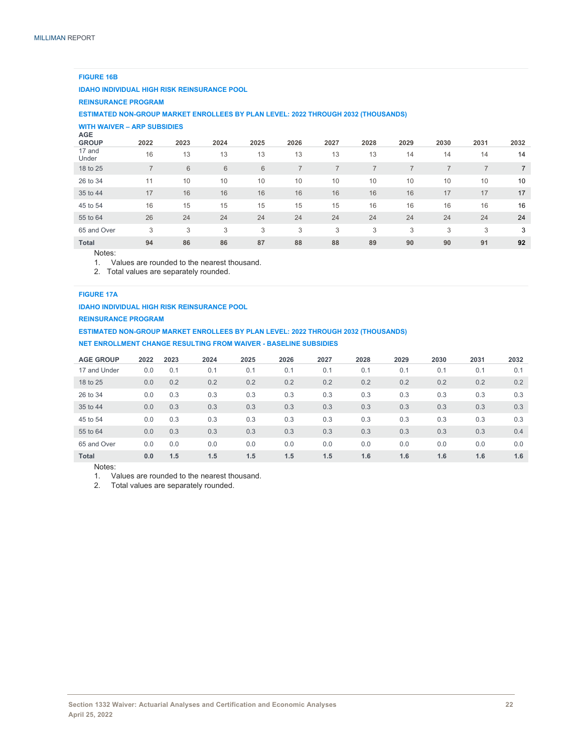**FIGURE 16B**

**IDAHO INDIVIDUAL HIGH RISK REINSURANCE POOL**

**REINSURANCE PROGRAM**

**ESTIMATED NON-GROUP MARKET ENROLLEES BY PLAN LEVEL: 2022 THROUGH 2032 (THOUSANDS)**

**WITH WAIVER – ARP SUBSIDIES**

| AGE GROUP | 2022 | 2023 | 2024 | 2025 | 2026 | 2027 | 2028 | 2029 | 2030 | 2031 | 2032 |
|---|---|---|---|---|---|---|---|---|---|---|---|
| 17 and Under | 16 | 13 | 13 | 13 | 13 | 13 | 13 | 14 | 14 | 14 | 14 |
| 18 to 25 | 7 | 6 | 6 | 6 | 7 | 7 | 7 | 7 | 7 | 7 | 7 |
| 26 to 34 | 11 | 10 | 10 | 10 | 10 | 10 | 10 | 10 | 10 | 10 | 10 |
| 35 to 44 | 17 | 16 | 16 | 16 | 16 | 16 | 16 | 16 | 17 | 17 | 17 |
| 45 to 54 | 16 | 15 | 15 | 15 | 15 | 15 | 16 | 16 | 16 | 16 | 16 |
| 55 to 64 | 26 | 24 | 24 | 24 | 24 | 24 | 24 | 24 | 24 | 24 | 24 |
| 65 and Over | 3 | 3 | 3 | 3 | 3 | 3 | 3 | 3 | 3 | 3 | 3 |
| **Total** | **94** | **86** | **86** | **87** | **88** | **88** | **89** | **90** | **90** | **91** | **92** |

Notes:
1. Values are rounded to the nearest thousand.
2. Total values are separately rounded.

**FIGURE 17A**

**IDAHO INDIVIDUAL HIGH RISK REINSURANCE POOL**

**REINSURANCE PROGRAM**

**ESTIMATED NON-GROUP MARKET ENROLLEES BY PLAN LEVEL: 2022 THROUGH 2032 (THOUSANDS)**

**NET ENROLLMENT CHANGE RESULTING FROM WAIVER - BASELINE SUBSIDIES**

| AGE GROUP | 2022 | 2023 | 2024 | 2025 | 2026 | 2027 | 2028 | 2029 | 2030 | 2031 | 2032 |
|---|---|---|---|---|---|---|---|---|---|---|---|
| 17 and Under | 0.0 | 0.1 | 0.1 | 0.1 | 0.1 | 0.1 | 0.1 | 0.1 | 0.1 | 0.1 | 0.1 |
| 18 to 25 | 0.0 | 0.2 | 0.2 | 0.2 | 0.2 | 0.2 | 0.2 | 0.2 | 0.2 | 0.2 | 0.2 |
| 26 to 34 | 0.0 | 0.3 | 0.3 | 0.3 | 0.3 | 0.3 | 0.3 | 0.3 | 0.3 | 0.3 | 0.3 |
| 35 to 44 | 0.0 | 0.3 | 0.3 | 0.3 | 0.3 | 0.3 | 0.3 | 0.3 | 0.3 | 0.3 | 0.3 |
| 45 to 54 | 0.0 | 0.3 | 0.3 | 0.3 | 0.3 | 0.3 | 0.3 | 0.3 | 0.3 | 0.3 | 0.3 |
| 55 to 64 | 0.0 | 0.3 | 0.3 | 0.3 | 0.3 | 0.3 | 0.3 | 0.3 | 0.3 | 0.3 | 0.4 |
| 65 and Over | 0.0 | 0.0 | 0.0 | 0.0 | 0.0 | 0.0 | 0.0 | 0.0 | 0.0 | 0.0 | 0.0 |
| **Total** | **0.0** | **1.5** | **1.5** | **1.5** | **1.5** | **1.5** | **1.6** | **1.6** | **1.6** | **1.6** | **1.6** |

Notes:
1. Values are rounded to the nearest thousand.
2. Total values are separately rounded.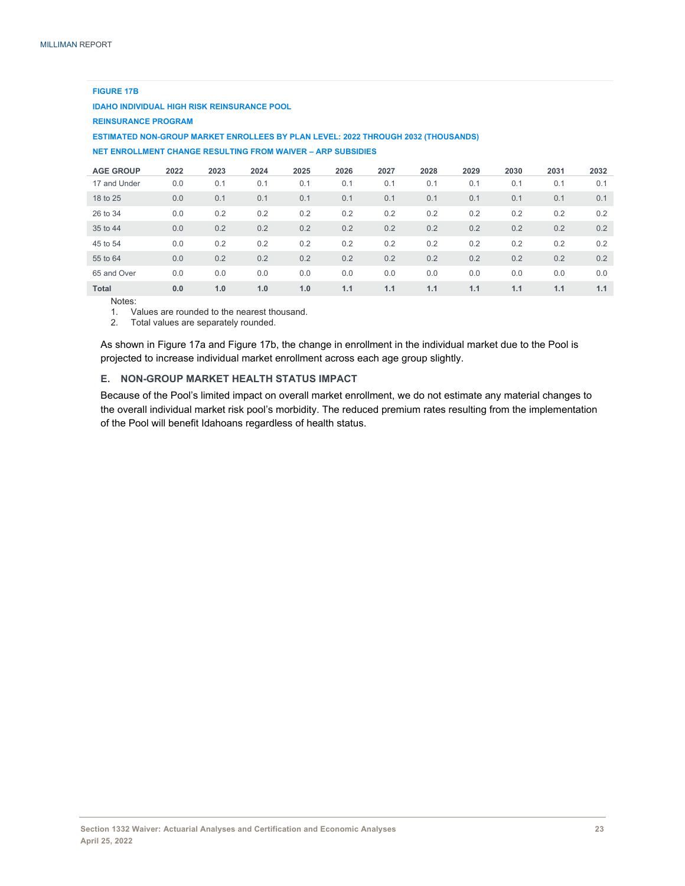**FIGURE 17B**

**IDAHO INDIVIDUAL HIGH RISK REINSURANCE POOL**

**REINSURANCE PROGRAM**

**ESTIMATED NON-GROUP MARKET ENROLLEES BY PLAN LEVEL: 2022 THROUGH 2032 (THOUSANDS)**

**NET ENROLLMENT CHANGE RESULTING FROM WAIVER – ARP SUBSIDIES**

| AGE GROUP | 2022 | 2023 | 2024 | 2025 | 2026 | 2027 | 2028 | 2029 | 2030 | 2031 | 2032 |
|---|---|---|---|---|---|---|---|---|---|---|---|
| 17 and Under | 0.0 | 0.1 | 0.1 | 0.1 | 0.1 | 0.1 | 0.1 | 0.1 | 0.1 | 0.1 | 0.1 |
| 18 to 25 | 0.0 | 0.1 | 0.1 | 0.1 | 0.1 | 0.1 | 0.1 | 0.1 | 0.1 | 0.1 | 0.1 |
| 26 to 34 | 0.0 | 0.2 | 0.2 | 0.2 | 0.2 | 0.2 | 0.2 | 0.2 | 0.2 | 0.2 | 0.2 |
| 35 to 44 | 0.0 | 0.2 | 0.2 | 0.2 | 0.2 | 0.2 | 0.2 | 0.2 | 0.2 | 0.2 | 0.2 |
| 45 to 54 | 0.0 | 0.2 | 0.2 | 0.2 | 0.2 | 0.2 | 0.2 | 0.2 | 0.2 | 0.2 | 0.2 |
| 55 to 64 | 0.0 | 0.2 | 0.2 | 0.2 | 0.2 | 0.2 | 0.2 | 0.2 | 0.2 | 0.2 | 0.2 |
| 65 and Over | 0.0 | 0.0 | 0.0 | 0.0 | 0.0 | 0.0 | 0.0 | 0.0 | 0.0 | 0.0 | 0.0 |
| **Total** | **0.0** | **1.0** | **1.0** | **1.0** | **1.1** | **1.1** | **1.1** | **1.1** | **1.1** | **1.1** | **1.1** |

Notes:

1. Values are rounded to the nearest thousand.
2. Total values are separately rounded.

As shown in Figure 17a and Figure 17b, the change in enrollment in the individual market due to the Pool is projected to increase individual market enrollment across each age group slightly.

### E. NON-GROUP MARKET HEALTH STATUS IMPACT

Because of the Pool's limited impact on overall market enrollment, we do not estimate any material changes to the overall individual market risk pool's morbidity. The reduced premium rates resulting from the implementation of the Pool will benefit Idahoans regardless of health status.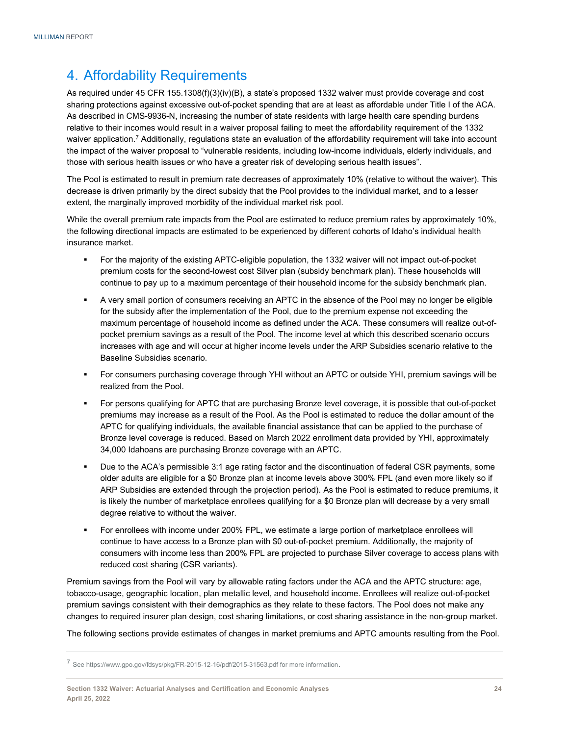# 4. Affordability Requirements

As required under 45 CFR 155.1308(f)(3)(iv)(B), a state's proposed 1332 waiver must provide coverage and cost sharing protections against excessive out-of-pocket spending that are at least as affordable under Title I of the ACA. As described in CMS-9936-N, increasing the number of state residents with large health care spending burdens relative to their incomes would result in a waiver proposal failing to meet the affordability requirement of the 1332 waiver application.[7] Additionally, regulations state an evaluation of the affordability requirement will take into account the impact of the waiver proposal to "vulnerable residents, including low-income individuals, elderly individuals, and those with serious health issues or who have a greater risk of developing serious health issues".

The Pool is estimated to result in premium rate decreases of approximately 10% (relative to without the waiver). This decrease is driven primarily by the direct subsidy that the Pool provides to the individual market, and to a lesser extent, the marginally improved morbidity of the individual market risk pool.

While the overall premium rate impacts from the Pool are estimated to reduce premium rates by approximately 10%, the following directional impacts are estimated to be experienced by different cohorts of Idaho's individual health insurance market.

- For the majority of the existing APTC-eligible population, the 1332 waiver will not impact out-of-pocket premium costs for the second-lowest cost Silver plan (subsidy benchmark plan). These households will continue to pay up to a maximum percentage of their household income for the subsidy benchmark plan.
- A very small portion of consumers receiving an APTC in the absence of the Pool may no longer be eligible for the subsidy after the implementation of the Pool, due to the premium expense not exceeding the maximum percentage of household income as defined under the ACA. These consumers will realize out-of-pocket premium savings as a result of the Pool. The income level at which this described scenario occurs increases with age and will occur at higher income levels under the ARP Subsidies scenario relative to the Baseline Subsidies scenario.
- For consumers purchasing coverage through YHI without an APTC or outside YHI, premium savings will be realized from the Pool.
- For persons qualifying for APTC that are purchasing Bronze level coverage, it is possible that out-of-pocket premiums may increase as a result of the Pool. As the Pool is estimated to reduce the dollar amount of the APTC for qualifying individuals, the available financial assistance that can be applied to the purchase of Bronze level coverage is reduced. Based on March 2022 enrollment data provided by YHI, approximately 34,000 Idahoans are purchasing Bronze coverage with an APTC.
- Due to the ACA's permissible 3:1 age rating factor and the discontinuation of federal CSR payments, some older adults are eligible for a $0 Bronze plan at income levels above 300% FPL (and even more likely so if ARP Subsidies are extended through the projection period). As the Pool is estimated to reduce premiums, it is likely the number of marketplace enrollees qualifying for a $0 Bronze plan will decrease by a very small degree relative to without the waiver.
- For enrollees with income under 200% FPL, we estimate a large portion of marketplace enrollees will continue to have access to a Bronze plan with $0 out-of-pocket premium. Additionally, the majority of consumers with income less than 200% FPL are projected to purchase Silver coverage to access plans with reduced cost sharing (CSR variants).

Premium savings from the Pool will vary by allowable rating factors under the ACA and the APTC structure: age, tobacco-usage, geographic location, plan metallic level, and household income. Enrollees will realize out-of-pocket premium savings consistent with their demographics as they relate to these factors. The Pool does not make any changes to required insurer plan design, cost sharing limitations, or cost sharing assistance in the non-group market.

The following sections provide estimates of changes in market premiums and APTC amounts resulting from the Pool.

[7] See https://www.gpo.gov/fdsys/pkg/FR-2015-12-16/pdf/2015-31563.pdf for more information.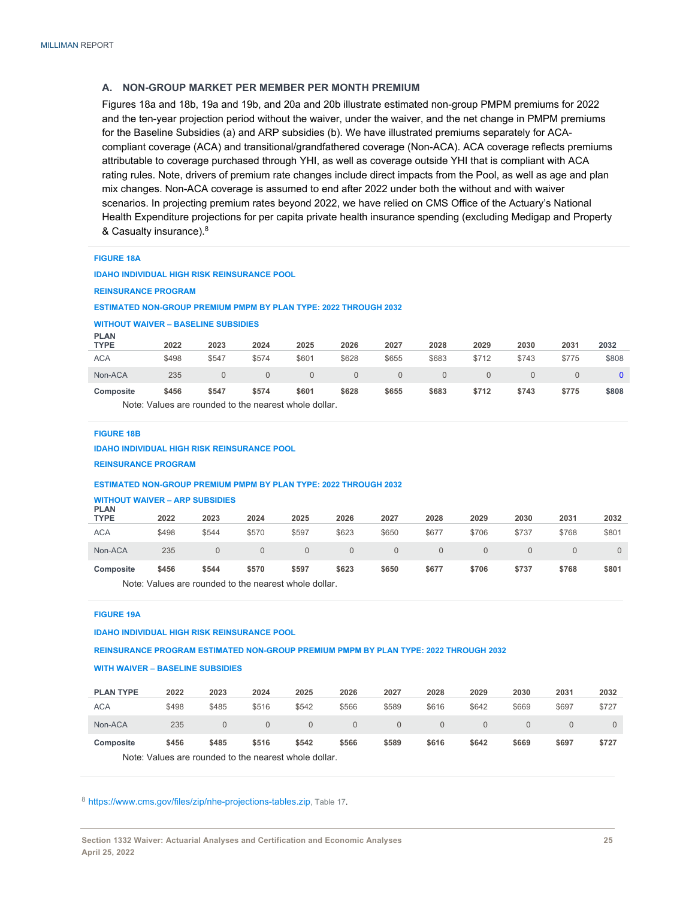### A. NON-GROUP MARKET PER MEMBER PER MONTH PREMIUM

Figures 18a and 18b, 19a and 19b, and 20a and 20b illustrate estimated non-group PMPM premiums for 2022 and the ten-year projection period without the waiver, under the waiver, and the net change in PMPM premiums for the Baseline Subsidies (a) and ARP subsidies (b). We have illustrated premiums separately for ACA-compliant coverage (ACA) and transitional/grandfathered coverage (Non-ACA). ACA coverage reflects premiums attributable to coverage purchased through YHI, as well as coverage outside YHI that is compliant with ACA rating rules. Note, drivers of premium rate changes include direct impacts from the Pool, as well as age and plan mix changes. Non-ACA coverage is assumed to end after 2022 under both the without and with waiver scenarios. In projecting premium rates beyond 2022, we have relied on CMS Office of the Actuary's National Health Expenditure projections for per capita private health insurance spending (excluding Medigap and Property & Casualty insurance).[8]

**FIGURE 18A**

**IDAHO INDIVIDUAL HIGH RISK REINSURANCE POOL**

**REINSURANCE PROGRAM**

**ESTIMATED NON-GROUP PREMIUM PMPM BY PLAN TYPE: 2022 THROUGH 2032**

**WITHOUT WAIVER – BASELINE SUBSIDIES**

| PLAN TYPE | 2022 | 2023 | 2024 | 2025 | 2026 | 2027 | 2028 | 2029 | 2030 | 2031 | 2032 |
|---|---|---|---|---|---|---|---|---|---|---|---|
| ACA | $498 | $547 | $574 | $601 | $628 | $655 | $683 | $712 | $743 | $775 | $808 |
| Non-ACA | 235 | 0 | 0 | 0 | 0 | 0 | 0 | 0 | 0 | 0 | 0 |
| **Composite** | **$456** | **$547** | **$574** | **$601** | **$628** | **$655** | **$683** | **$712** | **$743** | **$775** | **$808** |

Note: Values are rounded to the nearest whole dollar.

**FIGURE 18B**

**IDAHO INDIVIDUAL HIGH RISK REINSURANCE POOL**

**REINSURANCE PROGRAM**

**ESTIMATED NON-GROUP PREMIUM PMPM BY PLAN TYPE: 2022 THROUGH 2032**

**WITHOUT WAIVER – ARP SUBSIDIES**

| PLAN TYPE | 2022 | 2023 | 2024 | 2025 | 2026 | 2027 | 2028 | 2029 | 2030 | 2031 | 2032 |
|---|---|---|---|---|---|---|---|---|---|---|---|
| ACA | $498 | $544 | $570 | $597 | $623 | $650 | $677 | $706 | $737 | $768 | $801 |
| Non-ACA | 235 | 0 | 0 | 0 | 0 | 0 | 0 | 0 | 0 | 0 | 0 |
| **Composite** | **$456** | **$544** | **$570** | **$597** | **$623** | **$650** | **$677** | **$706** | **$737** | **$768** | **$801** |

Note: Values are rounded to the nearest whole dollar.

**FIGURE 19A**

**IDAHO INDIVIDUAL HIGH RISK REINSURANCE POOL**

**REINSURANCE PROGRAM ESTIMATED NON-GROUP PREMIUM PMPM BY PLAN TYPE: 2022 THROUGH 2032**

**WITH WAIVER – BASELINE SUBSIDIES**

| PLAN TYPE | 2022 | 2023 | 2024 | 2025 | 2026 | 2027 | 2028 | 2029 | 2030 | 2031 | 2032 |
|---|---|---|---|---|---|---|---|---|---|---|---|
| ACA | $498 | $485 | $516 | $542 | $566 | $589 | $616 | $642 | $669 | $697 | $727 |
| Non-ACA | 235 | 0 | 0 | 0 | 0 | 0 | 0 | 0 | 0 | 0 | 0 |
| **Composite** | **$456** | **$485** | **$516** | **$542** | **$566** | **$589** | **$616** | **$642** | **$669** | **$697** | **$727** |

Note: Values are rounded to the nearest whole dollar.

[8] https://www.cms.gov/files/zip/nhe-projections-tables.zip, Table 17.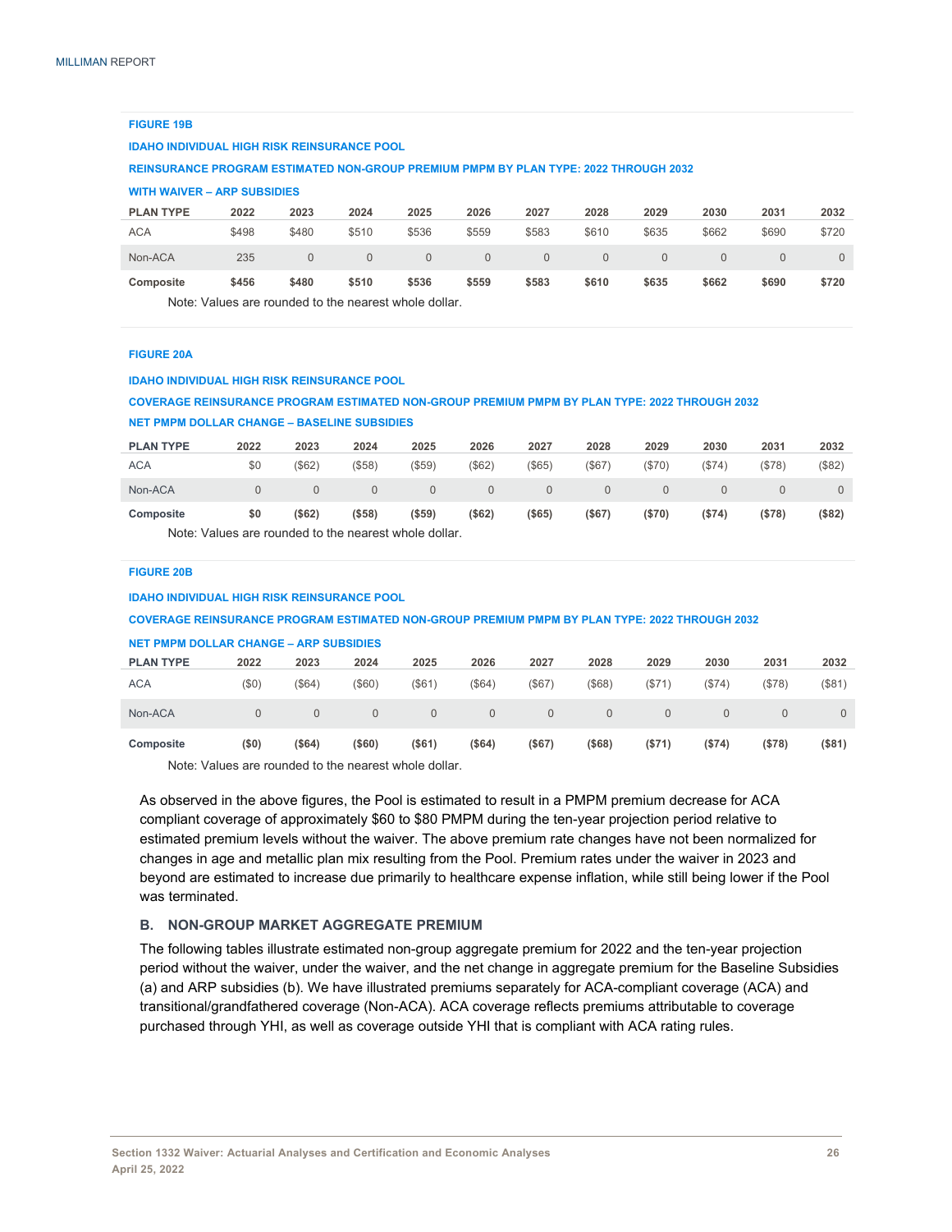**FIGURE 19B**

**IDAHO INDIVIDUAL HIGH RISK REINSURANCE POOL**

**REINSURANCE PROGRAM ESTIMATED NON-GROUP PREMIUM PMPM BY PLAN TYPE: 2022 THROUGH 2032**

**WITH WAIVER – ARP SUBSIDIES**

| PLAN TYPE | 2022 | 2023 | 2024 | 2025 | 2026 | 2027 | 2028 | 2029 | 2030 | 2031 | 2032 |
|---|---|---|---|---|---|---|---|---|---|---|---|
| ACA | $498 | $480 | $510 | $536 | $559 | $583 | $610 | $635 | $662 | $690 | $720 |
| Non-ACA | 235 | 0 | 0 | 0 | 0 | 0 | 0 | 0 | 0 | 0 | 0 |
| **Composite** | **$456** | **$480** | **$510** | **$536** | **$559** | **$583** | **$610** | **$635** | **$662** | **$690** | **$720** |

Note: Values are rounded to the nearest whole dollar.

**FIGURE 20A**

**IDAHO INDIVIDUAL HIGH RISK REINSURANCE POOL**

**COVERAGE REINSURANCE PROGRAM ESTIMATED NON-GROUP PREMIUM PMPM BY PLAN TYPE: 2022 THROUGH 2032**

**NET PMPM DOLLAR CHANGE – BASELINE SUBSIDIES**

| PLAN TYPE | 2022 | 2023 | 2024 | 2025 | 2026 | 2027 | 2028 | 2029 | 2030 | 2031 | 2032 |
|---|---|---|---|---|---|---|---|---|---|---|---|
| ACA | $0 | ($62) | ($58) | ($59) | ($62) | ($65) | ($67) | ($70) | ($74) | ($78) | ($82) |
| Non-ACA | 0 | 0 | 0 | 0 | 0 | 0 | 0 | 0 | 0 | 0 | 0 |
| **Composite** | **$0** | **($62)** | **($58)** | **($59)** | **($62)** | **($65)** | **($67)** | **($70)** | **($74)** | **($78)** | **($82)** |

Note: Values are rounded to the nearest whole dollar.

**FIGURE 20B**

**IDAHO INDIVIDUAL HIGH RISK REINSURANCE POOL**

**COVERAGE REINSURANCE PROGRAM ESTIMATED NON-GROUP PREMIUM PMPM BY PLAN TYPE: 2022 THROUGH 2032**

**NET PMPM DOLLAR CHANGE – ARP SUBSIDIES**

| PLAN TYPE | 2022 | 2023 | 2024 | 2025 | 2026 | 2027 | 2028 | 2029 | 2030 | 2031 | 2032 |
|---|---|---|---|---|---|---|---|---|---|---|---|
| ACA | ($0) | ($64) | ($60) | ($61) | ($64) | ($67) | ($68) | ($71) | ($74) | ($78) | ($81) |
| Non-ACA | 0 | 0 | 0 | 0 | 0 | 0 | 0 | 0 | 0 | 0 | 0 |
| **Composite** | **($0)** | **($64)** | **($60)** | **($61)** | **($64)** | **($67)** | **($68)** | **($71)** | **($74)** | **($78)** | **($81)** |

Note: Values are rounded to the nearest whole dollar.

As observed in the above figures, the Pool is estimated to result in a PMPM premium decrease for ACA compliant coverage of approximately $60 to $80 PMPM during the ten-year projection period relative to estimated premium levels without the waiver. The above premium rate changes have not been normalized for changes in age and metallic plan mix resulting from the Pool. Premium rates under the waiver in 2023 and beyond are estimated to increase due primarily to healthcare expense inflation, while still being lower if the Pool was terminated.

### B. NON-GROUP MARKET AGGREGATE PREMIUM

The following tables illustrate estimated non-group aggregate premium for 2022 and the ten-year projection period without the waiver, under the waiver, and the net change in aggregate premium for the Baseline Subsidies (a) and ARP subsidies (b). We have illustrated premiums separately for ACA-compliant coverage (ACA) and transitional/grandfathered coverage (Non-ACA). ACA coverage reflects premiums attributable to coverage purchased through YHI, as well as coverage outside YHI that is compliant with ACA rating rules.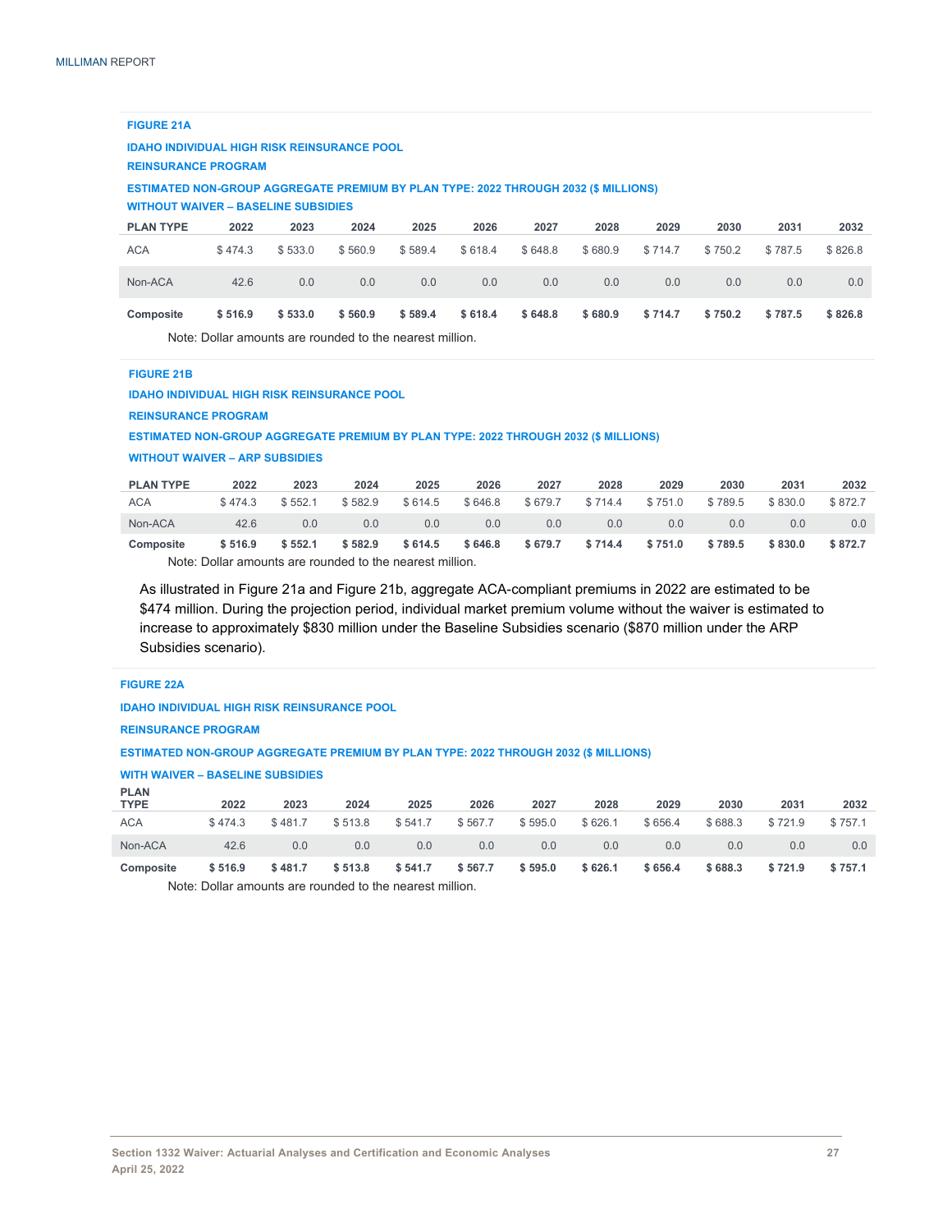**FIGURE 21A**

**IDAHO INDIVIDUAL HIGH RISK REINSURANCE POOL**

**REINSURANCE PROGRAM**

**ESTIMATED NON-GROUP AGGREGATE PREMIUM BY PLAN TYPE: 2022 THROUGH 2032 ($ MILLIONS)**

**WITHOUT WAIVER – BASELINE SUBSIDIES**

| PLAN TYPE | 2022 | 2023 | 2024 | 2025 | 2026 | 2027 | 2028 | 2029 | 2030 | 2031 | 2032 |
|---|---|---|---|---|---|---|---|---|---|---|---|
| ACA | $ 474.3 | $ 533.0 | $ 560.9 | $ 589.4 | $ 618.4 | $ 648.8 | $ 680.9 | $ 714.7 | $ 750.2 | $ 787.5 | $ 826.8 |
| Non-ACA | 42.6 | 0.0 | 0.0 | 0.0 | 0.0 | 0.0 | 0.0 | 0.0 | 0.0 | 0.0 | 0.0 |
| **Composite** | **$ 516.9** | **$ 533.0** | **$ 560.9** | **$ 589.4** | **$ 618.4** | **$ 648.8** | **$ 680.9** | **$ 714.7** | **$ 750.2** | **$ 787.5** | **$ 826.8** |

Note: Dollar amounts are rounded to the nearest million.

**FIGURE 21B**

**IDAHO INDIVIDUAL HIGH RISK REINSURANCE POOL**

**REINSURANCE PROGRAM**

**ESTIMATED NON-GROUP AGGREGATE PREMIUM BY PLAN TYPE: 2022 THROUGH 2032 ($ MILLIONS)**

**WITHOUT WAIVER – ARP SUBSIDIES**

| PLAN TYPE | 2022 | 2023 | 2024 | 2025 | 2026 | 2027 | 2028 | 2029 | 2030 | 2031 | 2032 |
|---|---|---|---|---|---|---|---|---|---|---|---|
| ACA | $ 474.3 | $ 552.1 | $ 582.9 | $ 614.5 | $ 646.8 | $ 679.7 | $ 714.4 | $ 751.0 | $ 789.5 | $ 830.0 | $ 872.7 |
| Non-ACA | 42.6 | 0.0 | 0.0 | 0.0 | 0.0 | 0.0 | 0.0 | 0.0 | 0.0 | 0.0 | 0.0 |
| **Composite** | **$ 516.9** | **$ 552.1** | **$ 582.9** | **$ 614.5** | **$ 646.8** | **$ 679.7** | **$ 714.4** | **$ 751.0** | **$ 789.5** | **$ 830.0** | **$ 872.7** |

Note: Dollar amounts are rounded to the nearest million.

As illustrated in Figure 21a and Figure 21b, aggregate ACA-compliant premiums in 2022 are estimated to be $474 million. During the projection period, individual market premium volume without the waiver is estimated to increase to approximately $830 million under the Baseline Subsidies scenario ($870 million under the ARP Subsidies scenario).

**FIGURE 22A**

**IDAHO INDIVIDUAL HIGH RISK REINSURANCE POOL**

**REINSURANCE PROGRAM**

**ESTIMATED NON-GROUP AGGREGATE PREMIUM BY PLAN TYPE: 2022 THROUGH 2032 ($ MILLIONS)**

**WITH WAIVER – BASELINE SUBSIDIES**

| PLAN TYPE | 2022 | 2023 | 2024 | 2025 | 2026 | 2027 | 2028 | 2029 | 2030 | 2031 | 2032 |
|---|---|---|---|---|---|---|---|---|---|---|---|
| ACA | $ 474.3 | $ 481.7 | $ 513.8 | $ 541.7 | $ 567.7 | $ 595.0 | $ 626.1 | $ 656.4 | $ 688.3 | $ 721.9 | $ 757.1 |
| Non-ACA | 42.6 | 0.0 | 0.0 | 0.0 | 0.0 | 0.0 | 0.0 | 0.0 | 0.0 | 0.0 | 0.0 |
| **Composite** | **$ 516.9** | **$ 481.7** | **$ 513.8** | **$ 541.7** | **$ 567.7** | **$ 595.0** | **$ 626.1** | **$ 656.4** | **$ 688.3** | **$ 721.9** | **$ 757.1** |

Note: Dollar amounts are rounded to the nearest million.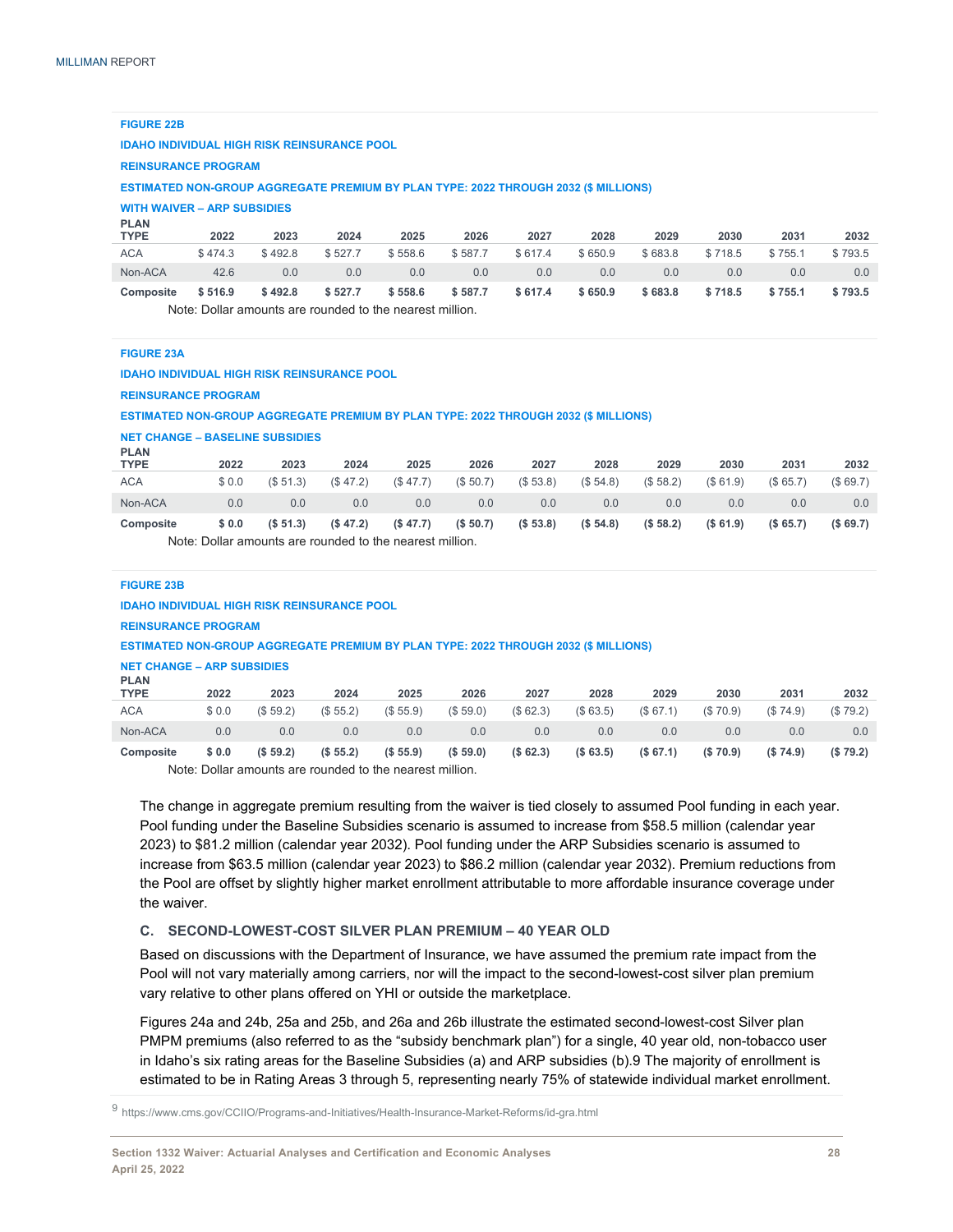**FIGURE 22B**

**IDAHO INDIVIDUAL HIGH RISK REINSURANCE POOL**

**REINSURANCE PROGRAM**

**ESTIMATED NON-GROUP AGGREGATE PREMIUM BY PLAN TYPE: 2022 THROUGH 2032 ($ MILLIONS)**

**WITH WAIVER – ARP SUBSIDIES**

| PLAN TYPE | 2022 | 2023 | 2024 | 2025 | 2026 | 2027 | 2028 | 2029 | 2030 | 2031 | 2032 |
|---|---|---|---|---|---|---|---|---|---|---|---|
| ACA | $ 474.3 | $ 492.8 | $ 527.7 | $ 558.6 | $ 587.7 | $ 617.4 | $ 650.9 | $ 683.8 | $ 718.5 | $ 755.1 | $ 793.5 |
| Non-ACA | 42.6 | 0.0 | 0.0 | 0.0 | 0.0 | 0.0 | 0.0 | 0.0 | 0.0 | 0.0 | 0.0 |
| **Composite** | **$ 516.9** | **$ 492.8** | **$ 527.7** | **$ 558.6** | **$ 587.7** | **$ 617.4** | **$ 650.9** | **$ 683.8** | **$ 718.5** | **$ 755.1** | **$ 793.5** |

Note: Dollar amounts are rounded to the nearest million.

**FIGURE 23A**

**IDAHO INDIVIDUAL HIGH RISK REINSURANCE POOL**

**REINSURANCE PROGRAM**

**ESTIMATED NON-GROUP AGGREGATE PREMIUM BY PLAN TYPE: 2022 THROUGH 2032 ($ MILLIONS)**

**NET CHANGE – BASELINE SUBSIDIES**

| PLAN TYPE | 2022 | 2023 | 2024 | 2025 | 2026 | 2027 | 2028 | 2029 | 2030 | 2031 | 2032 |
|---|---|---|---|---|---|---|---|---|---|---|---|
| ACA | $ 0.0 | ($ 51.3) | ($ 47.2) | ($ 47.7) | ($ 50.7) | ($ 53.8) | ($ 54.8) | ($ 58.2) | ($ 61.9) | ($ 65.7) | ($ 69.7) |
| Non-ACA | 0.0 | 0.0 | 0.0 | 0.0 | 0.0 | 0.0 | 0.0 | 0.0 | 0.0 | 0.0 | 0.0 |
| **Composite** | **$ 0.0** | **($ 51.3)** | **($ 47.2)** | **($ 47.7)** | **($ 50.7)** | **($ 53.8)** | **($ 54.8)** | **($ 58.2)** | **($ 61.9)** | **($ 65.7)** | **($ 69.7)** |

Note: Dollar amounts are rounded to the nearest million.

**FIGURE 23B**

**IDAHO INDIVIDUAL HIGH RISK REINSURANCE POOL**

**REINSURANCE PROGRAM**

**ESTIMATED NON-GROUP AGGREGATE PREMIUM BY PLAN TYPE: 2022 THROUGH 2032 ($ MILLIONS)**

**NET CHANGE – ARP SUBSIDIES**

| PLAN TYPE | 2022 | 2023 | 2024 | 2025 | 2026 | 2027 | 2028 | 2029 | 2030 | 2031 | 2032 |
|---|---|---|---|---|---|---|---|---|---|---|---|
| ACA | $ 0.0 | ($ 59.2) | ($ 55.2) | ($ 55.9) | ($ 59.0) | ($ 62.3) | ($ 63.5) | ($ 67.1) | ($ 70.9) | ($ 74.9) | ($ 79.2) |
| Non-ACA | 0.0 | 0.0 | 0.0 | 0.0 | 0.0 | 0.0 | 0.0 | 0.0 | 0.0 | 0.0 | 0.0 |
| **Composite** | **$ 0.0** | **($ 59.2)** | **($ 55.2)** | **($ 55.9)** | **($ 59.0)** | **($ 62.3)** | **($ 63.5)** | **($ 67.1)** | **($ 70.9)** | **($ 74.9)** | **($ 79.2)** |

Note: Dollar amounts are rounded to the nearest million.

The change in aggregate premium resulting from the waiver is tied closely to assumed Pool funding in each year. Pool funding under the Baseline Subsidies scenario is assumed to increase from $58.5 million (calendar year 2023) to $81.2 million (calendar year 2032). Pool funding under the ARP Subsidies scenario is assumed to increase from $63.5 million (calendar year 2023) to $86.2 million (calendar year 2032). Premium reductions from the Pool are offset by slightly higher market enrollment attributable to more affordable insurance coverage under the waiver.

### C. SECOND-LOWEST-COST SILVER PLAN PREMIUM – 40 YEAR OLD

Based on discussions with the Department of Insurance, we have assumed the premium rate impact from the Pool will not vary materially among carriers, nor will the impact to the second-lowest-cost silver plan premium vary relative to other plans offered on YHI or outside the marketplace.

Figures 24a and 24b, 25a and 25b, and 26a and 26b illustrate the estimated second-lowest-cost Silver plan PMPM premiums (also referred to as the "subsidy benchmark plan") for a single, 40 year old, non-tobacco user in Idaho's six rating areas for the Baseline Subsidies (a) and ARP subsidies (b).[9] The majority of enrollment is estimated to be in Rating Areas 3 through 5, representing nearly 75% of statewide individual market enrollment.

[9] https://www.cms.gov/CCIIO/Programs-and-Initiatives/Health-Insurance-Market-Reforms/id-gra.html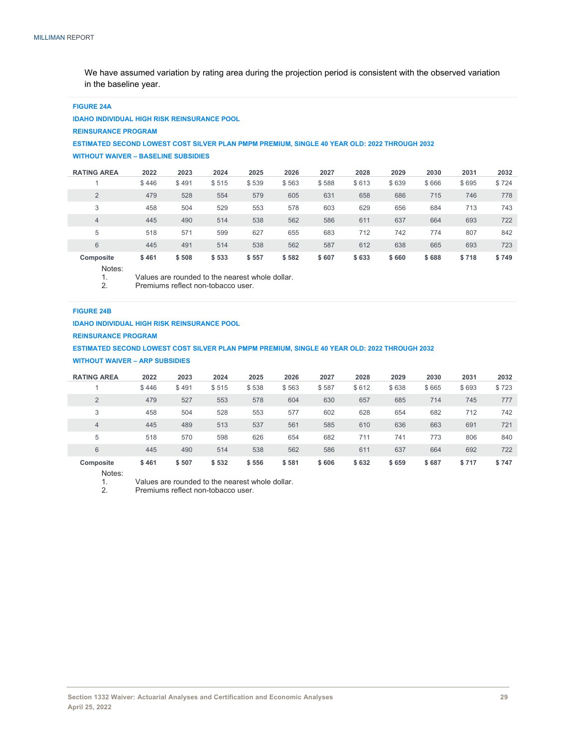We have assumed variation by rating area during the projection period is consistent with the observed variation in the baseline year.

**FIGURE 24A**

**IDAHO INDIVIDUAL HIGH RISK REINSURANCE POOL**

**REINSURANCE PROGRAM**

**ESTIMATED SECOND LOWEST COST SILVER PLAN PMPM PREMIUM, SINGLE 40 YEAR OLD: 2022 THROUGH 2032**

**WITHOUT WAIVER – BASELINE SUBSIDIES**

| RATING AREA | 2022 | 2023 | 2024 | 2025 | 2026 | 2027 | 2028 | 2029 | 2030 | 2031 | 2032 |
|---|---|---|---|---|---|---|---|---|---|---|---|
| 1 | $ 446 | $ 491 | $ 515 | $ 539 | $ 563 | $ 588 | $ 613 | $ 639 | $ 666 | $ 695 | $ 724 |
| 2 | 479 | 528 | 554 | 579 | 605 | 631 | 658 | 686 | 715 | 746 | 778 |
| 3 | 458 | 504 | 529 | 553 | 578 | 603 | 629 | 656 | 684 | 713 | 743 |
| 4 | 445 | 490 | 514 | 538 | 562 | 586 | 611 | 637 | 664 | 693 | 722 |
| 5 | 518 | 571 | 599 | 627 | 655 | 683 | 712 | 742 | 774 | 807 | 842 |
| 6 | 445 | 491 | 514 | 538 | 562 | 587 | 612 | 638 | 665 | 693 | 723 |
| **Composite** | **$ 461** | **$ 508** | **$ 533** | **$ 557** | **$ 582** | **$ 607** | **$ 633** | **$ 660** | **$ 688** | **$ 718** | **$ 749** |

Notes:
1. Values are rounded to the nearest whole dollar.
2. Premiums reflect non-tobacco user.

**FIGURE 24B**

**IDAHO INDIVIDUAL HIGH RISK REINSURANCE POOL**

**REINSURANCE PROGRAM**

**ESTIMATED SECOND LOWEST COST SILVER PLAN PMPM PREMIUM, SINGLE 40 YEAR OLD: 2022 THROUGH 2032**

**WITHOUT WAIVER – ARP SUBSIDIES**

| RATING AREA | 2022 | 2023 | 2024 | 2025 | 2026 | 2027 | 2028 | 2029 | 2030 | 2031 | 2032 |
|---|---|---|---|---|---|---|---|---|---|---|---|
| 1 | $ 446 | $ 491 | $ 515 | $ 538 | $ 563 | $ 587 | $ 612 | $ 638 | $ 665 | $ 693 | $ 723 |
| 2 | 479 | 527 | 553 | 578 | 604 | 630 | 657 | 685 | 714 | 745 | 777 |
| 3 | 458 | 504 | 528 | 553 | 577 | 602 | 628 | 654 | 682 | 712 | 742 |
| 4 | 445 | 489 | 513 | 537 | 561 | 585 | 610 | 636 | 663 | 691 | 721 |
| 5 | 518 | 570 | 598 | 626 | 654 | 682 | 711 | 741 | 773 | 806 | 840 |
| 6 | 445 | 490 | 514 | 538 | 562 | 586 | 611 | 637 | 664 | 692 | 722 |
| **Composite** | **$ 461** | **$ 507** | **$ 532** | **$ 556** | **$ 581** | **$ 606** | **$ 632** | **$ 659** | **$ 687** | **$ 717** | **$ 747** |

Notes:
1. Values are rounded to the nearest whole dollar.
2. Premiums reflect non-tobacco user.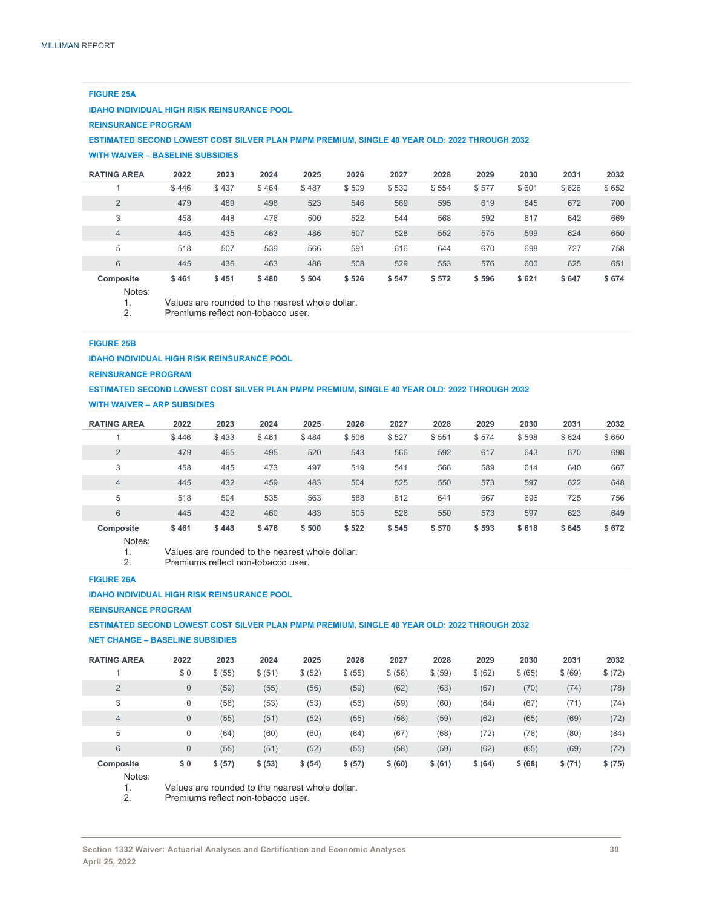**FIGURE 25A**

**IDAHO INDIVIDUAL HIGH RISK REINSURANCE POOL**

**REINSURANCE PROGRAM**

**ESTIMATED SECOND LOWEST COST SILVER PLAN PMPM PREMIUM, SINGLE 40 YEAR OLD: 2022 THROUGH 2032**

**WITH WAIVER – BASELINE SUBSIDIES**

| RATING AREA | 2022 | 2023 | 2024 | 2025 | 2026 | 2027 | 2028 | 2029 | 2030 | 2031 | 2032 |
|---|---|---|---|---|---|---|---|---|---|---|---|
| 1 | $ 446 | $ 437 | $ 464 | $ 487 | $ 509 | $ 530 | $ 554 | $ 577 | $ 601 | $ 626 | $ 652 |
| 2 | 479 | 469 | 498 | 523 | 546 | 569 | 595 | 619 | 645 | 672 | 700 |
| 3 | 458 | 448 | 476 | 500 | 522 | 544 | 568 | 592 | 617 | 642 | 669 |
| 4 | 445 | 435 | 463 | 486 | 507 | 528 | 552 | 575 | 599 | 624 | 650 |
| 5 | 518 | 507 | 539 | 566 | 591 | 616 | 644 | 670 | 698 | 727 | 758 |
| 6 | 445 | 436 | 463 | 486 | 508 | 529 | 553 | 576 | 600 | 625 | 651 |
| **Composite** | **$ 461** | **$ 451** | **$ 480** | **$ 504** | **$ 526** | **$ 547** | **$ 572** | **$ 596** | **$ 621** | **$ 647** | **$ 674** |

Notes:
1. Values are rounded to the nearest whole dollar.
2. Premiums reflect non-tobacco user.

**FIGURE 25B**

**IDAHO INDIVIDUAL HIGH RISK REINSURANCE POOL**

**REINSURANCE PROGRAM**

**ESTIMATED SECOND LOWEST COST SILVER PLAN PMPM PREMIUM, SINGLE 40 YEAR OLD: 2022 THROUGH 2032**

**WITH WAIVER – ARP SUBSIDIES**

| RATING AREA | 2022 | 2023 | 2024 | 2025 | 2026 | 2027 | 2028 | 2029 | 2030 | 2031 | 2032 |
|---|---|---|---|---|---|---|---|---|---|---|---|
| 1 | $ 446 | $ 433 | $ 461 | $ 484 | $ 506 | $ 527 | $ 551 | $ 574 | $ 598 | $ 624 | $ 650 |
| 2 | 479 | 465 | 495 | 520 | 543 | 566 | 592 | 617 | 643 | 670 | 698 |
| 3 | 458 | 445 | 473 | 497 | 519 | 541 | 566 | 589 | 614 | 640 | 667 |
| 4 | 445 | 432 | 459 | 483 | 504 | 525 | 550 | 573 | 597 | 622 | 648 |
| 5 | 518 | 504 | 535 | 563 | 588 | 612 | 641 | 667 | 696 | 725 | 756 |
| 6 | 445 | 432 | 460 | 483 | 505 | 526 | 550 | 573 | 597 | 623 | 649 |
| **Composite** | **$ 461** | **$ 448** | **$ 476** | **$ 500** | **$ 522** | **$ 545** | **$ 570** | **$ 593** | **$ 618** | **$ 645** | **$ 672** |

Notes:
1. Values are rounded to the nearest whole dollar.
2. Premiums reflect non-tobacco user.

**FIGURE 26A**

**IDAHO INDIVIDUAL HIGH RISK REINSURANCE POOL**

**REINSURANCE PROGRAM**

**ESTIMATED SECOND LOWEST COST SILVER PLAN PMPM PREMIUM, SINGLE 40 YEAR OLD: 2022 THROUGH 2032**

**NET CHANGE – BASELINE SUBSIDIES**

| RATING AREA | 2022 | 2023 | 2024 | 2025 | 2026 | 2027 | 2028 | 2029 | 2030 | 2031 | 2032 |
|---|---|---|---|---|---|---|---|---|---|---|---|
| 1 | $ 0 | $ (55) | $ (51) | $ (52) | $ (55) | $ (58) | $ (59) | $ (62) | $ (65) | $ (69) | $ (72) |
| 2 | 0 | (59) | (55) | (56) | (59) | (62) | (63) | (67) | (70) | (74) | (78) |
| 3 | 0 | (56) | (53) | (53) | (56) | (59) | (60) | (64) | (67) | (71) | (74) |
| 4 | 0 | (55) | (51) | (52) | (55) | (58) | (59) | (62) | (65) | (69) | (72) |
| 5 | 0 | (64) | (60) | (60) | (64) | (67) | (68) | (72) | (76) | (80) | (84) |
| 6 | 0 | (55) | (51) | (52) | (55) | (58) | (59) | (62) | (65) | (69) | (72) |
| **Composite** | **$ 0** | **$ (57)** | **$ (53)** | **$ (54)** | **$ (57)** | **$ (60)** | **$ (61)** | **$ (64)** | **$ (68)** | **$ (71)** | **$ (75)** |

Notes:
1. Values are rounded to the nearest whole dollar.
2. Premiums reflect non-tobacco user.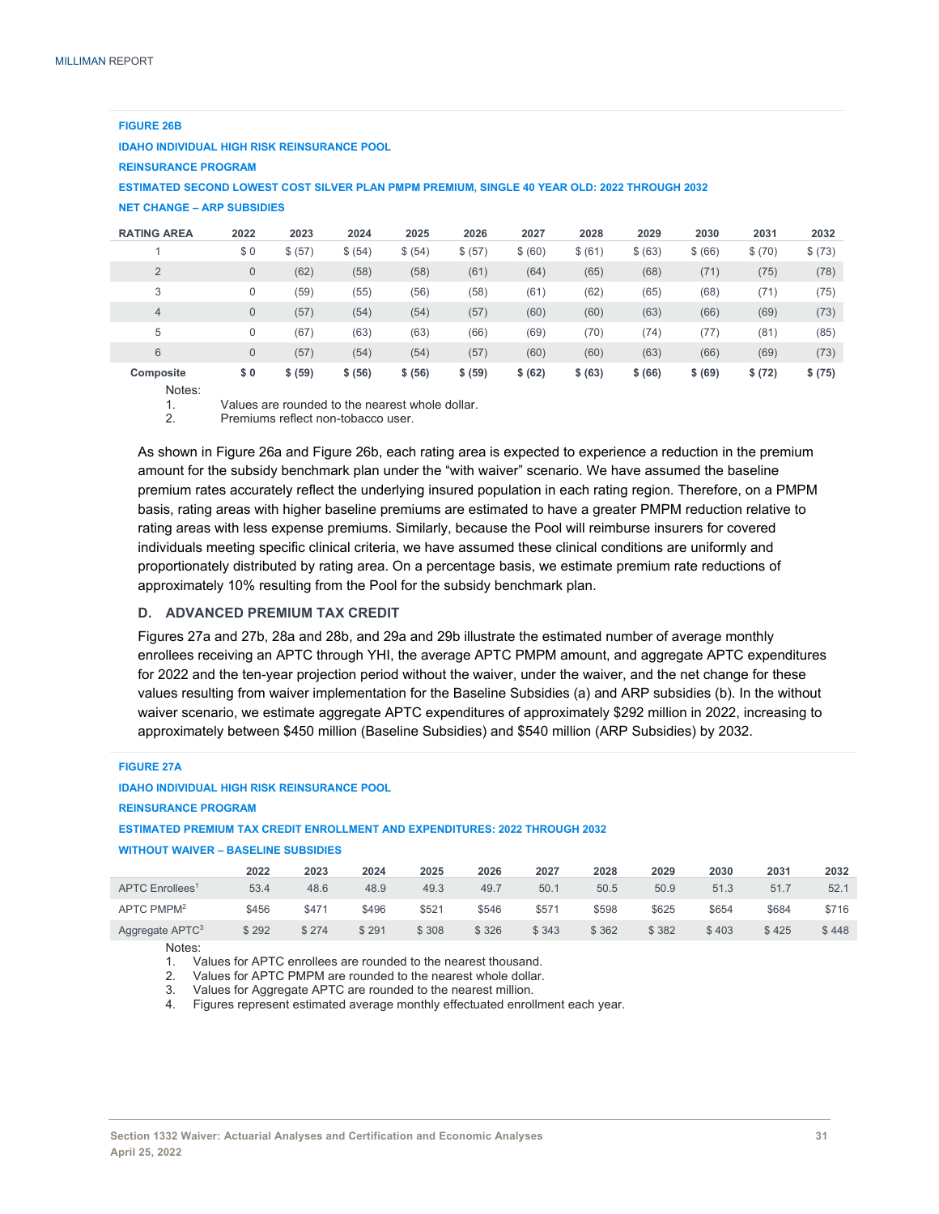**FIGURE 26B**

**IDAHO INDIVIDUAL HIGH RISK REINSURANCE POOL**

**REINSURANCE PROGRAM**

**ESTIMATED SECOND LOWEST COST SILVER PLAN PMPM PREMIUM, SINGLE 40 YEAR OLD: 2022 THROUGH 2032**

**NET CHANGE – ARP SUBSIDIES**

| RATING AREA | 2022 | 2023 | 2024 | 2025 | 2026 | 2027 | 2028 | 2029 | 2030 | 2031 | 2032 |
|---|---|---|---|---|---|---|---|---|---|---|---|
| 1 | $ 0 | $ (57) | $ (54) | $ (54) | $ (57) | $ (60) | $ (61) | $ (63) | $ (66) | $ (70) | $ (73) |
| 2 | 0 | (62) | (58) | (58) | (61) | (64) | (65) | (68) | (71) | (75) | (78) |
| 3 | 0 | (59) | (55) | (56) | (58) | (61) | (62) | (65) | (68) | (71) | (75) |
| 4 | 0 | (57) | (54) | (54) | (57) | (60) | (60) | (63) | (66) | (69) | (73) |
| 5 | 0 | (67) | (63) | (63) | (66) | (69) | (70) | (74) | (77) | (81) | (85) |
| 6 | 0 | (57) | (54) | (54) | (57) | (60) | (60) | (63) | (66) | (69) | (73) |
| **Composite** | **$ 0** | **$ (59)** | **$ (56)** | **$ (56)** | **$ (59)** | **$ (62)** | **$ (63)** | **$ (66)** | **$ (69)** | **$ (72)** | **$ (75)** |

Notes:
1. Values are rounded to the nearest whole dollar.
2. Premiums reflect non-tobacco user.

As shown in Figure 26a and Figure 26b, each rating area is expected to experience a reduction in the premium amount for the subsidy benchmark plan under the "with waiver" scenario. We have assumed the baseline premium rates accurately reflect the underlying insured population in each rating region. Therefore, on a PMPM basis, rating areas with higher baseline premiums are estimated to have a greater PMPM reduction relative to rating areas with less expense premiums. Similarly, because the Pool will reimburse insurers for covered individuals meeting specific clinical criteria, we have assumed these clinical conditions are uniformly and proportionately distributed by rating area. On a percentage basis, we estimate premium rate reductions of approximately 10% resulting from the Pool for the subsidy benchmark plan.

### D. ADVANCED PREMIUM TAX CREDIT

Figures 27a and 27b, 28a and 28b, and 29a and 29b illustrate the estimated number of average monthly enrollees receiving an APTC through YHI, the average APTC PMPM amount, and aggregate APTC expenditures for 2022 and the ten-year projection period without the waiver, under the waiver, and the net change for these values resulting from waiver implementation for the Baseline Subsidies (a) and ARP subsidies (b). In the without waiver scenario, we estimate aggregate APTC expenditures of approximately $292 million in 2022, increasing to approximately between $450 million (Baseline Subsidies) and $540 million (ARP Subsidies) by 2032.

**FIGURE 27A**

**IDAHO INDIVIDUAL HIGH RISK REINSURANCE POOL**

**REINSURANCE PROGRAM**

**ESTIMATED PREMIUM TAX CREDIT ENROLLMENT AND EXPENDITURES: 2022 THROUGH 2032**

**WITHOUT WAIVER – BASELINE SUBSIDIES**

| | 2022 | 2023 | 2024 | 2025 | 2026 | 2027 | 2028 | 2029 | 2030 | 2031 | 2032 |
|---|---|---|---|---|---|---|---|---|---|---|---|
| APTC Enrollees[1] | 53.4 | 48.6 | 48.9 | 49.3 | 49.7 | 50.1 | 50.5 | 50.9 | 51.3 | 51.7 | 52.1 |
| APTC PMPM[2] | $456 | $471 | $496 | $521 | $546 | $571 | $598 | $625 | $654 | $684 | $716 |
| Aggregate APTC[3] | $ 292 | $ 274 | $ 291 | $ 308 | $ 326 | $ 343 | $ 362 | $ 382 | $ 403 | $ 425 | $ 448 |

Notes:
1. Values for APTC enrollees are rounded to the nearest thousand.
2. Values for APTC PMPM are rounded to the nearest whole dollar.
3. Values for Aggregate APTC are rounded to the nearest million.
4. Figures represent estimated average monthly effectuated enrollment each year.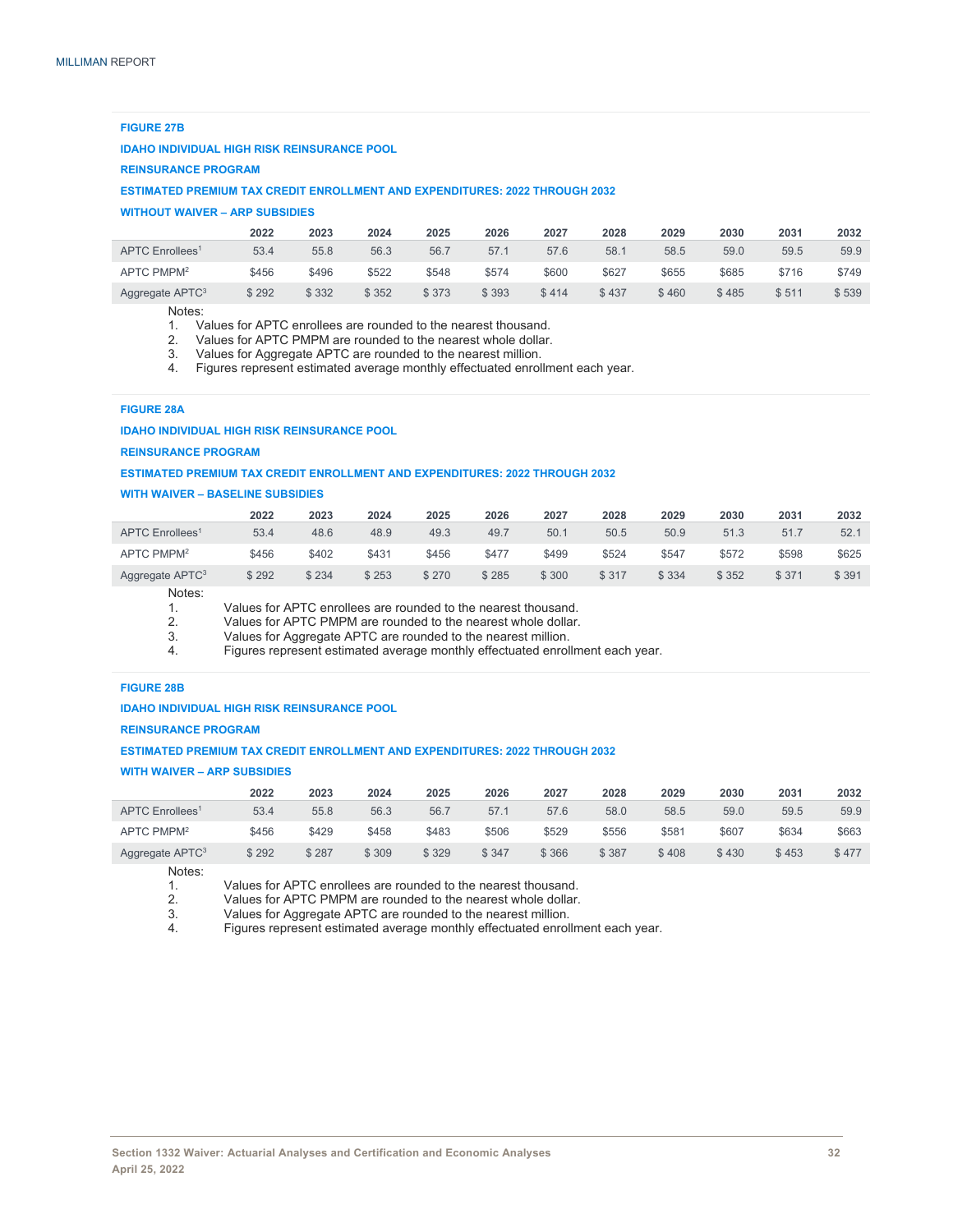**FIGURE 27B**

**IDAHO INDIVIDUAL HIGH RISK REINSURANCE POOL**

**REINSURANCE PROGRAM**

**ESTIMATED PREMIUM TAX CREDIT ENROLLMENT AND EXPENDITURES: 2022 THROUGH 2032**

**WITHOUT WAIVER – ARP SUBSIDIES**

| | 2022 | 2023 | 2024 | 2025 | 2026 | 2027 | 2028 | 2029 | 2030 | 2031 | 2032 |
|---|---|---|---|---|---|---|---|---|---|---|---|
| APTC Enrollees[1] | 53.4 | 55.8 | 56.3 | 56.7 | 57.1 | 57.6 | 58.1 | 58.5 | 59.0 | 59.5 | 59.9 |
| APTC PMPM[2] | $456 | $496 | $522 | $548 | $574 | $600 | $627 | $655 | $685 | $716 | $749 |
| Aggregate APTC[3] | $ 292 | $ 332 | $ 352 | $ 373 | $ 393 | $ 414 | $ 437 | $ 460 | $ 485 | $ 511 | $ 539 |

Notes:
1. Values for APTC enrollees are rounded to the nearest thousand.
2. Values for APTC PMPM are rounded to the nearest whole dollar.
3. Values for Aggregate APTC are rounded to the nearest million.
4. Figures represent estimated average monthly effectuated enrollment each year.

**FIGURE 28A**

**IDAHO INDIVIDUAL HIGH RISK REINSURANCE POOL**

**REINSURANCE PROGRAM**

**ESTIMATED PREMIUM TAX CREDIT ENROLLMENT AND EXPENDITURES: 2022 THROUGH 2032**

**WITH WAIVER – BASELINE SUBSIDIES**

| | 2022 | 2023 | 2024 | 2025 | 2026 | 2027 | 2028 | 2029 | 2030 | 2031 | 2032 |
|---|---|---|---|---|---|---|---|---|---|---|---|
| APTC Enrollees[1] | 53.4 | 48.6 | 48.9 | 49.3 | 49.7 | 50.1 | 50.5 | 50.9 | 51.3 | 51.7 | 52.1 |
| APTC PMPM[2] | $456 | $402 | $431 | $456 | $477 | $499 | $524 | $547 | $572 | $598 | $625 |
| Aggregate APTC[3] | $ 292 | $ 234 | $ 253 | $ 270 | $ 285 | $ 300 | $ 317 | $ 334 | $ 352 | $ 371 | $ 391 |

Notes:
1. Values for APTC enrollees are rounded to the nearest thousand.
2. Values for APTC PMPM are rounded to the nearest whole dollar.
3. Values for Aggregate APTC are rounded to the nearest million.
4. Figures represent estimated average monthly effectuated enrollment each year.

**FIGURE 28B**

**IDAHO INDIVIDUAL HIGH RISK REINSURANCE POOL**

**REINSURANCE PROGRAM**

**ESTIMATED PREMIUM TAX CREDIT ENROLLMENT AND EXPENDITURES: 2022 THROUGH 2032**

**WITH WAIVER – ARP SUBSIDIES**

| | 2022 | 2023 | 2024 | 2025 | 2026 | 2027 | 2028 | 2029 | 2030 | 2031 | 2032 |
|---|---|---|---|---|---|---|---|---|---|---|---|
| APTC Enrollees[1] | 53.4 | 55.8 | 56.3 | 56.7 | 57.1 | 57.6 | 58.0 | 58.5 | 59.0 | 59.5 | 59.9 |
| APTC PMPM[2] | $456 | $429 | $458 | $483 | $506 | $529 | $556 | $581 | $607 | $634 | $663 |
| Aggregate APTC[3] | $ 292 | $ 287 | $ 309 | $ 329 | $ 347 | $ 366 | $ 387 | $ 408 | $ 430 | $ 453 | $ 477 |

Notes:
1. Values for APTC enrollees are rounded to the nearest thousand.
2. Values for APTC PMPM are rounded to the nearest whole dollar.
3. Values for Aggregate APTC are rounded to the nearest million.
4. Figures represent estimated average monthly effectuated enrollment each year.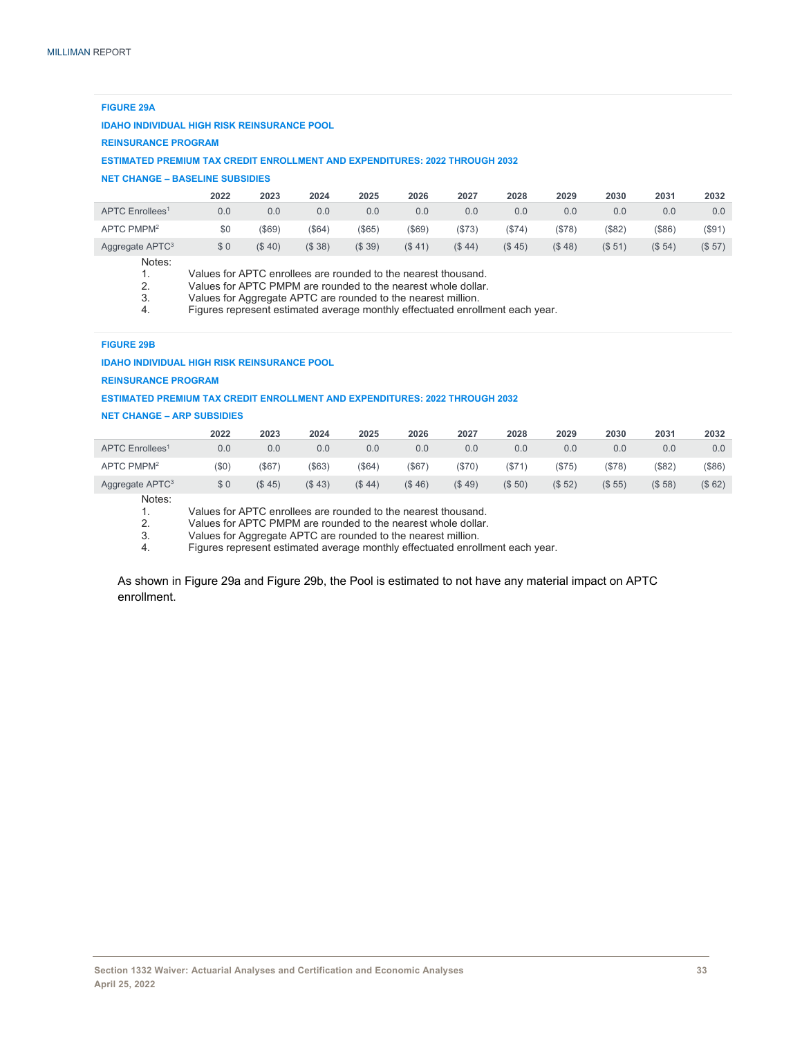**FIGURE 29A**

**IDAHO INDIVIDUAL HIGH RISK REINSURANCE POOL**

**REINSURANCE PROGRAM**

**ESTIMATED PREMIUM TAX CREDIT ENROLLMENT AND EXPENDITURES: 2022 THROUGH 2032**

**NET CHANGE – BASELINE SUBSIDIES**

| | 2022 | 2023 | 2024 | 2025 | 2026 | 2027 | 2028 | 2029 | 2030 | 2031 | 2032 |
|---|---|---|---|---|---|---|---|---|---|---|---|
| APTC Enrollees[1] | 0.0 | 0.0 | 0.0 | 0.0 | 0.0 | 0.0 | 0.0 | 0.0 | 0.0 | 0.0 | 0.0 |
| APTC PMPM[2] | $0 | ($69) | ($64) | ($65) | ($69) | ($73) | ($74) | ($78) | ($82) | ($86) | ($91) |
| Aggregate APTC[3] | $ 0 | ($ 40) | ($ 38) | ($ 39) | ($ 41) | ($ 44) | ($ 45) | ($ 48) | ($ 51) | ($ 54) | ($ 57) |

Notes:
1. Values for APTC enrollees are rounded to the nearest thousand.
2. Values for APTC PMPM are rounded to the nearest whole dollar.
3. Values for Aggregate APTC are rounded to the nearest million.
4. Figures represent estimated average monthly effectuated enrollment each year.

**FIGURE 29B**

**IDAHO INDIVIDUAL HIGH RISK REINSURANCE POOL**

**REINSURANCE PROGRAM**

**ESTIMATED PREMIUM TAX CREDIT ENROLLMENT AND EXPENDITURES: 2022 THROUGH 2032**

**NET CHANGE – ARP SUBSIDIES**

| | 2022 | 2023 | 2024 | 2025 | 2026 | 2027 | 2028 | 2029 | 2030 | 2031 | 2032 |
|---|---|---|---|---|---|---|---|---|---|---|---|
| APTC Enrollees[1] | 0.0 | 0.0 | 0.0 | 0.0 | 0.0 | 0.0 | 0.0 | 0.0 | 0.0 | 0.0 | 0.0 |
| APTC PMPM[2] | ($0) | ($67) | ($63) | ($64) | ($67) | ($70) | ($71) | ($75) | ($78) | ($82) | ($86) |
| Aggregate APTC[3] | $ 0 | ($ 45) | ($ 43) | ($ 44) | ($ 46) | ($ 49) | ($ 50) | ($ 52) | ($ 55) | ($ 58) | ($ 62) |

Notes:
1. Values for APTC enrollees are rounded to the nearest thousand.
2. Values for APTC PMPM are rounded to the nearest whole dollar.
3. Values for Aggregate APTC are rounded to the nearest million.
4. Figures represent estimated average monthly effectuated enrollment each year.

As shown in Figure 29a and Figure 29b, the Pool is estimated to not have any material impact on APTC enrollment.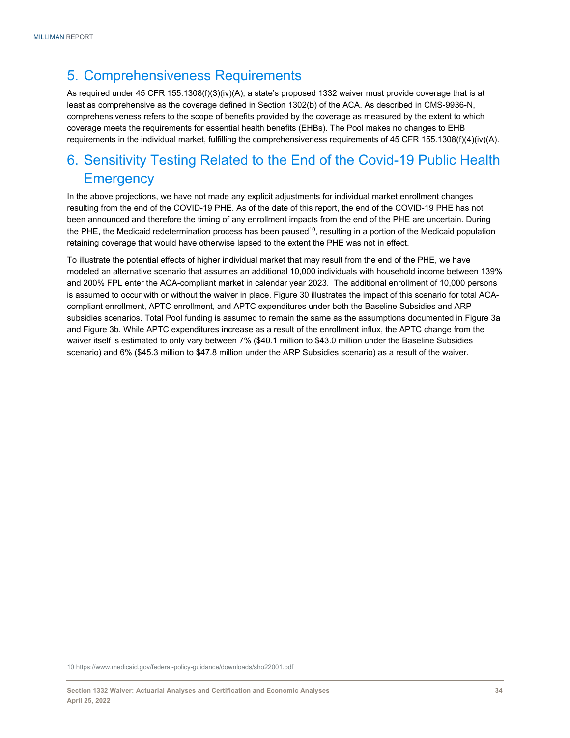# 5. Comprehensiveness Requirements

As required under 45 CFR 155.1308(f)(3)(iv)(A), a state's proposed 1332 waiver must provide coverage that is at least as comprehensive as the coverage defined in Section 1302(b) of the ACA. As described in CMS-9936-N, comprehensiveness refers to the scope of benefits provided by the coverage as measured by the extent to which coverage meets the requirements for essential health benefits (EHBs). The Pool makes no changes to EHB requirements in the individual market, fulfilling the comprehensiveness requirements of 45 CFR 155.1308(f)(4)(iv)(A).

# 6. Sensitivity Testing Related to the End of the Covid-19 Public Health Emergency

In the above projections, we have not made any explicit adjustments for individual market enrollment changes resulting from the end of the COVID-19 PHE. As of the date of this report, the end of the COVID-19 PHE has not been announced and therefore the timing of any enrollment impacts from the end of the PHE are uncertain. During the PHE, the Medicaid redetermination process has been paused[10], resulting in a portion of the Medicaid population retaining coverage that would have otherwise lapsed to the extent the PHE was not in effect.

To illustrate the potential effects of higher individual market that may result from the end of the PHE, we have modeled an alternative scenario that assumes an additional 10,000 individuals with household income between 139% and 200% FPL enter the ACA-compliant market in calendar year 2023. The additional enrollment of 10,000 persons is assumed to occur with or without the waiver in place. Figure 30 illustrates the impact of this scenario for total ACA-compliant enrollment, APTC enrollment, and APTC expenditures under both the Baseline Subsidies and ARP subsidies scenarios. Total Pool funding is assumed to remain the same as the assumptions documented in Figure 3a and Figure 3b. While APTC expenditures increase as a result of the enrollment influx, the APTC change from the waiver itself is estimated to only vary between 7% ($40.1 million to $43.0 million under the Baseline Subsidies scenario) and 6% ($45.3 million to $47.8 million under the ARP Subsidies scenario) as a result of the waiver.

10 https://www.medicaid.gov/federal-policy-guidance/downloads/sho22001.pdf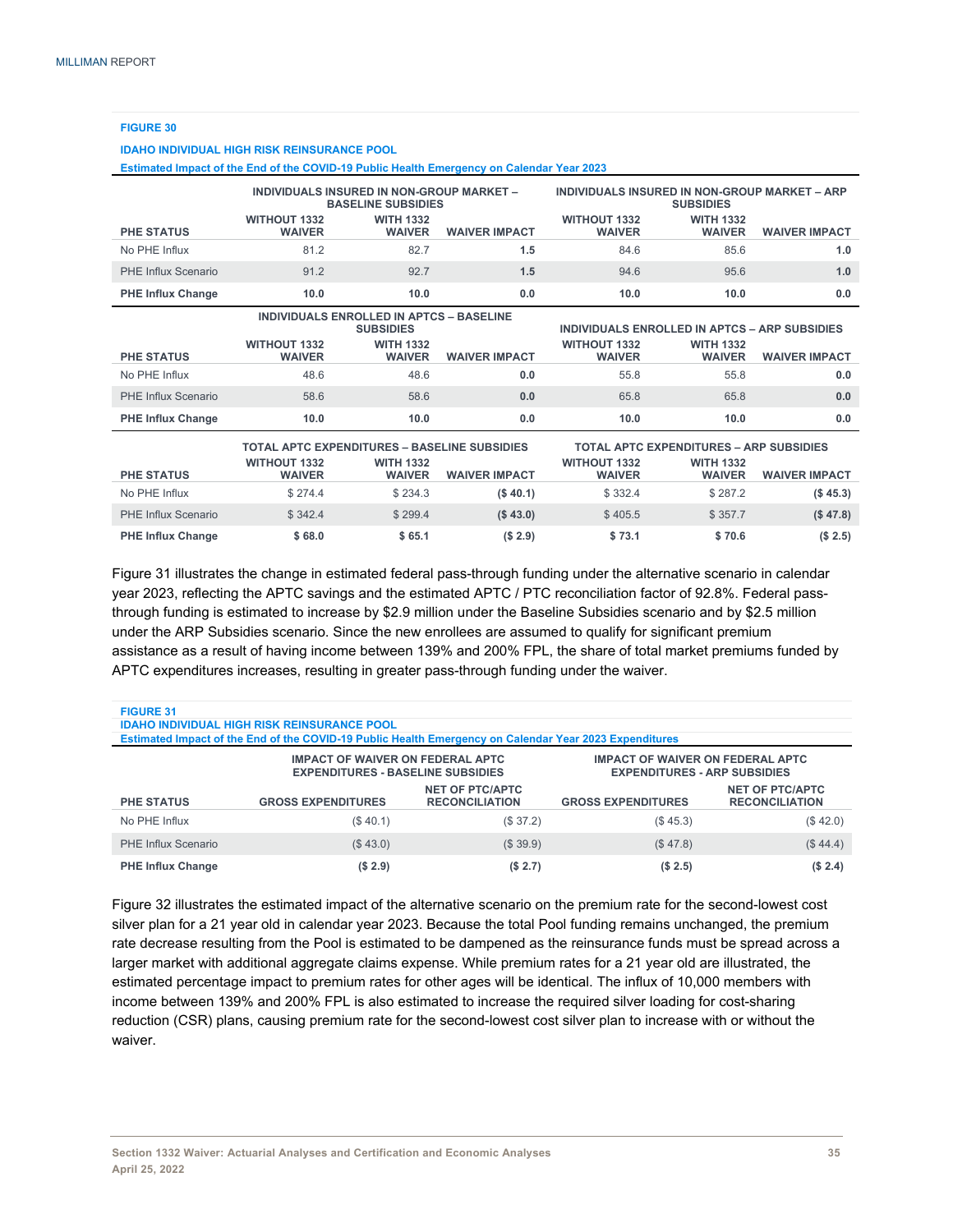**FIGURE 30**

**IDAHO INDIVIDUAL HIGH RISK REINSURANCE POOL**

**Estimated Impact of the End of the COVID-19 Public Health Emergency on Calendar Year 2023**

| | INDIVIDUALS INSURED IN NON-GROUP MARKET – BASELINE SUBSIDIES | | | INDIVIDUALS INSURED IN NON-GROUP MARKET – ARP SUBSIDIES | | |
|---|---|---|---|---|---|---|
| PHE STATUS | WITHOUT 1332 WAIVER | WITH 1332 WAIVER | WAIVER IMPACT | WITHOUT 1332 WAIVER | WITH 1332 WAIVER | WAIVER IMPACT |
| No PHE Influx | 81.2 | 82.7 | **1.5** | 84.6 | 85.6 | **1.0** |
| PHE Influx Scenario | 91.2 | 92.7 | **1.5** | 94.6 | 95.6 | **1.0** |
| **PHE Influx Change** | **10.0** | **10.0** | **0.0** | **10.0** | **10.0** | **0.0** |

| | INDIVIDUALS ENROLLED IN APTCS – BASELINE SUBSIDIES | | | INDIVIDUALS ENROLLED IN APTCS – ARP SUBSIDIES | | |
|---|---|---|---|---|---|---|
| PHE STATUS | WITHOUT 1332 WAIVER | WITH 1332 WAIVER | WAIVER IMPACT | WITHOUT 1332 WAIVER | WITH 1332 WAIVER | WAIVER IMPACT |
| No PHE Influx | 48.6 | 48.6 | **0.0** | 55.8 | 55.8 | **0.0** |
| PHE Influx Scenario | 58.6 | 58.6 | **0.0** | 65.8 | 65.8 | **0.0** |
| **PHE Influx Change** | **10.0** | **10.0** | **0.0** | **10.0** | **10.0** | **0.0** |

| | TOTAL APTC EXPENDITURES – BASELINE SUBSIDIES | | | TOTAL APTC EXPENDITURES – ARP SUBSIDIES | | |
|---|---|---|---|---|---|---|
| PHE STATUS | WITHOUT 1332 WAIVER | WITH 1332 WAIVER | WAIVER IMPACT | WITHOUT 1332 WAIVER | WITH 1332 WAIVER | WAIVER IMPACT |
| No PHE Influx | $ 274.4 | $ 234.3 | **($ 40.1)** | $ 332.4 | $ 287.2 | **($ 45.3)** |
| PHE Influx Scenario | $ 342.4 | $ 299.4 | **($ 43.0)** | $ 405.5 | $ 357.7 | **($ 47.8)** |
| **PHE Influx Change** | **$ 68.0** | **$ 65.1** | **($ 2.9)** | **$ 73.1** | **$ 70.6** | **($ 2.5)** |

Figure 31 illustrates the change in estimated federal pass-through funding under the alternative scenario in calendar year 2023, reflecting the APTC savings and the estimated APTC / PTC reconciliation factor of 92.8%. Federal pass-through funding is estimated to increase by $2.9 million under the Baseline Subsidies scenario and by $2.5 million under the ARP Subsidies scenario. Since the new enrollees are assumed to qualify for significant premium assistance as a result of having income between 139% and 200% FPL, the share of total market premiums funded by APTC expenditures increases, resulting in greater pass-through funding under the waiver.

**FIGURE 31**

**IDAHO INDIVIDUAL HIGH RISK REINSURANCE POOL**

**Estimated Impact of the End of the COVID-19 Public Health Emergency on Calendar Year 2023 Expenditures**

| | IMPACT OF WAIVER ON FEDERAL APTC EXPENDITURES - BASELINE SUBSIDIES | | IMPACT OF WAIVER ON FEDERAL APTC EXPENDITURES - ARP SUBSIDIES | |
|---|---|---|---|---|
| PHE STATUS | GROSS EXPENDITURES | NET OF PTC/APTC RECONCILIATION | GROSS EXPENDITURES | NET OF PTC/APTC RECONCILIATION |
| No PHE Influx | ($ 40.1) | ($ 37.2) | ($ 45.3) | ($ 42.0) |
| PHE Influx Scenario | ($ 43.0) | ($ 39.9) | ($ 47.8) | ($ 44.4) |
| **PHE Influx Change** | **($ 2.9)** | **($ 2.7)** | **($ 2.5)** | **($ 2.4)** |

Figure 32 illustrates the estimated impact of the alternative scenario on the premium rate for the second-lowest cost silver plan for a 21 year old in calendar year 2023. Because the total Pool funding remains unchanged, the premium rate decrease resulting from the Pool is estimated to be dampened as the reinsurance funds must be spread across a larger market with additional aggregate claims expense. While premium rates for a 21 year old are illustrated, the estimated percentage impact to premium rates for other ages will be identical. The influx of 10,000 members with income between 139% and 200% FPL is also estimated to increase the required silver loading for cost-sharing reduction (CSR) plans, causing premium rate for the second-lowest cost silver plan to increase with or without the waiver.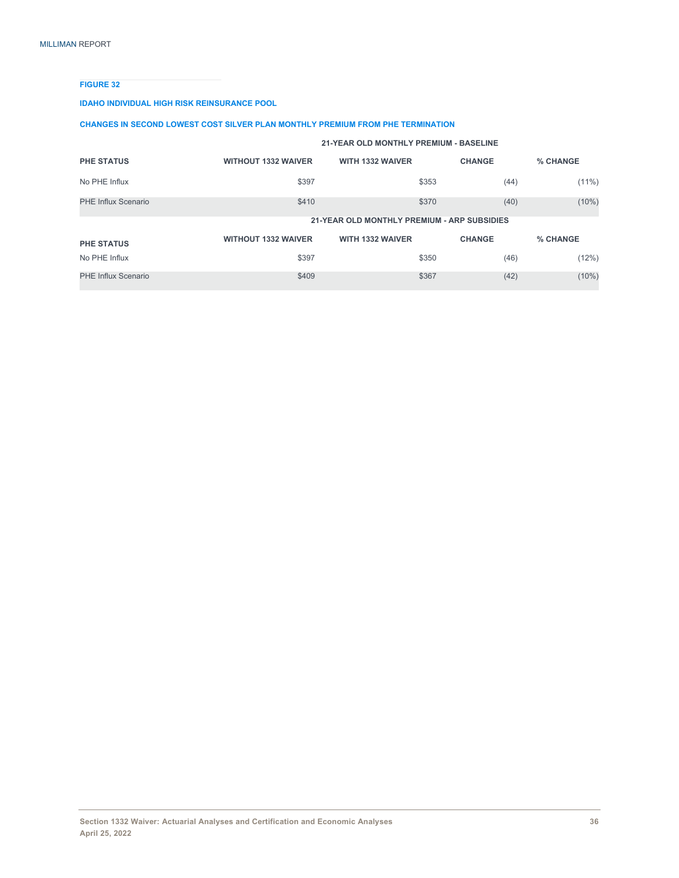**FIGURE 32**

**IDAHO INDIVIDUAL HIGH RISK REINSURANCE POOL**

**CHANGES IN SECOND LOWEST COST SILVER PLAN MONTHLY PREMIUM FROM PHE TERMINATION**

| | 21-YEAR OLD MONTHLY PREMIUM - BASELINE | | | |
|---|---|---|---|---|
| **PHE STATUS** | **WITHOUT 1332 WAIVER** | **WITH 1332 WAIVER** | **CHANGE** | **% CHANGE** |
| No PHE Influx | $397 | $353 | (44) | (11%) |
| PHE Influx Scenario | $410 | $370 | (40) | (10%) |
| | **21-YEAR OLD MONTHLY PREMIUM - ARP SUBSIDIES** | | | |
| **PHE STATUS** | **WITHOUT 1332 WAIVER** | **WITH 1332 WAIVER** | **CHANGE** | **% CHANGE** |
| No PHE Influx | $397 | $350 | (46) | (12%) |
| PHE Influx Scenario | $409 | $367 | (42) | (10%) |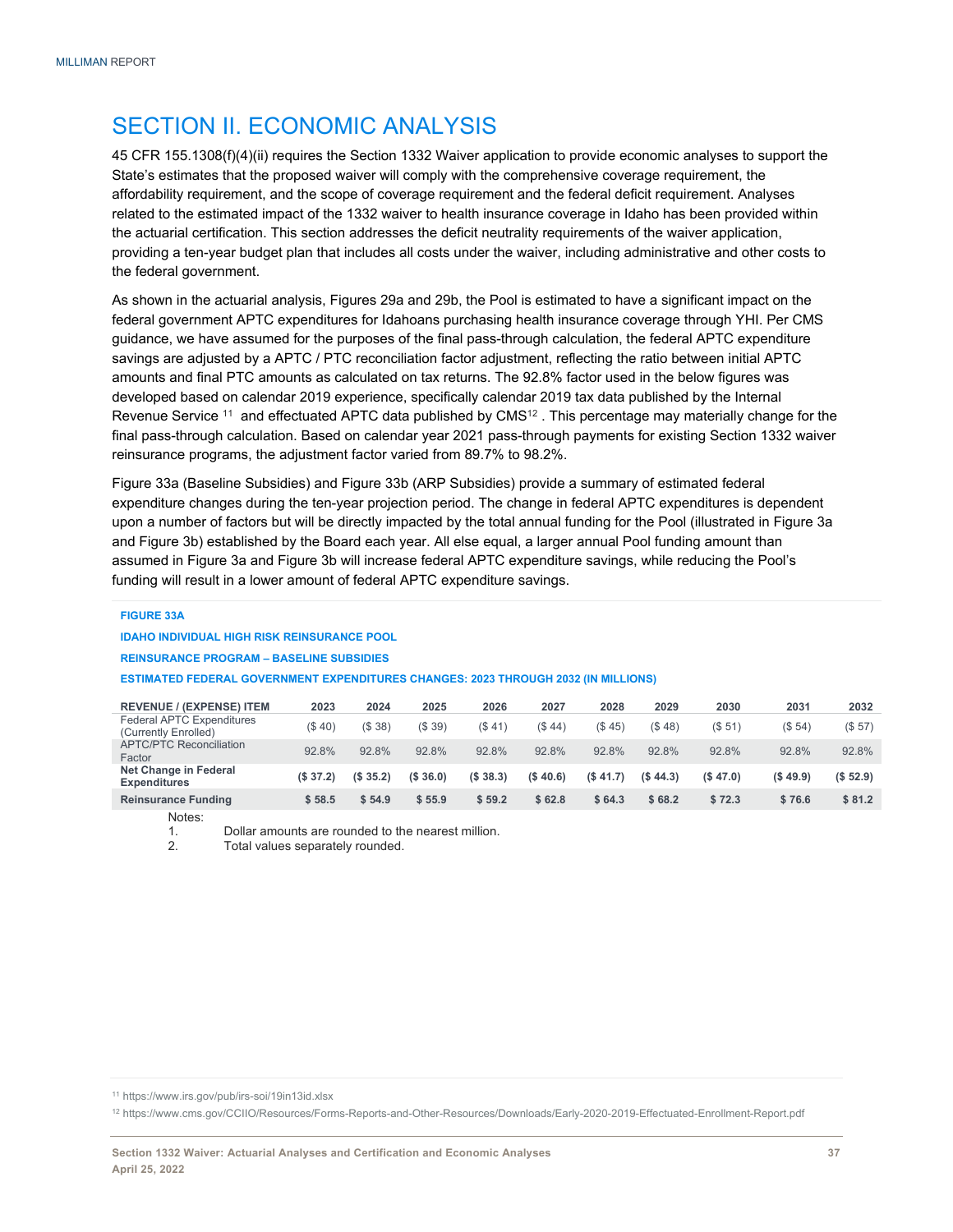# SECTION II. ECONOMIC ANALYSIS

45 CFR 155.1308(f)(4)(ii) requires the Section 1332 Waiver application to provide economic analyses to support the State's estimates that the proposed waiver will comply with the comprehensive coverage requirement, the affordability requirement, and the scope of coverage requirement and the federal deficit requirement. Analyses related to the estimated impact of the 1332 waiver to health insurance coverage in Idaho has been provided within the actuarial certification. This section addresses the deficit neutrality requirements of the waiver application, providing a ten-year budget plan that includes all costs under the waiver, including administrative and other costs to the federal government.

As shown in the actuarial analysis, Figures 29a and 29b, the Pool is estimated to have a significant impact on the federal government APTC expenditures for Idahoans purchasing health insurance coverage through YHI. Per CMS guidance, we have assumed for the purposes of the final pass-through calculation, the federal APTC expenditure savings are adjusted by a APTC / PTC reconciliation factor adjustment, reflecting the ratio between initial APTC amounts and final PTC amounts as calculated on tax returns. The 92.8% factor used in the below figures was developed based on calendar 2019 experience, specifically calendar 2019 tax data published by the Internal Revenue Service [11] and effectuated APTC data published by CMS[12]. This percentage may materially change for the final pass-through calculation. Based on calendar year 2021 pass-through payments for existing Section 1332 waiver reinsurance programs, the adjustment factor varied from 89.7% to 98.2%.

Figure 33a (Baseline Subsidies) and Figure 33b (ARP Subsidies) provide a summary of estimated federal expenditure changes during the ten-year projection period. The change in federal APTC expenditures is dependent upon a number of factors but will be directly impacted by the total annual funding for the Pool (illustrated in Figure 3a and Figure 3b) established by the Board each year. All else equal, a larger annual Pool funding amount than assumed in Figure 3a and Figure 3b will increase federal APTC expenditure savings, while reducing the Pool's funding will result in a lower amount of federal APTC expenditure savings.

**FIGURE 33A**

**IDAHO INDIVIDUAL HIGH RISK REINSURANCE POOL**

**REINSURANCE PROGRAM – BASELINE SUBSIDIES**

**ESTIMATED FEDERAL GOVERNMENT EXPENDITURES CHANGES: 2023 THROUGH 2032 (IN MILLIONS)**

| REVENUE / (EXPENSE) ITEM | 2023 | 2024 | 2025 | 2026 | 2027 | 2028 | 2029 | 2030 | 2031 | 2032 |
|---|---|---|---|---|---|---|---|---|---|---|
| Federal APTC Expenditures (Currently Enrolled) | ($ 40) | ($ 38) | ($ 39) | ($ 41) | ($ 44) | ($ 45) | ($ 48) | ($ 51) | ($ 54) | ($ 57) |
| APTC/PTC Reconciliation Factor | 92.8% | 92.8% | 92.8% | 92.8% | 92.8% | 92.8% | 92.8% | 92.8% | 92.8% | 92.8% |
| **Net Change in Federal Expenditures** | **($ 37.2)** | **($ 35.2)** | **($ 36.0)** | **($ 38.3)** | **($ 40.6)** | **($ 41.7)** | **($ 44.3)** | **($ 47.0)** | **($ 49.9)** | **($ 52.9)** |
| **Reinsurance Funding** | **$ 58.5** | **$ 54.9** | **$ 55.9** | **$ 59.2** | **$ 62.8** | **$ 64.3** | **$ 68.2** | **$ 72.3** | **$ 76.6** | **$ 81.2** |

Notes:
1. Dollar amounts are rounded to the nearest million.
2. Total values separately rounded.

[11] https://www.irs.gov/pub/irs-soi/19in13id.xlsx

[12] https://www.cms.gov/CCIIO/Resources/Forms-Reports-and-Other-Resources/Downloads/Early-2020-2019-Effectuated-Enrollment-Report.pdf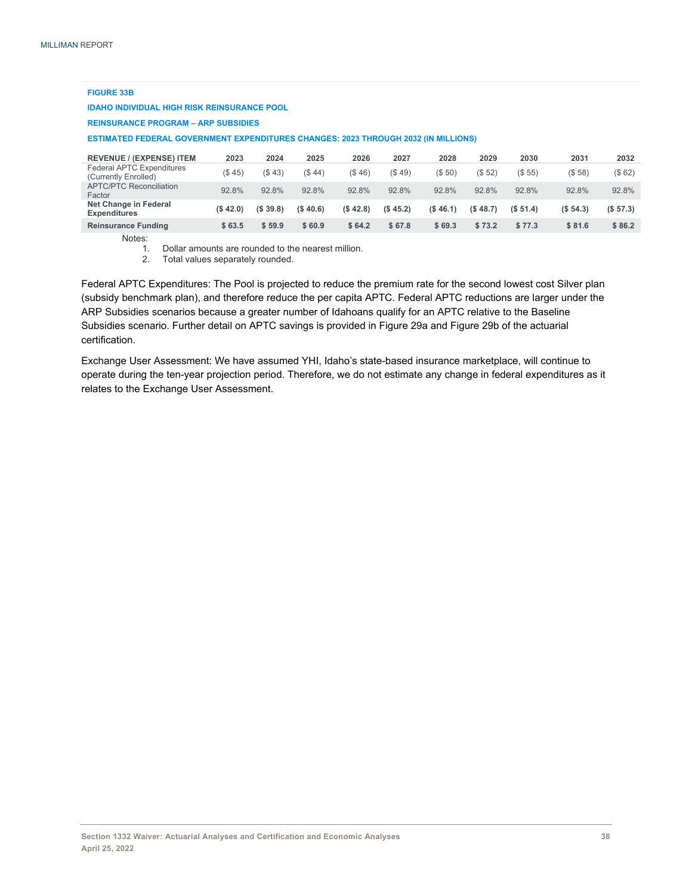**FIGURE 33B**

**IDAHO INDIVIDUAL HIGH RISK REINSURANCE POOL**

**REINSURANCE PROGRAM – ARP SUBSIDIES**

**ESTIMATED FEDERAL GOVERNMENT EXPENDITURES CHANGES: 2023 THROUGH 2032 (IN MILLIONS)**

| REVENUE / (EXPENSE) ITEM | 2023 | 2024 | 2025 | 2026 | 2027 | 2028 | 2029 | 2030 | 2031 | 2032 |
|---|---|---|---|---|---|---|---|---|---|---|
| Federal APTC Expenditures (Currently Enrolled) | ($ 45) | ($ 43) | ($ 44) | ($ 46) | ($ 49) | ($ 50) | ($ 52) | ($ 55) | ($ 58) | ($ 62) |
| APTC/PTC Reconciliation Factor | 92.8% | 92.8% | 92.8% | 92.8% | 92.8% | 92.8% | 92.8% | 92.8% | 92.8% | 92.8% |
| **Net Change in Federal Expenditures** | **($ 42.0)** | **($ 39.8)** | **($ 40.6)** | **($ 42.8)** | **($ 45.2)** | **($ 46.1)** | **($ 48.7)** | **($ 51.4)** | **($ 54.3)** | **($ 57.3)** |
| **Reinsurance Funding** | **$ 63.5** | **$ 59.9** | **$ 60.9** | **$ 64.2** | **$ 67.8** | **$ 69.3** | **$ 73.2** | **$ 77.3** | **$ 81.6** | **$ 86.2** |

Notes:
1. Dollar amounts are rounded to the nearest million.
2. Total values separately rounded.

Federal APTC Expenditures: The Pool is projected to reduce the premium rate for the second lowest cost Silver plan (subsidy benchmark plan), and therefore reduce the per capita APTC. Federal APTC reductions are larger under the ARP Subsidies scenarios because a greater number of Idahoans qualify for an APTC relative to the Baseline Subsidies scenario. Further detail on APTC savings is provided in Figure 29a and Figure 29b of the actuarial certification.

Exchange User Assessment: We have assumed YHI, Idaho's state-based insurance marketplace, will continue to operate during the ten-year projection period. Therefore, we do not estimate any change in federal expenditures as it relates to the Exchange User Assessment.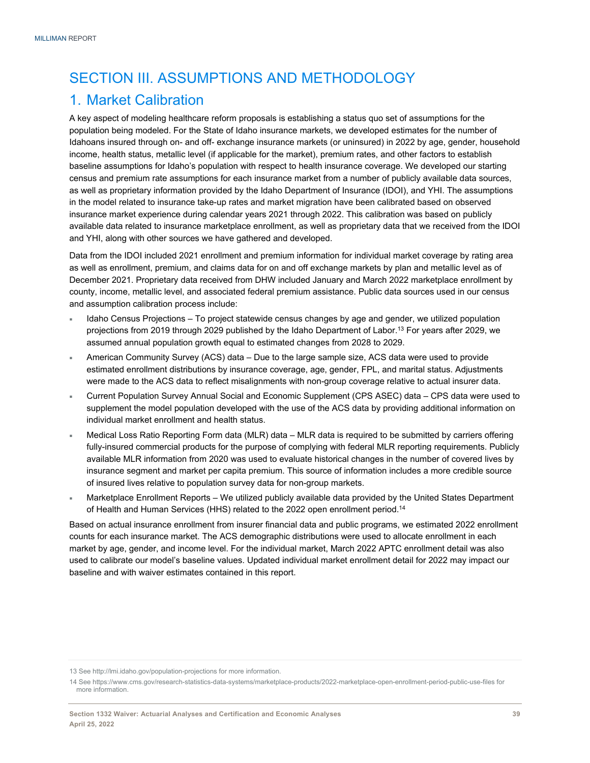# SECTION III. ASSUMPTIONS AND METHODOLOGY

## 1. Market Calibration

A key aspect of modeling healthcare reform proposals is establishing a status quo set of assumptions for the population being modeled. For the State of Idaho insurance markets, we developed estimates for the number of Idahoans insured through on- and off- exchange insurance markets (or uninsured) in 2022 by age, gender, household income, health status, metallic level (if applicable for the market), premium rates, and other factors to establish baseline assumptions for Idaho's population with respect to health insurance coverage. We developed our starting census and premium rate assumptions for each insurance market from a number of publicly available data sources, as well as proprietary information provided by the Idaho Department of Insurance (IDOI), and YHI. The assumptions in the model related to insurance take-up rates and market migration have been calibrated based on observed insurance market experience during calendar years 2021 through 2022. This calibration was based on publicly available data related to insurance marketplace enrollment, as well as proprietary data that we received from the IDOI and YHI, along with other sources we have gathered and developed.

Data from the IDOI included 2021 enrollment and premium information for individual market coverage by rating area as well as enrollment, premium, and claims data for on and off exchange markets by plan and metallic level as of December 2021. Proprietary data received from DHW included January and March 2022 marketplace enrollment by county, income, metallic level, and associated federal premium assistance. Public data sources used in our census and assumption calibration process include:

- Idaho Census Projections – To project statewide census changes by age and gender, we utilized population projections from 2019 through 2029 published by the Idaho Department of Labor.[13] For years after 2029, we assumed annual population growth equal to estimated changes from 2028 to 2029.
- American Community Survey (ACS) data – Due to the large sample size, ACS data were used to provide estimated enrollment distributions by insurance coverage, age, gender, FPL, and marital status. Adjustments were made to the ACS data to reflect misalignments with non-group coverage relative to actual insurer data.
- Current Population Survey Annual Social and Economic Supplement (CPS ASEC) data – CPS data were used to supplement the model population developed with the use of the ACS data by providing additional information on individual market enrollment and health status.
- Medical Loss Ratio Reporting Form data (MLR) data – MLR data is required to be submitted by carriers offering fully-insured commercial products for the purpose of complying with federal MLR reporting requirements. Publicly available MLR information from 2020 was used to evaluate historical changes in the number of covered lives by insurance segment and market per capita premium. This source of information includes a more credible source of insured lives relative to population survey data for non-group markets.
- Marketplace Enrollment Reports – We utilized publicly available data provided by the United States Department of Health and Human Services (HHS) related to the 2022 open enrollment period.[14]

Based on actual insurance enrollment from insurer financial data and public programs, we estimated 2022 enrollment counts for each insurance market. The ACS demographic distributions were used to allocate enrollment in each market by age, gender, and income level. For the individual market, March 2022 APTC enrollment detail was also used to calibrate our model's baseline values. Updated individual market enrollment detail for 2022 may impact our baseline and with waiver estimates contained in this report.

13 See http://lmi.idaho.gov/population-projections for more information.

14 See https://www.cms.gov/research-statistics-data-systems/marketplace-products/2022-marketplace-open-enrollment-period-public-use-files for more information.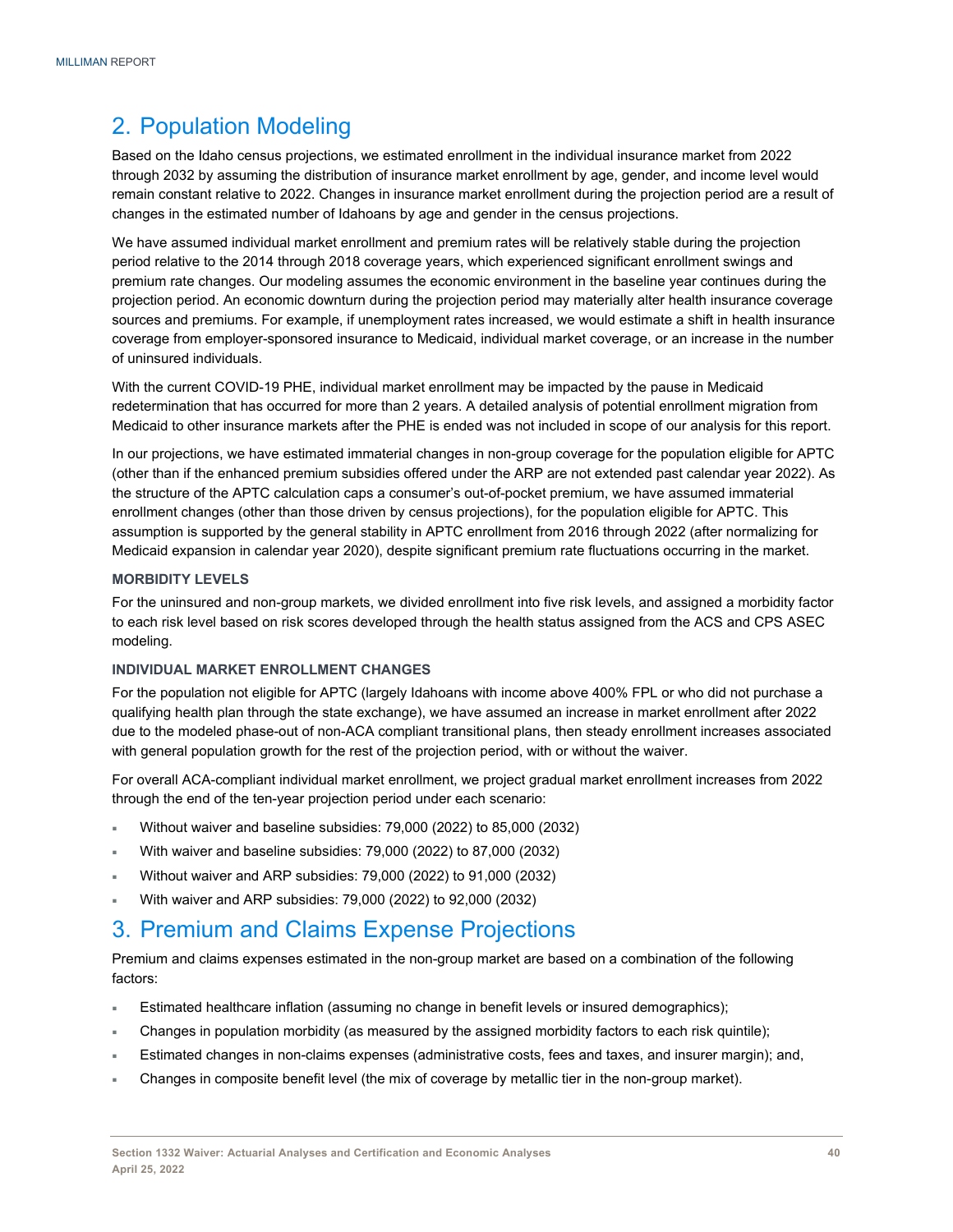## 2. Population Modeling

Based on the Idaho census projections, we estimated enrollment in the individual insurance market from 2022 through 2032 by assuming the distribution of insurance market enrollment by age, gender, and income level would remain constant relative to 2022. Changes in insurance market enrollment during the projection period are a result of changes in the estimated number of Idahoans by age and gender in the census projections.

We have assumed individual market enrollment and premium rates will be relatively stable during the projection period relative to the 2014 through 2018 coverage years, which experienced significant enrollment swings and premium rate changes. Our modeling assumes the economic environment in the baseline year continues during the projection period. An economic downturn during the projection period may materially alter health insurance coverage sources and premiums. For example, if unemployment rates increased, we would estimate a shift in health insurance coverage from employer-sponsored insurance to Medicaid, individual market coverage, or an increase in the number of uninsured individuals.

With the current COVID-19 PHE, individual market enrollment may be impacted by the pause in Medicaid redetermination that has occurred for more than 2 years. A detailed analysis of potential enrollment migration from Medicaid to other insurance markets after the PHE is ended was not included in scope of our analysis for this report.

In our projections, we have estimated immaterial changes in non-group coverage for the population eligible for APTC (other than if the enhanced premium subsidies offered under the ARP are not extended past calendar year 2022). As the structure of the APTC calculation caps a consumer's out-of-pocket premium, we have assumed immaterial enrollment changes (other than those driven by census projections), for the population eligible for APTC. This assumption is supported by the general stability in APTC enrollment from 2016 through 2022 (after normalizing for Medicaid expansion in calendar year 2020), despite significant premium rate fluctuations occurring in the market.

### MORBIDITY LEVELS

For the uninsured and non-group markets, we divided enrollment into five risk levels, and assigned a morbidity factor to each risk level based on risk scores developed through the health status assigned from the ACS and CPS ASEC modeling.

### INDIVIDUAL MARKET ENROLLMENT CHANGES

For the population not eligible for APTC (largely Idahoans with income above 400% FPL or who did not purchase a qualifying health plan through the state exchange), we have assumed an increase in market enrollment after 2022 due to the modeled phase-out of non-ACA compliant transitional plans, then steady enrollment increases associated with general population growth for the rest of the projection period, with or without the waiver.

For overall ACA-compliant individual market enrollment, we project gradual market enrollment increases from 2022 through the end of the ten-year projection period under each scenario:

- Without waiver and baseline subsidies: 79,000 (2022) to 85,000 (2032)
- With waiver and baseline subsidies: 79,000 (2022) to 87,000 (2032)
- Without waiver and ARP subsidies: 79,000 (2022) to 91,000 (2032)
- With waiver and ARP subsidies: 79,000 (2022) to 92,000 (2032)

## 3. Premium and Claims Expense Projections

Premium and claims expenses estimated in the non-group market are based on a combination of the following factors:

- Estimated healthcare inflation (assuming no change in benefit levels or insured demographics);
- Changes in population morbidity (as measured by the assigned morbidity factors to each risk quintile);
- Estimated changes in non-claims expenses (administrative costs, fees and taxes, and insurer margin); and,
- Changes in composite benefit level (the mix of coverage by metallic tier in the non-group market).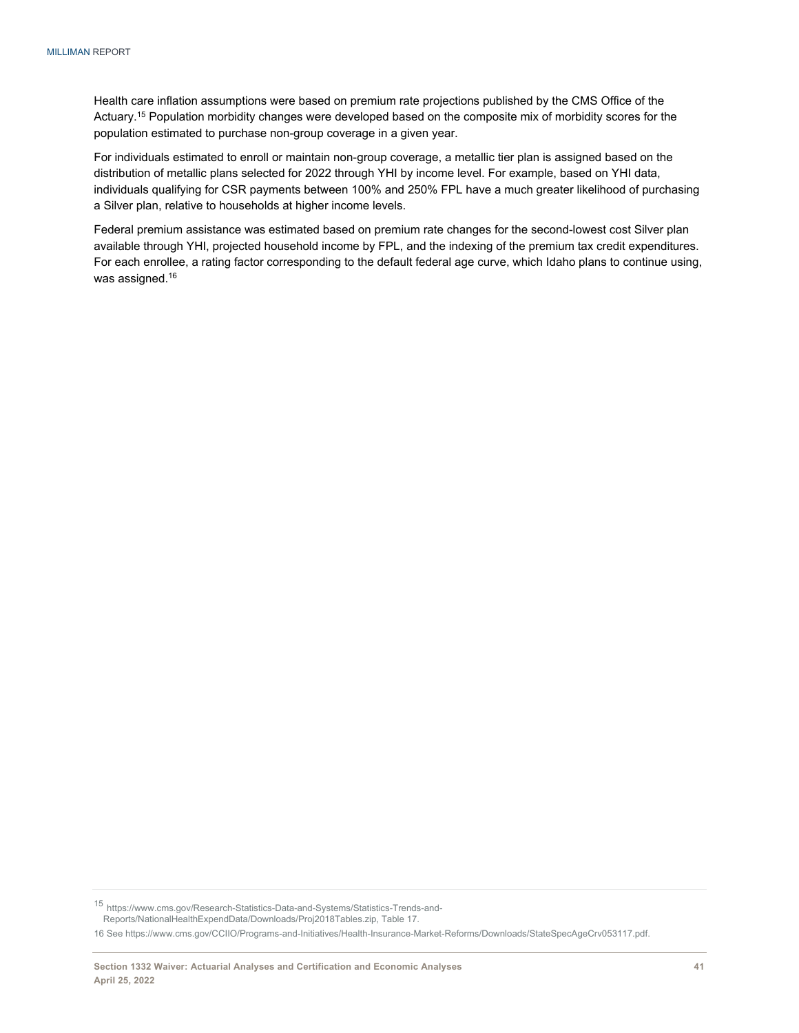Health care inflation assumptions were based on premium rate projections published by the CMS Office of the Actuary.[15] Population morbidity changes were developed based on the composite mix of morbidity scores for the population estimated to purchase non-group coverage in a given year.

For individuals estimated to enroll or maintain non-group coverage, a metallic tier plan is assigned based on the distribution of metallic plans selected for 2022 through YHI by income level. For example, based on YHI data, individuals qualifying for CSR payments between 100% and 250% FPL have a much greater likelihood of purchasing a Silver plan, relative to households at higher income levels.

Federal premium assistance was estimated based on premium rate changes for the second-lowest cost Silver plan available through YHI, projected household income by FPL, and the indexing of the premium tax credit expenditures. For each enrollee, a rating factor corresponding to the default federal age curve, which Idaho plans to continue using, was assigned.[16]

---

15 https://www.cms.gov/Research-Statistics-Data-and-Systems/Statistics-Trends-and-Reports/NationalHealthExpendData/Downloads/Proj2018Tables.zip, Table 17.

16 See https://www.cms.gov/CCIIO/Programs-and-Initiatives/Health-Insurance-Market-Reforms/Downloads/StateSpecAgeCrv053117.pdf.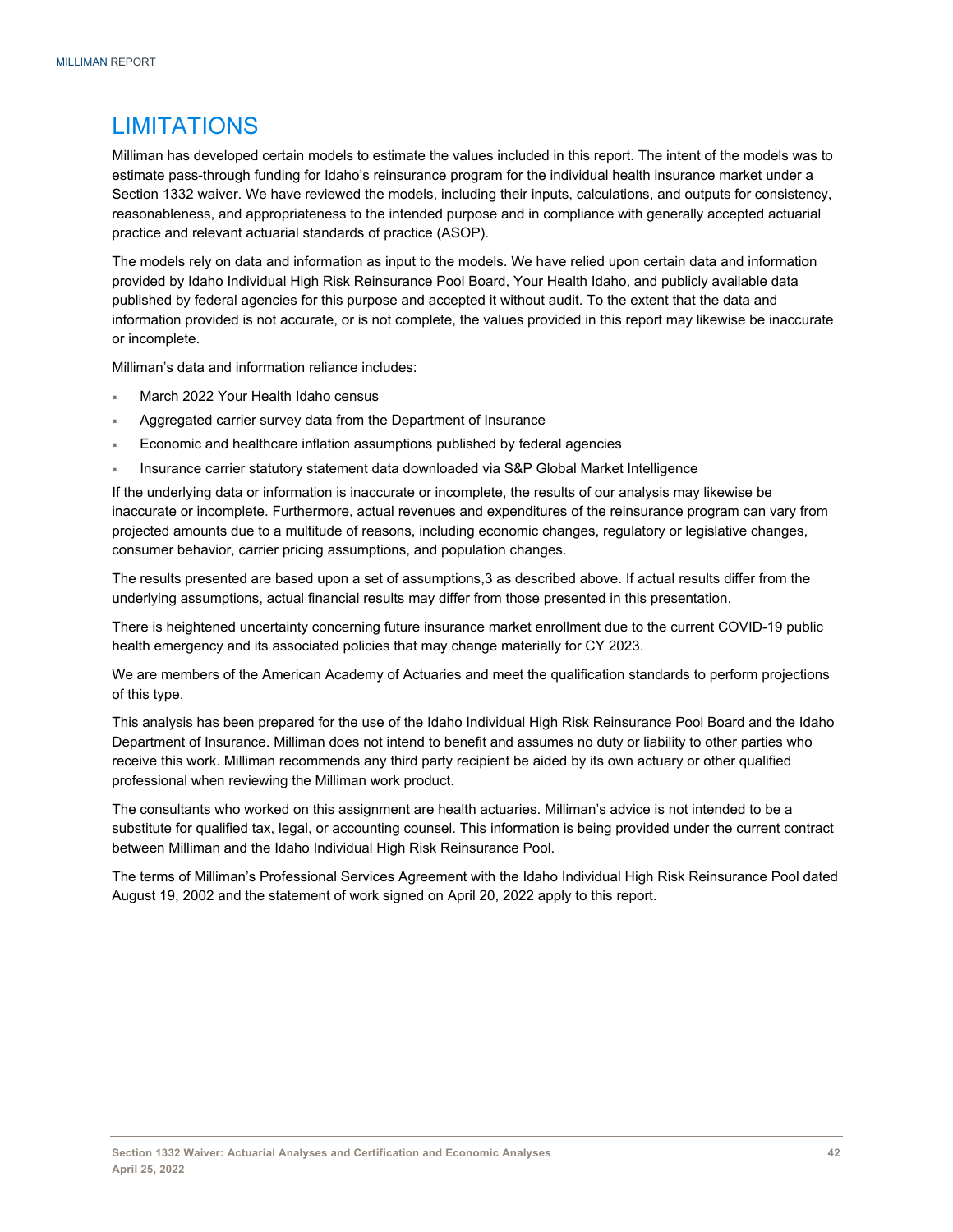# LIMITATIONS

Milliman has developed certain models to estimate the values included in this report. The intent of the models was to estimate pass-through funding for Idaho's reinsurance program for the individual health insurance market under a Section 1332 waiver. We have reviewed the models, including their inputs, calculations, and outputs for consistency, reasonableness, and appropriateness to the intended purpose and in compliance with generally accepted actuarial practice and relevant actuarial standards of practice (ASOP).

The models rely on data and information as input to the models. We have relied upon certain data and information provided by Idaho Individual High Risk Reinsurance Pool Board, Your Health Idaho, and publicly available data published by federal agencies for this purpose and accepted it without audit. To the extent that the data and information provided is not accurate, or is not complete, the values provided in this report may likewise be inaccurate or incomplete.

Milliman's data and information reliance includes:

- March 2022 Your Health Idaho census
- Aggregated carrier survey data from the Department of Insurance
- Economic and healthcare inflation assumptions published by federal agencies
- Insurance carrier statutory statement data downloaded via S&P Global Market Intelligence

If the underlying data or information is inaccurate or incomplete, the results of our analysis may likewise be inaccurate or incomplete. Furthermore, actual revenues and expenditures of the reinsurance program can vary from projected amounts due to a multitude of reasons, including economic changes, regulatory or legislative changes, consumer behavior, carrier pricing assumptions, and population changes.

The results presented are based upon a set of assumptions,3 as described above. If actual results differ from the underlying assumptions, actual financial results may differ from those presented in this presentation.

There is heightened uncertainty concerning future insurance market enrollment due to the current COVID-19 public health emergency and its associated policies that may change materially for CY 2023.

We are members of the American Academy of Actuaries and meet the qualification standards to perform projections of this type.

This analysis has been prepared for the use of the Idaho Individual High Risk Reinsurance Pool Board and the Idaho Department of Insurance. Milliman does not intend to benefit and assumes no duty or liability to other parties who receive this work. Milliman recommends any third party recipient be aided by its own actuary or other qualified professional when reviewing the Milliman work product.

The consultants who worked on this assignment are health actuaries. Milliman's advice is not intended to be a substitute for qualified tax, legal, or accounting counsel. This information is being provided under the current contract between Milliman and the Idaho Individual High Risk Reinsurance Pool.

The terms of Milliman's Professional Services Agreement with the Idaho Individual High Risk Reinsurance Pool dated August 19, 2002 and the statement of work signed on April 20, 2022 apply to this report.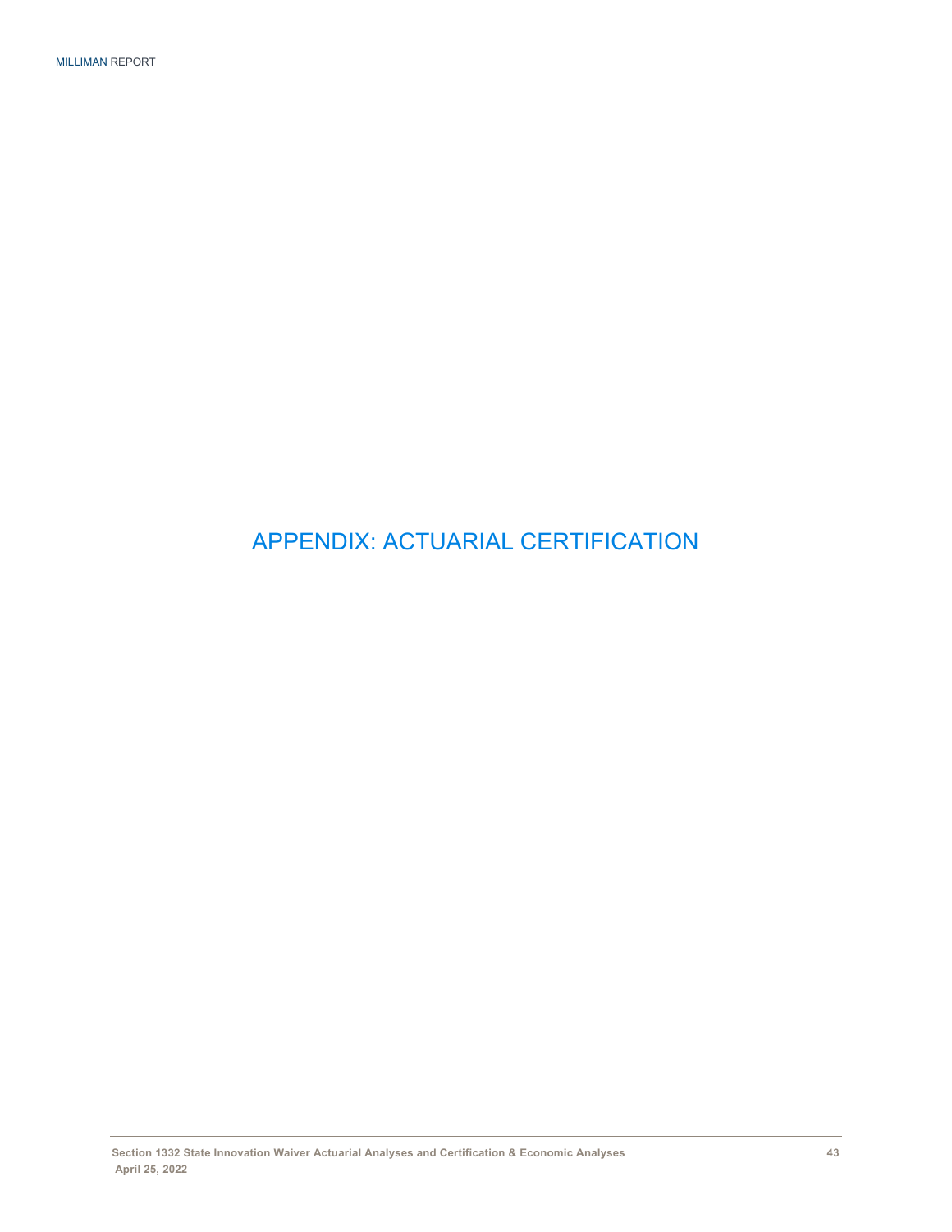# APPENDIX: ACTUARIAL CERTIFICATION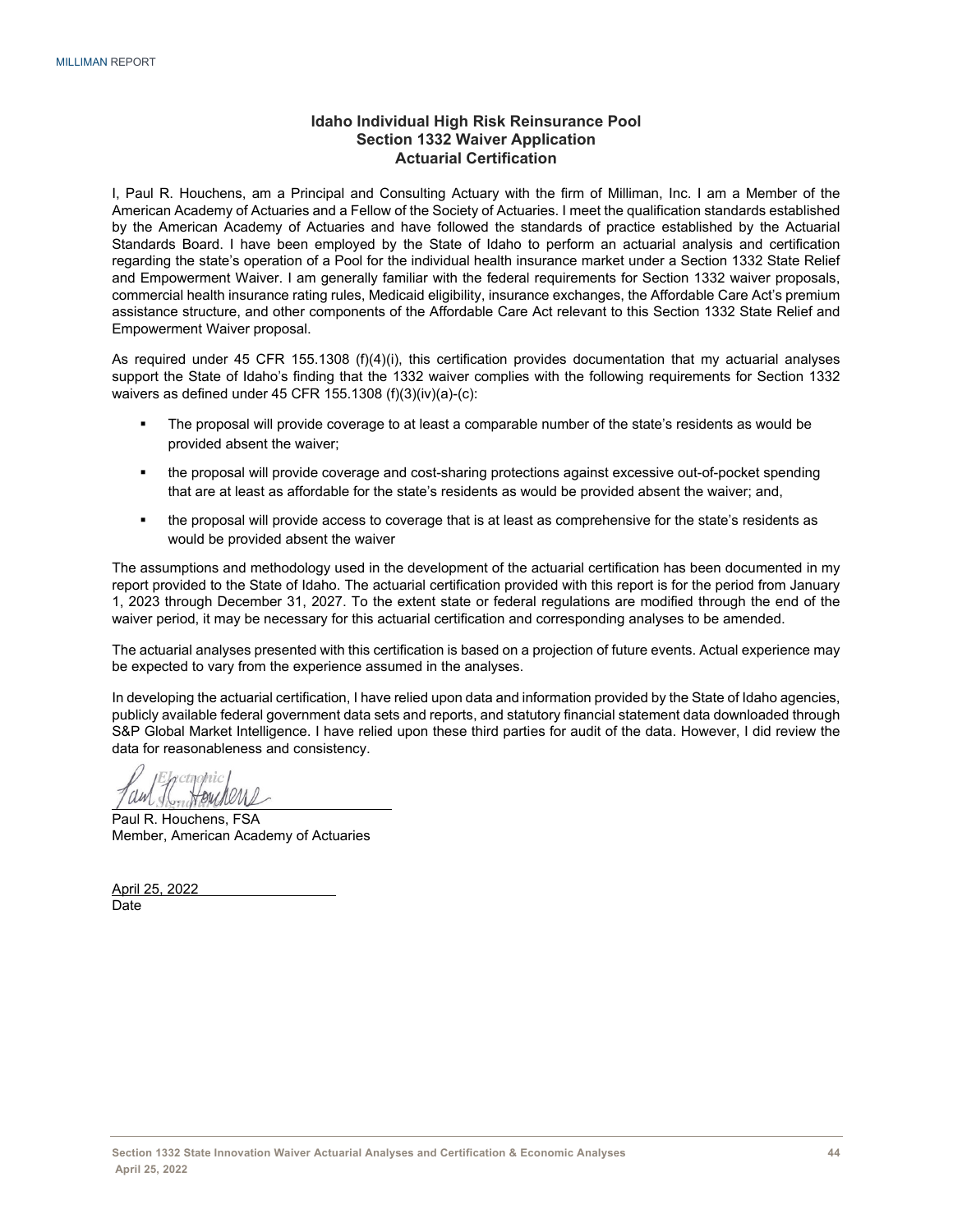**Idaho Individual High Risk Reinsurance Pool**
**Section 1332 Waiver Application**
**Actuarial Certification**

I, Paul R. Houchens, am a Principal and Consulting Actuary with the firm of Milliman, Inc. I am a Member of the American Academy of Actuaries and a Fellow of the Society of Actuaries. I meet the qualification standards established by the American Academy of Actuaries and have followed the standards of practice established by the Actuarial Standards Board. I have been employed by the State of Idaho to perform an actuarial analysis and certification regarding the state's operation of a Pool for the individual health insurance market under a Section 1332 State Relief and Empowerment Waiver. I am generally familiar with the federal requirements for Section 1332 waiver proposals, commercial health insurance rating rules, Medicaid eligibility, insurance exchanges, the Affordable Care Act's premium assistance structure, and other components of the Affordable Care Act relevant to this Section 1332 State Relief and Empowerment Waiver proposal.

As required under 45 CFR 155.1308 (f)(4)(i), this certification provides documentation that my actuarial analyses support the State of Idaho's finding that the 1332 waiver complies with the following requirements for Section 1332 waivers as defined under 45 CFR 155.1308 (f)(3)(iv)(a)-(c):

- The proposal will provide coverage to at least a comparable number of the state's residents as would be provided absent the waiver;
- the proposal will provide coverage and cost-sharing protections against excessive out-of-pocket spending that are at least as affordable for the state's residents as would be provided absent the waiver; and,
- the proposal will provide access to coverage that is at least as comprehensive for the state's residents as would be provided absent the waiver

The assumptions and methodology used in the development of the actuarial certification has been documented in my report provided to the State of Idaho. The actuarial certification provided with this report is for the period from January 1, 2023 through December 31, 2027. To the extent state or federal regulations are modified through the end of the waiver period, it may be necessary for this actuarial certification and corresponding analyses to be amended.

The actuarial analyses presented with this certification is based on a projection of future events. Actual experience may be expected to vary from the experience assumed in the analyses.

In developing the actuarial certification, I have relied upon data and information provided by the State of Idaho agencies, publicly available federal government data sets and reports, and statutory financial statement data downloaded through S&P Global Market Intelligence. I have relied upon these third parties for audit of the data. However, I did review the data for reasonableness and consistency.

Paul R. Houchens, FSA
Member, American Academy of Actuaries

April 25, 2022
Date